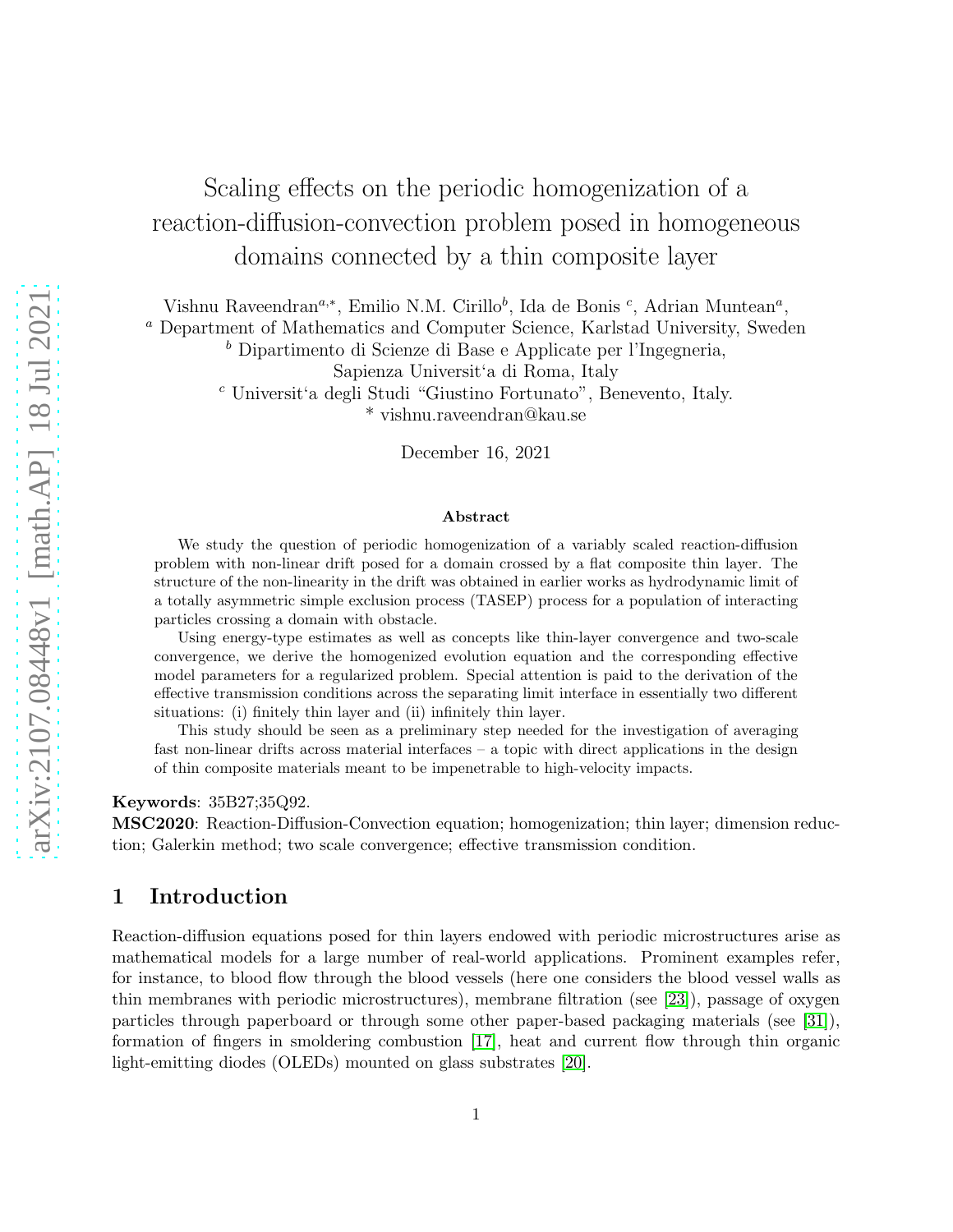# Scaling effects on the periodic homogenization of a reaction-diffusion-convection problem posed in homogeneous domains connected by a thin composite layer

Vishnu Raveendran[a,*], Emilio N.M. Cirillo[b], Ida de Bonis [c], Adrian Muntean[a],

[a] Department of Mathematics and Computer Science, Karlstad University, Sweden

[b] Dipartimento di Scienze di Base e Applicate per l'Ingegneria, Sapienza Universit'a di Roma, Italy

[c] Universit'a degli Studi "Giustino Fortunato", Benevento, Italy.

\* vishnu.raveendran@kau.se

December 16, 2021

### Abstract

We study the question of periodic homogenization of a variably scaled reaction-diffusion problem with non-linear drift posed for a domain crossed by a flat composite thin layer. The structure of the non-linearity in the drift was obtained in earlier works as hydrodynamic limit of a totally asymmetric simple exclusion process (TASEP) process for a population of interacting particles crossing a domain with obstacle.

Using energy-type estimates as well as concepts like thin-layer convergence and two-scale convergence, we derive the homogenized evolution equation and the corresponding effective model parameters for a regularized problem. Special attention is paid to the derivation of the effective transmission conditions across the separating limit interface in essentially two different situations: (i) finitely thin layer and (ii) infinitely thin layer.

This study should be seen as a preliminary step needed for the investigation of averaging fast non-linear drifts across material interfaces – a topic with direct applications in the design of thin composite materials meant to be impenetrable to high-velocity impacts.

**Keywords**: 35B27;35Q92.

**MSC2020**: Reaction-Diffusion-Convection equation; homogenization; thin layer; dimension reduction; Galerkin method; two scale convergence; effective transmission condition.

## 1 Introduction

Reaction-diffusion equations posed for thin layers endowed with periodic microstructures arise as mathematical models for a large number of real-world applications. Prominent examples refer, for instance, to blood flow through the blood vessels (here one considers the blood vessel walls as thin membranes with periodic microstructures), membrane filtration (see [23]), passage of oxygen particles through paperboard or through some other paper-based packaging materials (see [31]), formation of fingers in smoldering combustion [17], heat and current flow through thin organic light-emitting diodes (OLEDs) mounted on glass substrates [20].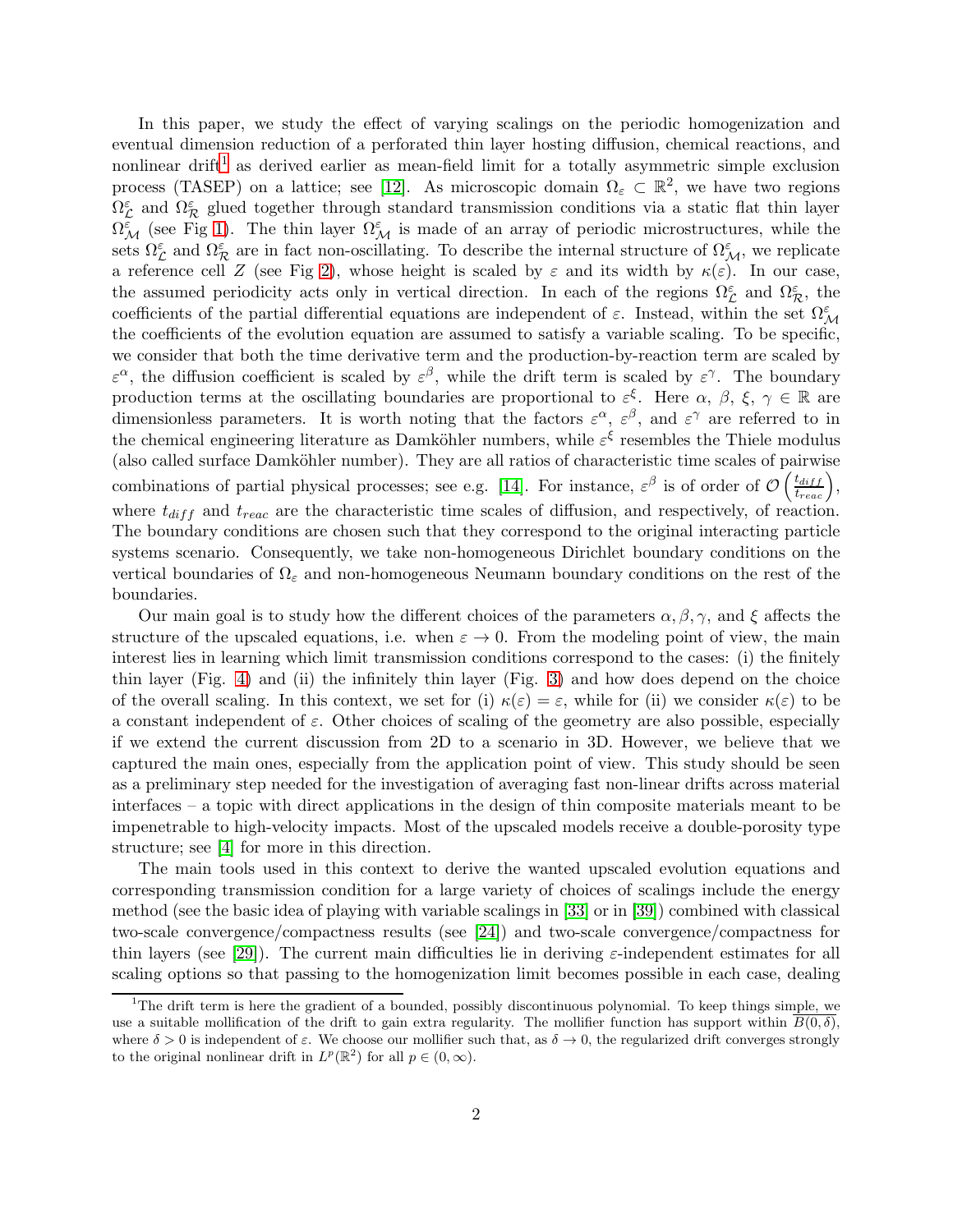In this paper, we study the effect of varying scalings on the periodic homogenization and eventual dimension reduction of a perforated thin layer hosting diffusion, chemical reactions, and nonlinear drift[1] as derived earlier as mean-field limit for a totally asymmetric simple exclusion process (TASEP) on a lattice; see [12]. As microscopic domain $\Omega_\varepsilon \subset \mathbb{R}^2$, we have two regions $\Omega^\varepsilon_{\mathcal{L}}$ and $\Omega^\varepsilon_{\mathcal{R}}$ glued together through standard transmission conditions via a static flat thin layer $\Omega^\varepsilon_{\mathcal{M}}$ (see Fig 1). The thin layer $\Omega^\varepsilon_{\mathcal{M}}$ is made of an array of periodic microstructures, while the sets $\Omega^\varepsilon_{\mathcal{L}}$ and $\Omega^\varepsilon_{\mathcal{R}}$ are in fact non-oscillating. To describe the internal structure of $\Omega^\varepsilon_{\mathcal{M}}$, we replicate a reference cell $Z$ (see Fig 2), whose height is scaled by $\varepsilon$ and its width by $\kappa(\varepsilon)$. In our case, the assumed periodicity acts only in vertical direction. In each of the regions $\Omega^\varepsilon_{\mathcal{L}}$ and $\Omega^\varepsilon_{\mathcal{R}}$, the coefficients of the partial differential equations are independent of $\varepsilon$. Instead, within the set $\Omega^\varepsilon_{\mathcal{M}}$ the coefficients of the evolution equation are assumed to satisfy a variable scaling. To be specific, we consider that both the time derivative term and the production-by-reaction term are scaled by $\varepsilon^\alpha$, the diffusion coefficient is scaled by $\varepsilon^\beta$, while the drift term is scaled by $\varepsilon^\gamma$. The boundary production terms at the oscillating boundaries are proportional to $\varepsilon^\xi$. Here $\alpha$, $\beta$, $\xi$, $\gamma \in \mathbb{R}$ are dimensionless parameters. It is worth noting that the factors $\varepsilon^\alpha$, $\varepsilon^\beta$, and $\varepsilon^\gamma$ are referred to in the chemical engineering literature as Damköhler numbers, while $\varepsilon^\xi$ resembles the Thiele modulus (also called surface Damköhler number). They are all ratios of characteristic time scales of pairwise combinations of partial physical processes; see e.g. [14]. For instance, $\varepsilon^\beta$ is of order of $\mathcal{O}\left(\frac{t_{diff}}{t_{reac}}\right)$, where $t_{diff}$ and $t_{reac}$ are the characteristic time scales of diffusion, and respectively, of reaction. The boundary conditions are chosen such that they correspond to the original interacting particle systems scenario. Consequently, we take non-homogeneous Dirichlet boundary conditions on the vertical boundaries of $\Omega_\varepsilon$ and non-homogeneous Neumann boundary conditions on the rest of the boundaries.

Our main goal is to study how the different choices of the parameters $\alpha, \beta, \gamma$, and $\xi$ affects the structure of the upscaled equations, i.e. when $\varepsilon \to 0$. From the modeling point of view, the main interest lies in learning which limit transmission conditions correspond to the cases: (i) the finitely thin layer (Fig. 4) and (ii) the infinitely thin layer (Fig. 3) and how does depend on the choice of the overall scaling. In this context, we set for (i) $\kappa(\varepsilon) = \varepsilon$, while for (ii) we consider $\kappa(\varepsilon)$ to be a constant independent of $\varepsilon$. Other choices of scaling of the geometry are also possible, especially if we extend the current discussion from 2D to a scenario in 3D. However, we believe that we captured the main ones, especially from the application point of view. This study should be seen as a preliminary step needed for the investigation of averaging fast non-linear drifts across material interfaces – a topic with direct applications in the design of thin composite materials meant to be impenetrable to high-velocity impacts. Most of the upscaled models receive a double-porosity type structure; see [4] for more in this direction.

The main tools used in this context to derive the wanted upscaled evolution equations and corresponding transmission condition for a large variety of choices of scalings include the energy method (see the basic idea of playing with variable scalings in [33] or in [39]) combined with classical two-scale convergence/compactness results (see [24]) and two-scale convergence/compactness for thin layers (see [29]). The current main difficulties lie in deriving $\varepsilon$-independent estimates for all scaling options so that passing to the homogenization limit becomes possible in each case, dealing

[1] The drift term is here the gradient of a bounded, possibly discontinuous polynomial. To keep things simple, we use a suitable mollification of the drift to gain extra regularity. The mollifier function has support within $\overline{B(0,\delta)}$, where $\delta > 0$ is independent of $\varepsilon$. We choose our mollifier such that, as $\delta \to 0$, the regularized drift converges strongly to the original nonlinear drift in $L^p(\mathbb{R}^2)$ for all $p \in (0, \infty)$.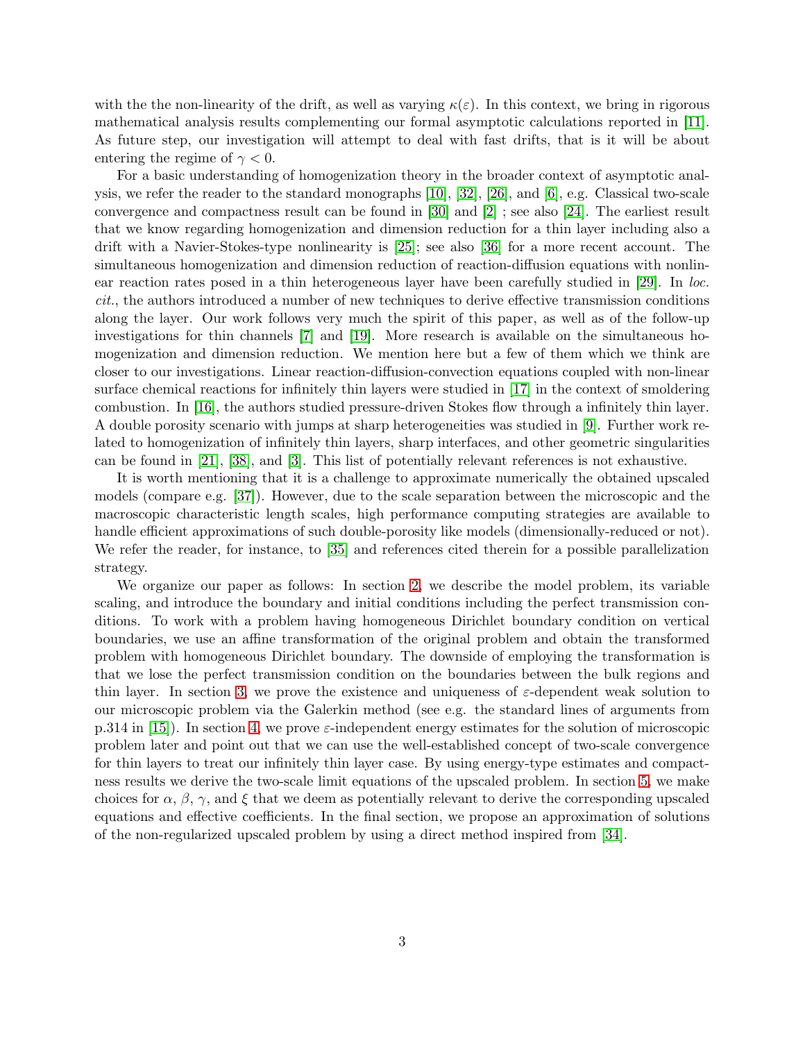with the the non-linearity of the drift, as well as varying $\kappa(\varepsilon)$. In this context, we bring in rigorous mathematical analysis results complementing our formal asymptotic calculations reported in [11]. As future step, our investigation will attempt to deal with fast drifts, that is it will be about entering the regime of $\gamma < 0$.

For a basic understanding of homogenization theory in the broader context of asymptotic analysis, we refer the reader to the standard monographs [10], [32], [26], and [6], e.g. Classical two-scale convergence and compactness result can be found in [30] and [2] ; see also [24]. The earliest result that we know regarding homogenization and dimension reduction for a thin layer including also a drift with a Navier-Stokes-type nonlinearity is [25]; see also [36] for a more recent account. The simultaneous homogenization and dimension reduction of reaction-diffusion equations with nonlinear reaction rates posed in a thin heterogeneous layer have been carefully studied in [29]. In *loc. cit.*, the authors introduced a number of new techniques to derive effective transmission conditions along the layer. Our work follows very much the spirit of this paper, as well as of the follow-up investigations for thin channels [7] and [19]. More research is available on the simultaneous homogenization and dimension reduction. We mention here but a few of them which we think are closer to our investigations. Linear reaction-diffusion-convection equations coupled with non-linear surface chemical reactions for infinitely thin layers were studied in [17] in the context of smoldering combustion. In [16], the authors studied pressure-driven Stokes flow through a infinitely thin layer. A double porosity scenario with jumps at sharp heterogeneities was studied in [9]. Further work related to homogenization of infinitely thin layers, sharp interfaces, and other geometric singularities can be found in [21], [38], and [3]. This list of potentially relevant references is not exhaustive.

It is worth mentioning that it is a challenge to approximate numerically the obtained upscaled models (compare e.g. [37]). However, due to the scale separation between the microscopic and the macroscopic characteristic length scales, high performance computing strategies are available to handle efficient approximations of such double-porosity like models (dimensionally-reduced or not). We refer the reader, for instance, to [35] and references cited therein for a possible parallelization strategy.

We organize our paper as follows: In section 2, we describe the model problem, its variable scaling, and introduce the boundary and initial conditions including the perfect transmission conditions. To work with a problem having homogeneous Dirichlet boundary condition on vertical boundaries, we use an affine transformation of the original problem and obtain the transformed problem with homogeneous Dirichlet boundary. The downside of employing the transformation is that we lose the perfect transmission condition on the boundaries between the bulk regions and thin layer. In section 3, we prove the existence and uniqueness of $\varepsilon$-dependent weak solution to our microscopic problem via the Galerkin method (see e.g. the standard lines of arguments from p.314 in [15]). In section 4, we prove $\varepsilon$-independent energy estimates for the solution of microscopic problem later and point out that we can use the well-established concept of two-scale convergence for thin layers to treat our infinitely thin layer case. By using energy-type estimates and compactness results we derive the two-scale limit equations of the upscaled problem. In section 5, we make choices for $\alpha$, $\beta$, $\gamma$, and $\xi$ that we deem as potentially relevant to derive the corresponding upscaled equations and effective coefficients. In the final section, we propose an approximation of solutions of the non-regularized upscaled problem by using a direct method inspired from [34].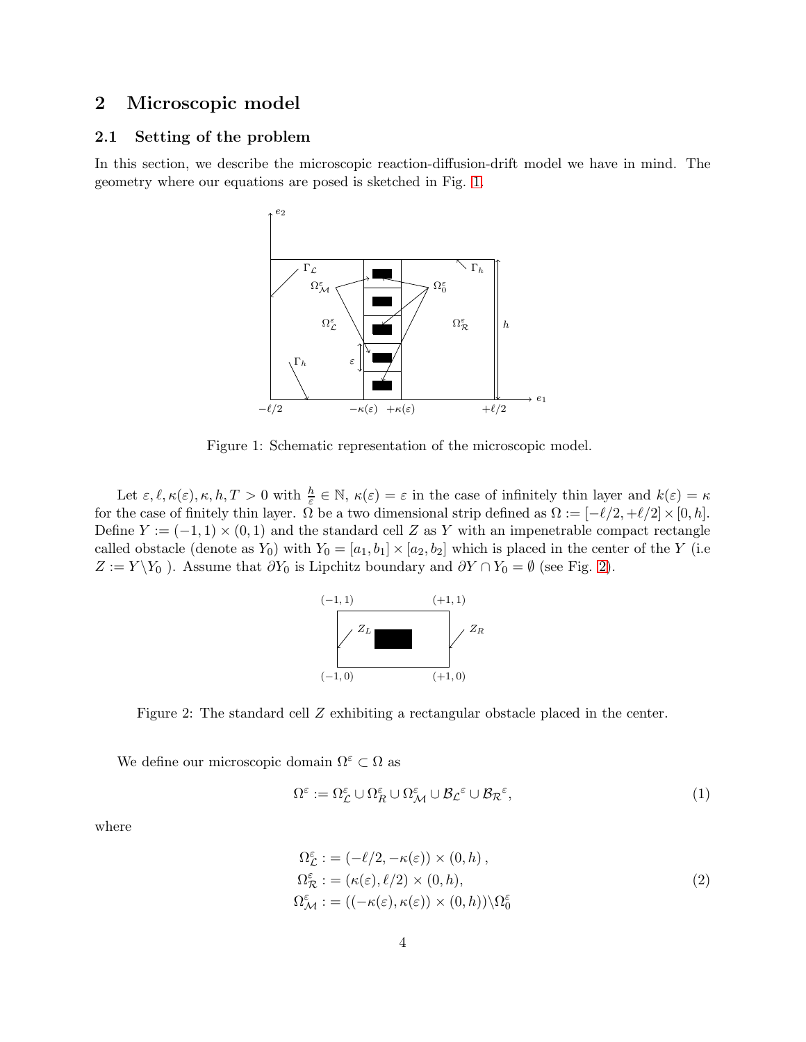## 2 Microscopic model

### 2.1 Setting of the problem

In this section, we describe the microscopic reaction-diffusion-drift model we have in mind. The geometry where our equations are posed is sketched in Fig. 1.

Figure 1: Schematic representation of the microscopic model.

Let $\varepsilon, \ell, \kappa(\varepsilon), \kappa, h, T > 0$ with $\frac{h}{\varepsilon} \in \mathbb{N}$, $\kappa(\varepsilon) = \varepsilon$ in the case of infinitely thin layer and $k(\varepsilon) = \kappa$ for the case of finitely thin layer. $\Omega$ be a two dimensional strip defined as $\Omega := [-\ell/2, +\ell/2] \times [0, h]$. Define $Y := (-1, 1) \times (0, 1)$ and the standard cell $Z$ as $Y$ with an impenetrable compact rectangle called obstacle (denote as $Y_0$) with $Y_0 = [a_1, b_1] \times [a_2, b_2]$ which is placed in the center of the $Y$ (i.e $Z := Y \backslash Y_0$ ). Assume that $\partial Y_0$ is Lipchitz boundary and $\partial Y \cap Y_0 = \emptyset$ (see Fig. 2).

Figure 2: The standard cell $Z$ exhibiting a rectangular obstacle placed in the center.

We define our microscopic domain $\Omega^\varepsilon \subset \Omega$ as

$$\Omega^\varepsilon := \Omega^\varepsilon_{\mathcal{L}} \cup \Omega^\varepsilon_R \cup \Omega^\varepsilon_{\mathcal{M}} \cup \mathcal{B}_{\mathcal{L}}{}^\varepsilon \cup \mathcal{B}_{\mathcal{R}}{}^\varepsilon, \tag{1}$$

where

$$\begin{aligned}
\Omega^\varepsilon_{\mathcal{L}} &: = (-\ell/2, -\kappa(\varepsilon)) \times (0, h)\,, \\
\Omega^\varepsilon_{\mathcal{R}} &: = (\kappa(\varepsilon), \ell/2) \times (0, h), \\
\Omega^\varepsilon_{\mathcal{M}} &: = ((-\kappa(\varepsilon), \kappa(\varepsilon)) \times (0, h)) \backslash \Omega^\varepsilon_0
\end{aligned} \tag{2}$$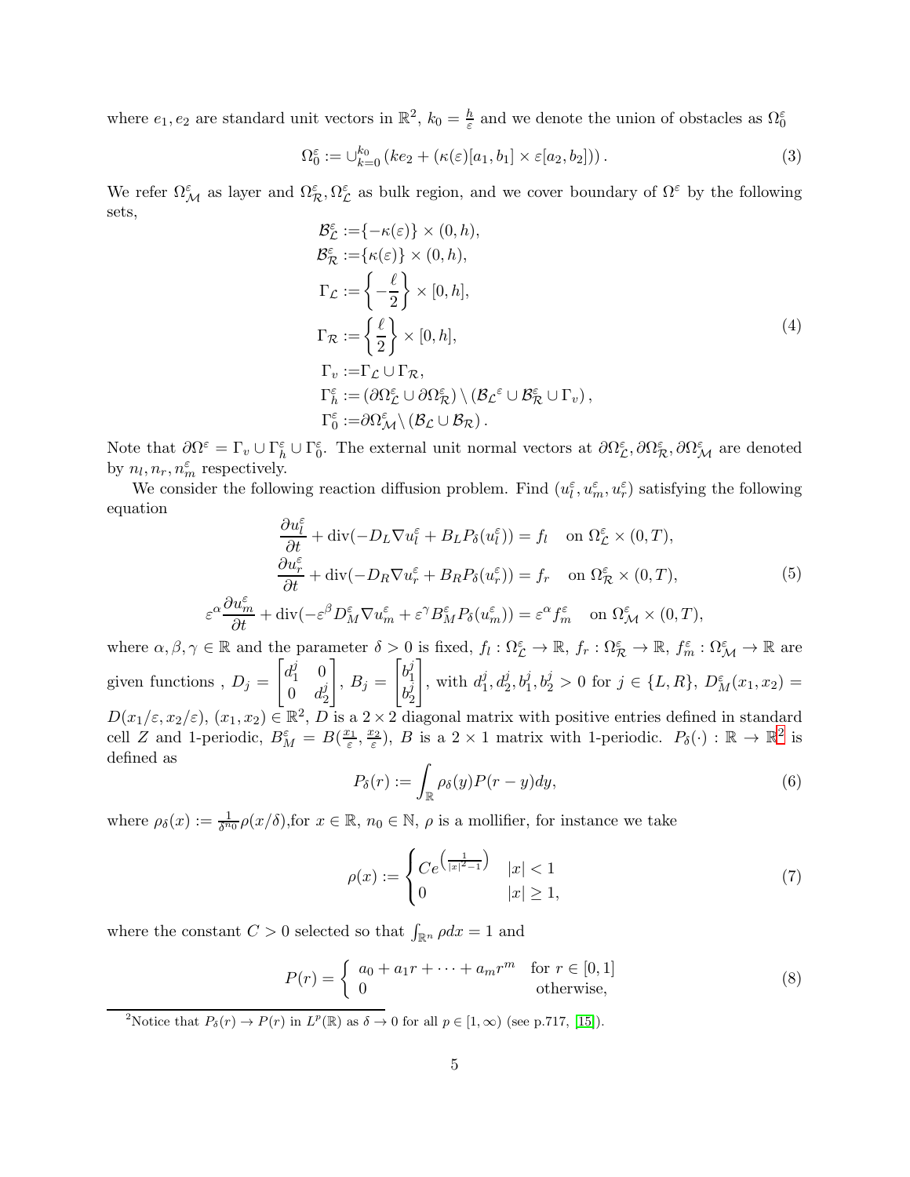where $e_1, e_2$ are standard unit vectors in $\mathbb{R}^2$, $k_0 = \frac{h}{\varepsilon}$ and we denote the union of obstacles as $\Omega_0^\varepsilon$

$$
\Omega_0^\varepsilon := \cup_{k=0}^{k_0} \left( ke_2 + (\kappa(\varepsilon)[a_1, b_1] \times \varepsilon[a_2, b_2]) \right). \tag{3}
$$

We refer $\Omega_{\mathcal{M}}^\varepsilon$ as layer and $\Omega_{\mathcal{R}}^\varepsilon, \Omega_{\mathcal{L}}^\varepsilon$ as bulk region, and we cover boundary of $\Omega^\varepsilon$ by the following sets,

$$
\begin{aligned}
\mathcal{B}_{\mathcal{L}}^\varepsilon &:= \{-\kappa(\varepsilon)\} \times (0, h), \\
\mathcal{B}_{\mathcal{R}}^\varepsilon &:= \{\kappa(\varepsilon)\} \times (0, h), \\
\Gamma_{\mathcal{L}} &:= \left\{ -\frac{\ell}{2} \right\} \times [0, h], \\
\Gamma_{\mathcal{R}} &:= \left\{ \frac{\ell}{2} \right\} \times [0, h], \\
\Gamma_v &:= \Gamma_{\mathcal{L}} \cup \Gamma_{\mathcal{R}}, \\
\Gamma_h^\varepsilon &:= \left( \partial\Omega_{\mathcal{L}}^\varepsilon \cup \partial\Omega_{\mathcal{R}}^\varepsilon \right) \setminus \left( {\mathcal{B}_{\mathcal{L}}}^\varepsilon \cup \mathcal{B}_{\mathcal{R}}^\varepsilon \cup \Gamma_v \right), \\
\Gamma_0^\varepsilon &:= \partial\Omega_{\mathcal{M}}^\varepsilon \setminus \left( \mathcal{B}_{\mathcal{L}} \cup \mathcal{B}_{\mathcal{R}} \right).
\end{aligned} \tag{4}
$$

Note that $\partial\Omega^\varepsilon = \Gamma_v \cup \Gamma_h^\varepsilon \cup \Gamma_0^\varepsilon$. The external unit normal vectors at $\partial\Omega_{\mathcal{L}}^\varepsilon, \partial\Omega_{\mathcal{R}}^\varepsilon, \partial\Omega_{\mathcal{M}}^\varepsilon$ are denoted by $n_l, n_r, n_m^\varepsilon$ respectively.

We consider the following reaction diffusion problem. Find $(u_l^\varepsilon, u_m^\varepsilon, u_r^\varepsilon)$ satisfying the following equation

$$
\begin{aligned}
\frac{\partial u_l^\varepsilon}{\partial t} + \operatorname{div}(-D_L \nabla u_l^\varepsilon + B_L P_\delta(u_l^\varepsilon)) &= f_l \quad \text{on } \Omega_{\mathcal{L}}^\varepsilon \times (0, T), \\
\frac{\partial u_r^\varepsilon}{\partial t} + \operatorname{div}(-D_R \nabla u_r^\varepsilon + B_R P_\delta(u_r^\varepsilon)) &= f_r \quad \text{on } \Omega_{\mathcal{R}}^\varepsilon \times (0, T), \\
\varepsilon^\alpha \frac{\partial u_m^\varepsilon}{\partial t} + \operatorname{div}(-\varepsilon^\beta D_M^\varepsilon \nabla u_m^\varepsilon + \varepsilon^\gamma B_M^\varepsilon P_\delta(u_m^\varepsilon)) &= \varepsilon^\alpha f_m^\varepsilon \quad \text{on } \Omega_{\mathcal{M}}^\varepsilon \times (0, T),
\end{aligned} \tag{5}
$$

where $\alpha, \beta, \gamma \in \mathbb{R}$ and the parameter $\delta > 0$ is fixed, $f_l : \Omega_{\mathcal{L}}^\varepsilon \to \mathbb{R}$, $f_r : \Omega_{\mathcal{R}}^\varepsilon \to \mathbb{R}$, $f_m^\varepsilon : \Omega_{\mathcal{M}}^\varepsilon \to \mathbb{R}$ are given functions , $D_j = \begin{bmatrix} d_1^j & 0 \\ 0 & d_2^j \end{bmatrix}$, $B_j = \begin{bmatrix} b_1^j \\ b_2^j \end{bmatrix}$, with $d_1^j, d_2^j, b_1^j, b_2^j > 0$ for $j \in \{L, R\}$, $D_M^\varepsilon(x_1, x_2) = D(x_1/\varepsilon, x_2/\varepsilon)$, $(x_1, x_2) \in \mathbb{R}^2$, $D$ is a $2 \times 2$ diagonal matrix with positive entries defined in standard cell $Z$ and 1-periodic, $B_M^\varepsilon = B(\frac{x_1}{\varepsilon}, \frac{x_2}{\varepsilon})$, $B$ is a $2 \times 1$ matrix with 1-periodic. $P_\delta(\cdot) : \mathbb{R} \to \mathbb{R}$[2] is defined as

$$
P_\delta(r) := \int_{\mathbb{R}} \rho_\delta(y) P(r - y) dy, \tag{6}
$$

where $\rho_\delta(x) := \frac{1}{\delta^{n_0}} \rho(x/\delta)$,for $x \in \mathbb{R}$, $n_0 \in \mathbb{N}$, $\rho$ is a mollifier, for instance we take

$$
\rho(x) := \begin{cases} Ce^{\left(\frac{1}{|x|^2 - 1}\right)} & |x| < 1 \\ 0 & |x| \geq 1, \end{cases} \tag{7}
$$

where the constant $C > 0$ selected so that $\int_{\mathbb{R}^n} \rho dx = 1$ and

$$
P(r) = \begin{cases} a_0 + a_1 r + \cdots + a_m r^m & \text{for } r \in [0, 1] \\ 0 & \text{otherwise,} \end{cases} \tag{8}
$$

[2] Notice that $P_\delta(r) \to P(r)$ in $L^p(\mathbb{R})$ as $\delta \to 0$ for all $p \in [1, \infty)$ (see p.717, [15]).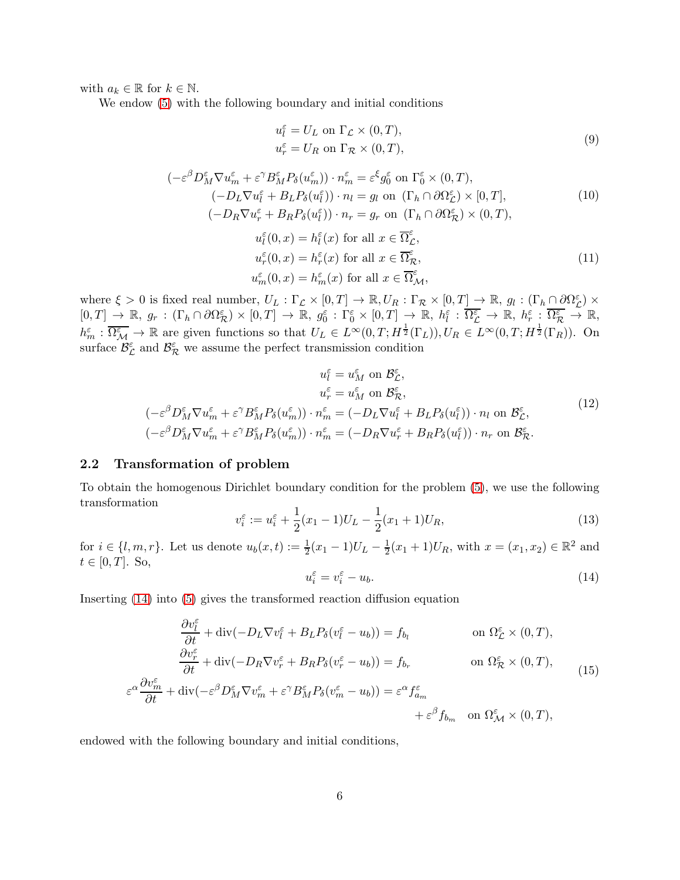with $a_k \in \mathbb{R}$ for $k \in \mathbb{N}$.

We endow (5) with the following boundary and initial conditions

$$
\begin{aligned}
u_l^\varepsilon &= U_L \text{ on } \Gamma_{\mathcal{L}} \times (0,T), \\
u_r^\varepsilon &= U_R \text{ on } \Gamma_{\mathcal{R}} \times (0,T),
\end{aligned}
\tag{9}
$$

$$
\begin{aligned}
(-\varepsilon^\beta D_M^\varepsilon \nabla u_m^\varepsilon + \varepsilon^\gamma B_M^\varepsilon P_\delta(u_m^\varepsilon)) \cdot n_m^\varepsilon &= \varepsilon^\xi g_0^\varepsilon \text{ on } \Gamma_0^\varepsilon \times (0,T), \\
(-D_L \nabla u_l^\varepsilon + B_L P_\delta(u_l^\varepsilon)) \cdot n_l &= g_l \text{ on } (\Gamma_h \cap \partial\Omega_{\mathcal{L}}^\varepsilon) \times [0,T], \\
(-D_R \nabla u_r^\varepsilon + B_R P_\delta(u_l^\varepsilon)) \cdot n_r &= g_r \text{ on } (\Gamma_h \cap \partial\Omega_{\mathcal{R}}^\varepsilon) \times (0,T),
\end{aligned}
\tag{10}
$$

$$
\begin{aligned}
u_l^\varepsilon(0,x) &= h_l^\varepsilon(x) \text{ for all } x \in \overline{\Omega}_{\mathcal{L}}^\varepsilon, \\
u_r^\varepsilon(0,x) &= h_r^\varepsilon(x) \text{ for all } x \in \overline{\Omega}_{\mathcal{R}}^\varepsilon, \\
u_m^\varepsilon(0,x) &= h_m^\varepsilon(x) \text{ for all } x \in \overline{\Omega}_{\mathcal{M}}^\varepsilon,
\end{aligned}
\tag{11}
$$

where $\xi > 0$ is fixed real number, $U_L : \Gamma_{\mathcal{L}} \times [0,T] \to \mathbb{R}, U_R : \Gamma_{\mathcal{R}} \times [0,T] \to \mathbb{R}$, $g_l : (\Gamma_h \cap \partial\Omega_{\mathcal{L}}^\varepsilon) \times [0,T] \to \mathbb{R}$, $g_r : (\Gamma_h \cap \partial\Omega_{\mathcal{R}}^\varepsilon) \times [0,T] \to \mathbb{R}$, $g_0^\varepsilon : \Gamma_0^\varepsilon \times [0,T] \to \mathbb{R}$, $h_l^\varepsilon : \overline{\Omega_{\mathcal{L}}^\varepsilon} \to \mathbb{R}$, $h_r^\varepsilon : \overline{\Omega_{\mathcal{R}}^\varepsilon} \to \mathbb{R}$, $h_m^\varepsilon : \overline{\Omega_{\mathcal{M}}^\varepsilon} \to \mathbb{R}$ are given functions so that $U_L \in L^\infty(0,T; H^{\frac{1}{2}}(\Gamma_L)), U_R \in L^\infty(0,T; H^{\frac{1}{2}}(\Gamma_R))$. On surface $\mathcal{B}_{\mathcal{L}}^\varepsilon$ and $\mathcal{B}_{\mathcal{R}}^\varepsilon$ we assume the perfect transmission condition

$$
\begin{aligned}
u_l^\varepsilon &= u_M^\varepsilon \text{ on } \mathcal{B}_{\mathcal{L}}^\varepsilon, \\
u_r^\varepsilon &= u_M^\varepsilon \text{ on } \mathcal{B}_{\mathcal{R}}^\varepsilon, \\
(-\varepsilon^\beta D_M^\varepsilon \nabla u_m^\varepsilon + \varepsilon^\gamma B_M^\varepsilon P_\delta(u_m^\varepsilon)) \cdot n_m^\varepsilon &= (-D_L \nabla u_l^\varepsilon + B_L P_\delta(u_l^\varepsilon)) \cdot n_l \text{ on } \mathcal{B}_{\mathcal{L}}^\varepsilon, \\
(-\varepsilon^\beta D_M^\varepsilon \nabla u_m^\varepsilon + \varepsilon^\gamma B_M^\varepsilon P_\delta(u_m^\varepsilon)) \cdot n_m^\varepsilon &= (-D_R \nabla u_r^\varepsilon + B_R P_\delta(u_l^\varepsilon)) \cdot n_r \text{ on } \mathcal{B}_{\mathcal{R}}^\varepsilon.
\end{aligned}
\tag{12}
$$

## 2.2 Transformation of problem

To obtain the homogenous Dirichlet boundary condition for the problem (5), we use the following transformation

$$
v_i^\varepsilon := u_i^\varepsilon + \frac{1}{2}(x_1 - 1)U_L - \frac{1}{2}(x_1 + 1)U_R,
\tag{13}
$$

for $i \in \{l, m, r\}$. Let us denote $u_b(x,t) := \frac{1}{2}(x_1 - 1)U_L - \frac{1}{2}(x_1 + 1)U_R$, with $x = (x_1, x_2) \in \mathbb{R}^2$ and $t \in [0,T]$. So,

$$
u_i^\varepsilon = v_i^\varepsilon - u_b.
\tag{14}
$$

Inserting (14) into (5) gives the transformed reaction diffusion equation

$$
\begin{aligned}
\frac{\partial v_l^\varepsilon}{\partial t} + \operatorname{div}(-D_L \nabla v_l^\varepsilon + B_L P_\delta(v_l^\varepsilon - u_b)) &= f_{b_l} && \text{on } \Omega_{\mathcal{L}}^\varepsilon \times (0,T), \\
\frac{\partial v_r^\varepsilon}{\partial t} + \operatorname{div}(-D_R \nabla v_r^\varepsilon + B_R P_\delta(v_r^\varepsilon - u_b)) &= f_{b_r} && \text{on } \Omega_{\mathcal{R}}^\varepsilon \times (0,T), \\
\varepsilon^\alpha \frac{\partial v_m^\varepsilon}{\partial t} + \operatorname{div}(-\varepsilon^\beta D_M^\varepsilon \nabla v_m^\varepsilon + \varepsilon^\gamma B_M^\varepsilon P_\delta(v_m^\varepsilon - u_b)) &= \varepsilon^\alpha f_{a_m}^\varepsilon \\
&\quad + \varepsilon^\beta f_{b_m} && \text{on } \Omega_{\mathcal{M}}^\varepsilon \times (0,T),
\end{aligned}
\tag{15}
$$

endowed with the following boundary and initial conditions,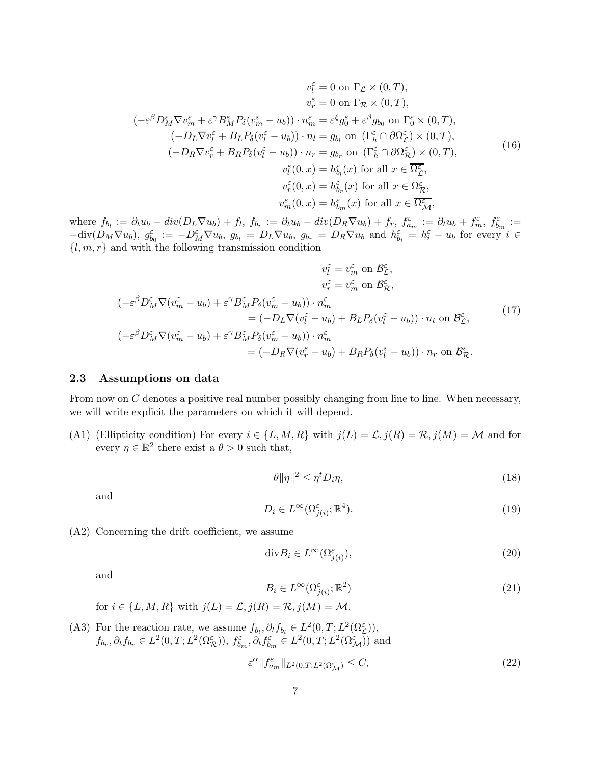$$
\begin{aligned}
v_l^\varepsilon &= 0 \text{ on } \Gamma_{\mathcal{L}} \times (0,T),\\
v_r^\varepsilon &= 0 \text{ on } \Gamma_{\mathcal{R}} \times (0,T),\\
(-\varepsilon^\beta D_M^\varepsilon \nabla v_m^\varepsilon + \varepsilon^\gamma B_M^\varepsilon P_\delta(v_m^\varepsilon - u_b)) \cdot n_m^\varepsilon &= \varepsilon^\xi g_0^\varepsilon + \varepsilon^\beta g_{b_0} \text{ on } \Gamma_0^\varepsilon \times (0,T),\\
(-D_L \nabla v_l^\varepsilon + B_L P_\delta(v_l^\varepsilon - u_b)) \cdot n_l &= g_{b_l} \text{ on } (\Gamma_h^\varepsilon \cap \partial\Omega_{\mathcal{L}}^\varepsilon) \times (0,T),\\
(-D_R \nabla v_r^\varepsilon + B_R P_\delta(v_l^\varepsilon - u_b)) \cdot n_r &= g_{b_r} \text{ on } (\Gamma_h^\varepsilon \cap \partial\Omega_{\mathcal{R}}^\varepsilon) \times (0,T),\\
v_l^\varepsilon(0,x) &= h_{b_l}^\varepsilon(x) \text{ for all } x \in \overline{\Omega_{\mathcal{L}}^\varepsilon},\\
v_r^\varepsilon(0,x) &= h_{b_r}^\varepsilon(x) \text{ for all } x \in \overline{\Omega_{\mathcal{R}}^\varepsilon},\\
v_m^\varepsilon(0,x) &= h_{b_m}^\varepsilon(x) \text{ for all } x \in \overline{\Omega_{\mathcal{M}}^\varepsilon},
\end{aligned}
\tag{16}
$$

where $f_{b_l} := \partial_t u_b - div(D_L \nabla u_b) + f_l$, $f_{b_r} := \partial_t u_b - div(D_R \nabla u_b) + f_r$, $f_{a_m}^\varepsilon := \partial_t u_b + f_m^\varepsilon$, $f_{b_m}^\varepsilon := -\text{div}(D_M \nabla u_b)$, $g_{b_0}^\varepsilon := -D_M^\varepsilon \nabla u_b$, $g_{b_l} = D_L \nabla u_b$, $g_{b_r} = D_R \nabla u_b$ and $h_{b_i}^\varepsilon = h_i^\varepsilon - u_b$ for every $i \in \{l, m, r\}$ and with the following transmission condition

$$
\begin{aligned}
v_l^\varepsilon &= v_m^\varepsilon \text{ on } \mathcal{B}_{\mathcal{L}}^\varepsilon,\\
v_r^\varepsilon &= v_m^\varepsilon \text{ on } \mathcal{B}_{\mathcal{R}}^\varepsilon,\\
(-\varepsilon^\beta D_M^\varepsilon \nabla (v_m^\varepsilon - u_b) + \varepsilon^\gamma B_M^\varepsilon P_\delta(v_m^\varepsilon - u_b)) \cdot n_m^\varepsilon &\\
= (-D_L \nabla (v_l^\varepsilon - u_b) + B_L P_\delta(v_l^\varepsilon - u_b)) \cdot n_l &\text{ on } \mathcal{B}_{\mathcal{L}}^\varepsilon,\\
(-\varepsilon^\beta D_M^\varepsilon \nabla (v_m^\varepsilon - u_b) + \varepsilon^\gamma B_M^\varepsilon P_\delta(v_m^\varepsilon - u_b)) \cdot n_m^\varepsilon &\\
= (-D_R \nabla (v_r^\varepsilon - u_b) + B_R P_\delta(v_l^\varepsilon - u_b)) \cdot n_r &\text{ on } \mathcal{B}_{\mathcal{R}}^\varepsilon.
\end{aligned}
\tag{17}
$$

### 2.3 Assumptions on data

From now on $C$ denotes a positive real number possibly changing from line to line. When necessary, we will write explicit the parameters on which it will depend.

(A1) (Ellipticity condition) For every $i \in \{L, M, R\}$ with $j(L) = \mathcal{L}, j(R) = \mathcal{R}, j(M) = \mathcal{M}$ and for every $\eta \in \mathbb{R}^2$ there exist a $\theta > 0$ such that,

$$
\theta \|\eta\|^2 \leq \eta^t D_i \eta, \tag{18}
$$

and

$$
D_i \in L^\infty(\Omega_{j(i)}^\varepsilon; \mathbb{R}^4). \tag{19}
$$

(A2) Concerning the drift coefficient, we assume

$$
\text{div} B_i \in L^\infty(\Omega_{j(i)}^\varepsilon), \tag{20}
$$

and

$$
B_i \in L^\infty(\Omega_{j(i)}^\varepsilon; \mathbb{R}^2) \tag{21}
$$

for $i \in \{L, M, R\}$ with $j(L) = \mathcal{L}, j(R) = \mathcal{R}, j(M) = \mathcal{M}$.

(A3) For the reaction rate, we assume $f_{b_l}, \partial_t f_{b_l} \in L^2(0,T; L^2(\Omega_{\mathcal{L}}^\varepsilon))$, $f_{b_r}, \partial_t f_{b_r} \in L^2(0,T; L^2(\Omega_{\mathcal{R}}^\varepsilon))$, $f_{b_m}^\varepsilon, \partial_t f_{b_m}^\varepsilon \in L^2(0,T; L^2(\Omega_{\mathcal{M}}^\varepsilon))$ and

$$
\varepsilon^\alpha \|f_{a_m}^\varepsilon\|_{L^2(0,T;L^2(\Omega_{\mathcal{M}}^\varepsilon)} \leq C, \tag{22}
$$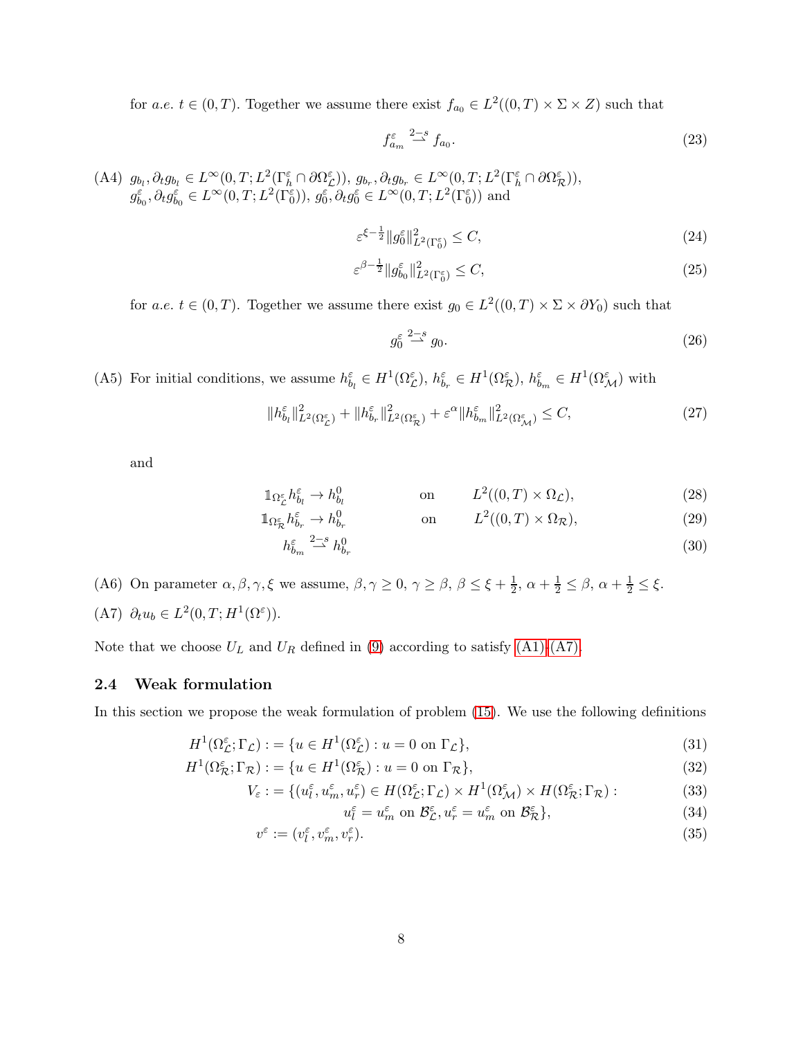for *a.e.* $t \in (0,T)$. Together we assume there exist $f_{a_0} \in L^2((0,T) \times \Sigma \times Z)$ such that

$$f^{\varepsilon}_{a_m} \overset{2-s}{\rightharpoonup} f_{a_0}. \tag{23}$$

(A4) $g_{b_l}, \partial_t g_{b_l} \in L^{\infty}(0,T; L^2(\Gamma^{\varepsilon}_h \cap \partial\Omega^{\varepsilon}_{\mathcal{L}}))$, $g_{b_r}, \partial_t g_{b_r} \in L^{\infty}(0,T; L^2(\Gamma^{\varepsilon}_h \cap \partial\Omega^{\varepsilon}_{\mathcal{R}}))$, $g^{\varepsilon}_{b_0}, \partial_t g^{\varepsilon}_{b_0} \in L^{\infty}(0,T; L^2(\Gamma^{\varepsilon}_0))$, $g^{\varepsilon}_0, \partial_t g^{\varepsilon}_0 \in L^{\infty}(0,T; L^2(\Gamma^{\varepsilon}_0))$ and

$$\varepsilon^{\xi - \frac{1}{2}} \|g^{\varepsilon}_0\|^2_{L^2(\Gamma^{\varepsilon}_0)} \leq C, \tag{24}$$

$$\varepsilon^{\beta - \frac{1}{2}} \|g^{\varepsilon}_{b_0}\|^2_{L^2(\Gamma^{\varepsilon}_0)} \leq C, \tag{25}$$

for *a.e.* $t \in (0,T)$. Together we assume there exist $g_0 \in L^2((0,T) \times \Sigma \times \partial Y_0)$ such that

$$g^{\varepsilon}_0 \overset{2-s}{\rightharpoonup} g_0. \tag{26}$$

(A5) For initial conditions, we assume $h^{\varepsilon}_{b_l} \in H^1(\Omega^{\varepsilon}_{\mathcal{L}})$, $h^{\varepsilon}_{b_r} \in H^1(\Omega^{\varepsilon}_{\mathcal{R}})$, $h^{\varepsilon}_{b_m} \in H^1(\Omega^{\varepsilon}_{\mathcal{M}})$ with

$$\|h^{\varepsilon}_{b_l}\|^2_{L^2(\Omega^{\varepsilon}_{\mathcal{L}})} + \|h^{\varepsilon}_{b_r}\|^2_{L^2(\Omega^{\varepsilon}_{\mathcal{R}})} + \varepsilon^{\alpha} \|h^{\varepsilon}_{b_m}\|^2_{L^2(\Omega^{\varepsilon}_{\mathcal{M}})} \leq C, \tag{27}$$

and

$$\mathbb{1}_{\Omega^{\varepsilon}_{\mathcal{L}}} h^{\varepsilon}_{b_l} \to h^0_{b_l} \qquad \text{on} \qquad L^2((0,T) \times \Omega_{\mathcal{L}}), \tag{28}$$

$$\mathbb{1}_{\Omega^{\varepsilon}_{\mathcal{R}}} h^{\varepsilon}_{b_r} \to h^0_{b_r} \qquad \text{on} \qquad L^2((0,T) \times \Omega_{\mathcal{R}}), \tag{29}$$

$$h^{\varepsilon}_{b_m} \overset{2-s}{\rightharpoonup} h^0_{b_r} \tag{30}$$

(A6) On parameter $\alpha, \beta, \gamma, \xi$ we assume, $\beta, \gamma \geq 0$, $\gamma \geq \beta$, $\beta \leq \xi + \frac{1}{2}$, $\alpha + \frac{1}{2} \leq \beta$, $\alpha + \frac{1}{2} \leq \xi$.

(A7) $\partial_t u_b \in L^2(0,T; H^1(\Omega^{\varepsilon}))$.

Note that we choose $U_L$ and $U_R$ defined in (9) according to satisfy (A1)-(A7).

### 2.4 Weak formulation

In this section we propose the weak formulation of problem (15). We use the following definitions

$$H^1(\Omega^{\varepsilon}_{\mathcal{L}}; \Gamma_{\mathcal{L}}) := \{u \in H^1(\Omega^{\varepsilon}_{\mathcal{L}}) : u = 0 \text{ on } \Gamma_{\mathcal{L}}\}, \tag{31}$$

$$H^1(\Omega^{\varepsilon}_{\mathcal{R}}; \Gamma_{\mathcal{R}}) := \{u \in H^1(\Omega^{\varepsilon}_{\mathcal{R}}) : u = 0 \text{ on } \Gamma_{\mathcal{R}}\}, \tag{32}$$

$$V_{\varepsilon} := \{(u^{\varepsilon}_l, u^{\varepsilon}_m, u^{\varepsilon}_r) \in H(\Omega^{\varepsilon}_{\mathcal{L}}; \Gamma_{\mathcal{L}}) \times H^1(\Omega^{\varepsilon}_{\mathcal{M}}) \times H(\Omega^{\varepsilon}_{\mathcal{R}}; \Gamma_{\mathcal{R}}) : \tag{33}$$

$$u^{\varepsilon}_l = u^{\varepsilon}_m \text{ on } \mathcal{B}^{\varepsilon}_{\mathcal{L}}, u^{\varepsilon}_r = u^{\varepsilon}_m \text{ on } \mathcal{B}^{\varepsilon}_{\mathcal{R}}\}, \tag{34}$$

$$v^{\varepsilon} := (v^{\varepsilon}_l, v^{\varepsilon}_m, v^{\varepsilon}_r). \tag{35}$$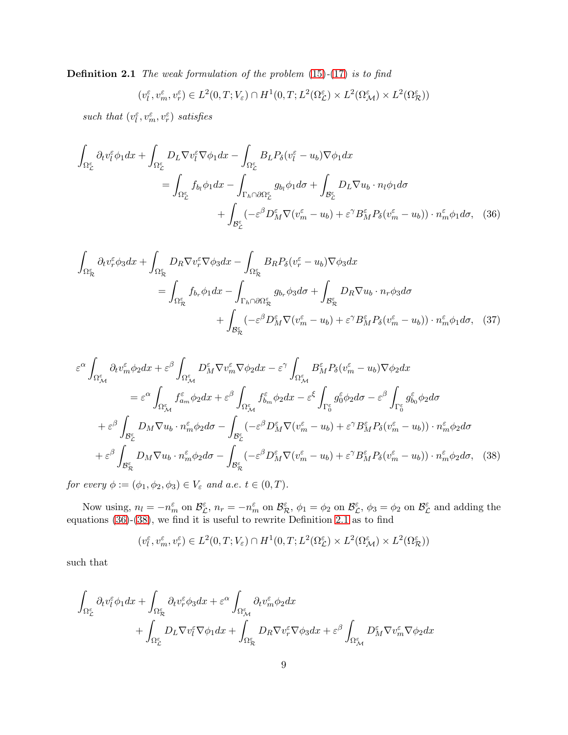**Definition 2.1** *The weak formulation of the problem (15)-(17) is to find*

$$(v_l^\varepsilon, v_m^\varepsilon, v_r^\varepsilon) \in L^2(0,T;V_\varepsilon) \cap H^1(0,T;L^2(\Omega_{\mathcal{L}}^\varepsilon) \times L^2(\Omega_{\mathcal{M}}^\varepsilon) \times L^2(\Omega_{\mathcal{R}}^\varepsilon))$$

*such that* $(v_l^\varepsilon, v_m^\varepsilon, v_r^\varepsilon)$ *satisfies*

$$\begin{aligned}
\int_{\Omega_{\mathcal{L}}^\varepsilon} \partial_t v_l^\varepsilon \phi_1 dx + \int_{\Omega_{\mathcal{L}}^\varepsilon} D_L \nabla v_l^\varepsilon \nabla \phi_1 dx - \int_{\Omega_{\mathcal{L}}^\varepsilon} B_L P_\delta(v_l^\varepsilon - u_b) \nabla \phi_1 dx \\
= \int_{\Omega_{\mathcal{L}}^\varepsilon} f_{b_l} \phi_1 dx - \int_{\Gamma_h \cap \partial \Omega_{\mathcal{L}}^\varepsilon} g_{b_l} \phi_1 d\sigma + \int_{\mathcal{B}_{\mathcal{L}}^\varepsilon} D_L \nabla u_b \cdot n_l \phi_1 d\sigma \\
+ \int_{\mathcal{B}_{\mathcal{L}}^\varepsilon} (-\varepsilon^\beta D_M^\varepsilon \nabla (v_m^\varepsilon - u_b) + \varepsilon^\gamma B_M^\varepsilon P_\delta(v_m^\varepsilon - u_b)) \cdot n_m^\varepsilon \phi_1 d\sigma, \quad (36)
\end{aligned}$$

$$\begin{aligned}
\int_{\Omega_{\mathcal{R}}^\varepsilon} \partial_t v_r^\varepsilon \phi_3 dx + \int_{\Omega_{\mathcal{R}}^\varepsilon} D_R \nabla v_r^\varepsilon \nabla \phi_3 dx - \int_{\Omega_{\mathcal{R}}^\varepsilon} B_R P_\delta(v_r^\varepsilon - u_b) \nabla \phi_3 dx \\
= \int_{\Omega_{\mathcal{R}}^\varepsilon} f_{b_r} \phi_1 dx - \int_{\Gamma_h \cap \partial \Omega_{\mathcal{R}}^\varepsilon} g_{b_r} \phi_3 d\sigma + \int_{\mathcal{B}_{\mathcal{R}}^\varepsilon} D_R \nabla u_b \cdot n_r \phi_3 d\sigma \\
+ \int_{\mathcal{B}_{\mathcal{R}}^\varepsilon} (-\varepsilon^\beta D_M^\varepsilon \nabla (v_m^\varepsilon - u_b) + \varepsilon^\gamma B_M^\varepsilon P_\delta(v_m^\varepsilon - u_b)) \cdot n_m^\varepsilon \phi_1 d\sigma, \quad (37)
\end{aligned}$$

$$\begin{aligned}
\varepsilon^\alpha \int_{\Omega_{\mathcal{M}}^\varepsilon} \partial_t v_m^\varepsilon \phi_2 dx + \varepsilon^\beta \int_{\Omega_{\mathcal{M}}^\varepsilon} D_M^\varepsilon \nabla v_m^\varepsilon \nabla \phi_2 dx - \varepsilon^\gamma \int_{\Omega_{\mathcal{M}}^\varepsilon} B_M^\varepsilon P_\delta(v_m^\varepsilon - u_b) \nabla \phi_2 dx \\
= \varepsilon^\alpha \int_{\Omega_{\mathcal{M}}^\varepsilon} f_{a_m}^\varepsilon \phi_2 dx + \varepsilon^\beta \int_{\Omega_{\mathcal{M}}^\varepsilon} f_{b_m}^\varepsilon \phi_2 dx - \varepsilon^\xi \int_{\Gamma_0^\varepsilon} g_0^\varepsilon \phi_2 d\sigma - \varepsilon^\beta \int_{\Gamma_0^\varepsilon} g_{b_0}^\varepsilon \phi_2 d\sigma \\
+ \varepsilon^\beta \int_{\mathcal{B}_{\mathcal{L}}^\varepsilon} D_M \nabla u_b \cdot n_m^\varepsilon \phi_2 d\sigma - \int_{\mathcal{B}_{\mathcal{L}}^\varepsilon} (-\varepsilon^\beta D_M^\varepsilon \nabla (v_m^\varepsilon - u_b) + \varepsilon^\gamma B_M^\varepsilon P_\delta(v_m^\varepsilon - u_b)) \cdot n_m^\varepsilon \phi_2 d\sigma \\
+ \varepsilon^\beta \int_{\mathcal{B}_{\mathcal{R}}^\varepsilon} D_M \nabla u_b \cdot n_m^\varepsilon \phi_2 d\sigma - \int_{\mathcal{B}_{\mathcal{R}}^\varepsilon} (-\varepsilon^\beta D_M^\varepsilon \nabla (v_m^\varepsilon - u_b) + \varepsilon^\gamma B_M^\varepsilon P_\delta(v_m^\varepsilon - u_b)) \cdot n_m^\varepsilon \phi_2 d\sigma, \quad (38)
\end{aligned}$$

*for every* $\phi := (\phi_1, \phi_2, \phi_3) \in V_\varepsilon$ *and a.e.* $t \in (0,T)$.

Now using, $n_l = -n_m^\varepsilon$ on $\mathcal{B}_{\mathcal{L}}^\varepsilon$, $n_r = -n_m^\varepsilon$ on $\mathcal{B}_{\mathcal{R}}^\varepsilon$, $\phi_1 = \phi_2$ on $\mathcal{B}_{\mathcal{L}}^\varepsilon$, $\phi_3 = \phi_2$ on $\mathcal{B}_{\mathcal{L}}^\varepsilon$ and adding the equations (36)-(38), we find it is useful to rewrite Definition 2.1 as to find

$$(v_l^\varepsilon, v_m^\varepsilon, v_r^\varepsilon) \in L^2(0,T;V_\varepsilon) \cap H^1(0,T;L^2(\Omega_{\mathcal{L}}^\varepsilon) \times L^2(\Omega_{\mathcal{M}}^\varepsilon) \times L^2(\Omega_{\mathcal{R}}^\varepsilon))$$

such that

$$\begin{aligned}
\int_{\Omega_{\mathcal{L}}^\varepsilon} \partial_t v_l^\varepsilon \phi_1 dx + \int_{\Omega_{\mathcal{R}}^\varepsilon} \partial_t v_r^\varepsilon \phi_3 dx + \varepsilon^\alpha \int_{\Omega_{\mathcal{M}}^\varepsilon} \partial_t v_m^\varepsilon \phi_2 dx \\
+ \int_{\Omega_{\mathcal{L}}^\varepsilon} D_L \nabla v_l^\varepsilon \nabla \phi_1 dx + \int_{\Omega_{\mathcal{R}}^\varepsilon} D_R \nabla v_r^\varepsilon \nabla \phi_3 dx + \varepsilon^\beta \int_{\Omega_{\mathcal{M}}^\varepsilon} D_M^\varepsilon \nabla v_m^\varepsilon \nabla \phi_2 dx
\end{aligned}$$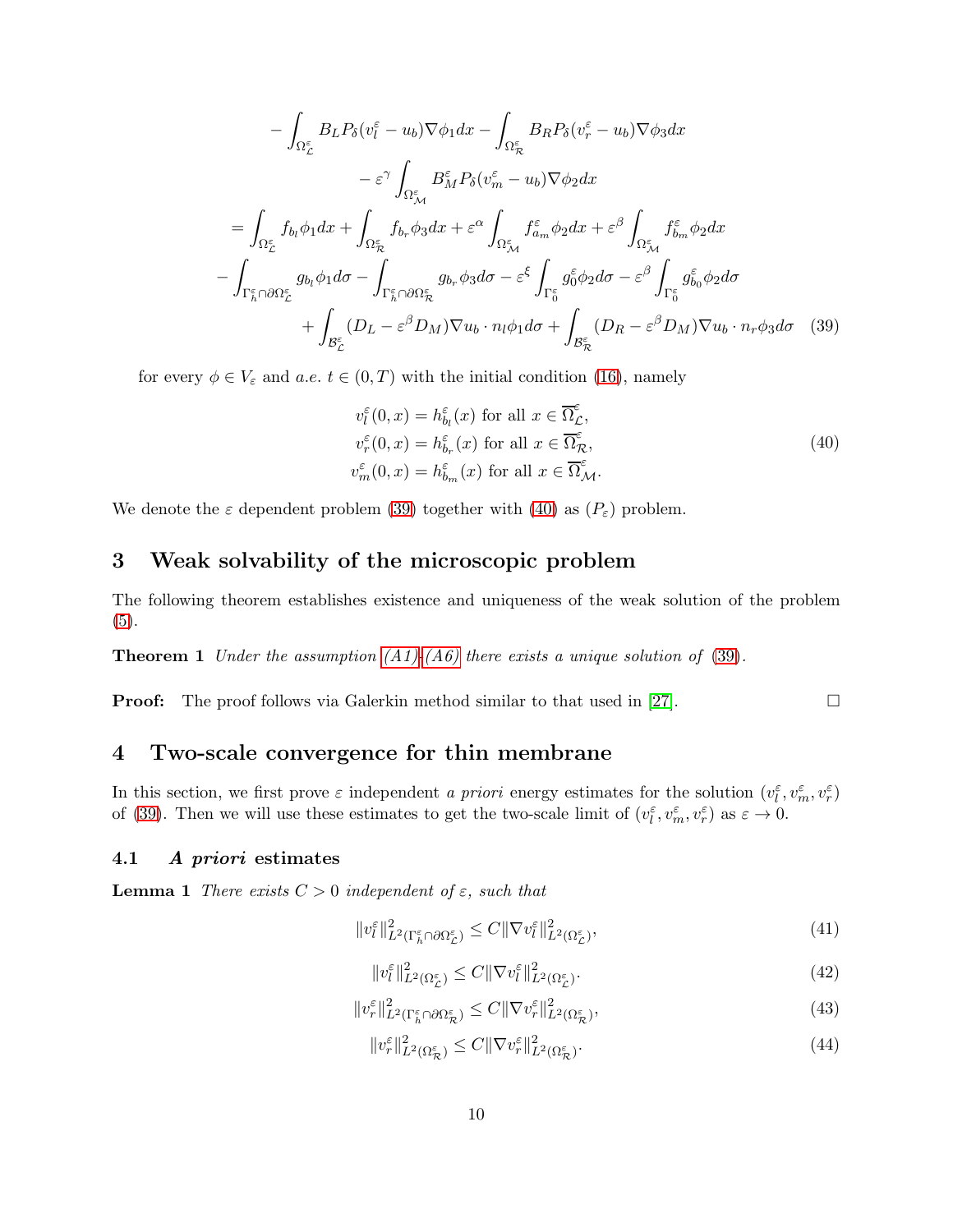$$
\begin{aligned}
&- \int_{\Omega^\varepsilon_{\mathcal{L}}} B_L P_\delta(v^\varepsilon_l - u_b)\nabla\phi_1 dx - \int_{\Omega^\varepsilon_{\mathcal{R}}} B_R P_\delta(v^\varepsilon_r - u_b)\nabla\phi_3 dx \\
&\qquad - \varepsilon^\gamma \int_{\Omega^\varepsilon_{\mathcal{M}}} B^\varepsilon_M P_\delta(v^\varepsilon_m - u_b)\nabla\phi_2 dx \\
&= \int_{\Omega^\varepsilon_{\mathcal{L}}} f_{b_l}\phi_1 dx + \int_{\Omega^\varepsilon_{\mathcal{R}}} f_{b_r}\phi_3 dx + \varepsilon^\alpha \int_{\Omega^\varepsilon_{\mathcal{M}}} f^\varepsilon_{a_m}\phi_2 dx + \varepsilon^\beta \int_{\Omega^\varepsilon_{\mathcal{M}}} f^\varepsilon_{b_m}\phi_2 dx \\
&- \int_{\Gamma^\varepsilon_h \cap \partial\Omega^\varepsilon_{\mathcal{L}}} g_{b_l}\phi_1 d\sigma - \int_{\Gamma^\varepsilon_h \cap \partial\Omega^\varepsilon_{\mathcal{R}}} g_{b_r}\phi_3 d\sigma - \varepsilon^\xi \int_{\Gamma^\varepsilon_0} g^\varepsilon_0 \phi_2 d\sigma - \varepsilon^\beta \int_{\Gamma^\varepsilon_0} g^\varepsilon_{b_0}\phi_2 d\sigma \\
&\qquad + \int_{\mathcal{B}^\varepsilon_{\mathcal{L}}} (D_L - \varepsilon^\beta D_M)\nabla u_b \cdot n_l \phi_1 d\sigma + \int_{\mathcal{B}^\varepsilon_{\mathcal{R}}} (D_R - \varepsilon^\beta D_M)\nabla u_b \cdot n_r \phi_3 d\sigma
\end{aligned}
\tag{39}
$$

for every $\phi \in V_\varepsilon$ and *a.e.* $t \in (0,T)$ with the initial condition (16), namely

$$
\begin{aligned}
v^\varepsilon_l(0,x) &= h^\varepsilon_{b_l}(x) \text{ for all } x \in \overline{\Omega}^\varepsilon_{\mathcal{L}}, \\
v^\varepsilon_r(0,x) &= h^\varepsilon_{b_r}(x) \text{ for all } x \in \overline{\Omega}^\varepsilon_{\mathcal{R}}, \\
v^\varepsilon_m(0,x) &= h^\varepsilon_{b_m}(x) \text{ for all } x \in \overline{\Omega}^\varepsilon_{\mathcal{M}}.
\end{aligned}
\tag{40}
$$

We denote the $\varepsilon$ dependent problem (39) together with (40) as $(P_\varepsilon)$ problem.

# 3 Weak solvability of the microscopic problem

The following theorem establishes existence and uniqueness of the weak solution of the problem (5).

**Theorem 1** *Under the assumption (A1)-(A6) there exists a unique solution of* (39).

**Proof:** The proof follows via Galerkin method similar to that used in [27]. □

# 4 Two-scale convergence for thin membrane

In this section, we first prove $\varepsilon$ independent *a priori* energy estimates for the solution $(v^\varepsilon_l, v^\varepsilon_m, v^\varepsilon_r)$ of (39). Then we will use these estimates to get the two-scale limit of $(v^\varepsilon_l, v^\varepsilon_m, v^\varepsilon_r)$ as $\varepsilon \to 0$.

## 4.1 *A priori* estimates

**Lemma 1** *There exists $C > 0$ independent of $\varepsilon$, such that*

$$
\|v^\varepsilon_l\|^2_{L^2(\Gamma^\varepsilon_h \cap \partial\Omega^\varepsilon_{\mathcal{L}})} \leq C\|\nabla v^\varepsilon_l\|^2_{L^2(\Omega^\varepsilon_{\mathcal{L}})}, \tag{41}
$$

$$
\|v^\varepsilon_l\|^2_{L^2(\Omega^\varepsilon_{\mathcal{L}})} \leq C\|\nabla v^\varepsilon_l\|^2_{L^2(\Omega^\varepsilon_{\mathcal{L}})}. \tag{42}
$$

$$
\|v^\varepsilon_r\|^2_{L^2(\Gamma^\varepsilon_h \cap \partial\Omega^\varepsilon_{\mathcal{R}})} \leq C\|\nabla v^\varepsilon_r\|^2_{L^2(\Omega^\varepsilon_{\mathcal{R}})}, \tag{43}
$$

$$
\|v^\varepsilon_r\|^2_{L^2(\Omega^\varepsilon_{\mathcal{R}})} \leq C\|\nabla v^\varepsilon_r\|^2_{L^2(\Omega^\varepsilon_{\mathcal{R}})}. \tag{44}
$$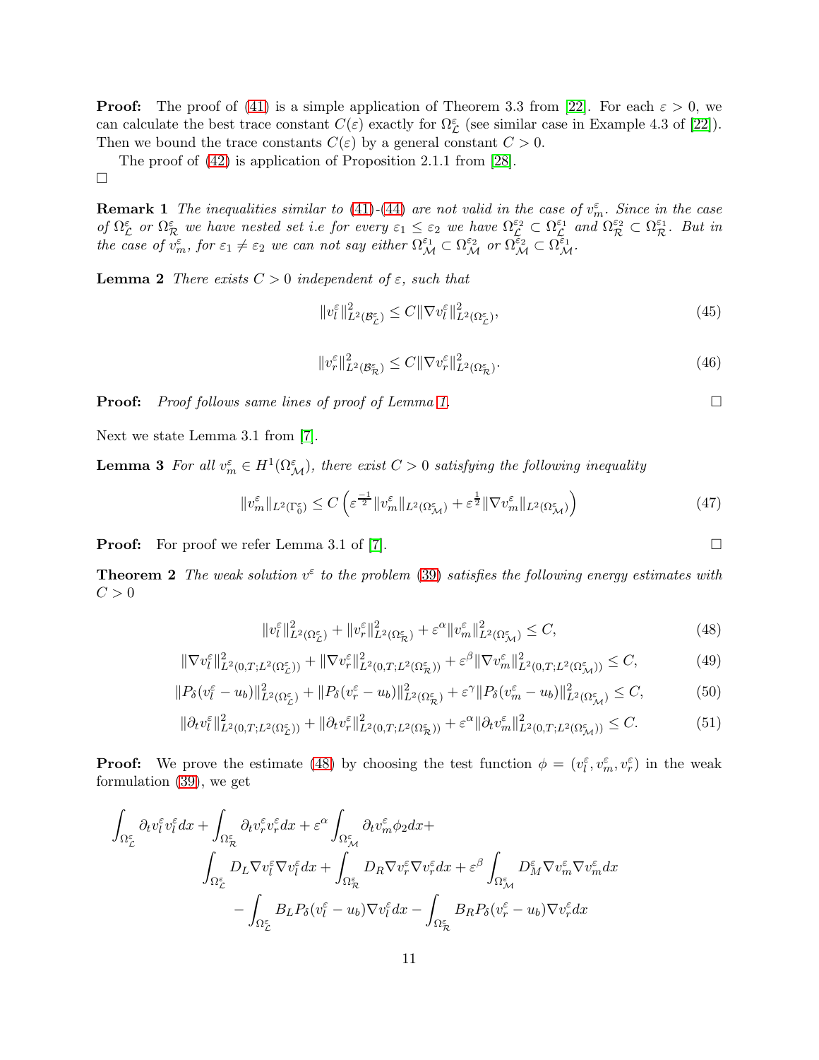**Proof:** The proof of (41) is a simple application of Theorem 3.3 from [22]. For each $\varepsilon > 0$, we can calculate the best trace constant $C(\varepsilon)$ exactly for $\Omega^{\varepsilon}_{\mathcal{L}}$ (see similar case in Example 4.3 of [22]). Then we bound the trace constants $C(\varepsilon)$ by a general constant $C > 0$.

The proof of (42) is application of Proposition 2.1.1 from [28].
□

**Remark 1** *The inequalities similar to (41)-(44) are not valid in the case of $v^{\varepsilon}_m$. Since in the case of $\Omega^{\varepsilon}_{\mathcal{L}}$ or $\Omega^{\varepsilon}_{\mathcal{R}}$ we have nested set i.e for every $\varepsilon_1 \leq \varepsilon_2$ we have $\Omega^{\varepsilon_2}_{\mathcal{L}} \subset \Omega^{\varepsilon_1}_{\mathcal{L}}$ and $\Omega^{\varepsilon_2}_{\mathcal{R}} \subset \Omega^{\varepsilon_1}_{\mathcal{R}}$. But in the case of $v^{\varepsilon}_m$, for $\varepsilon_1 \neq \varepsilon_2$ we can not say either $\Omega^{\varepsilon_1}_{\mathcal{M}} \subset \Omega^{\varepsilon_2}_{\mathcal{M}}$ or $\Omega^{\varepsilon_2}_{\mathcal{M}} \subset \Omega^{\varepsilon_1}_{\mathcal{M}}$.*

**Lemma 2** *There exists $C > 0$ independent of $\varepsilon$, such that*

$$\|v^{\varepsilon}_l\|^2_{L^2(\mathcal{B}^{\varepsilon}_{\mathcal{L}})} \leq C\|\nabla v^{\varepsilon}_l\|^2_{L^2(\Omega^{\varepsilon}_{\mathcal{L}})}, \tag{45}$$

$$\|v^{\varepsilon}_r\|^2_{L^2(\mathcal{B}^{\varepsilon}_{\mathcal{R}})} \leq C\|\nabla v^{\varepsilon}_r\|^2_{L^2(\Omega^{\varepsilon}_{\mathcal{R}})}. \tag{46}$$

**Proof:** *Proof follows same lines of proof of Lemma 1.* □

Next we state Lemma 3.1 from [7].

**Lemma 3** *For all $v^{\varepsilon}_m \in H^1(\Omega^{\varepsilon}_{\mathcal{M}})$, there exist $C > 0$ satisfying the following inequality*

$$\|v^{\varepsilon}_m\|_{L^2(\Gamma^{\varepsilon}_0)} \leq C\left(\varepsilon^{\frac{-1}{2}}\|v^{\varepsilon}_m\|_{L^2(\Omega^{\varepsilon}_{\mathcal{M}})} + \varepsilon^{\frac{1}{2}}\|\nabla v^{\varepsilon}_m\|_{L^2(\Omega^{\varepsilon}_{\mathcal{M}})}\right) \tag{47}$$

**Proof:** For proof we refer Lemma 3.1 of [7]. □

**Theorem 2** *The weak solution $v^{\varepsilon}$ to the problem (39) satisfies the following energy estimates with $C > 0$*

$$\|v^{\varepsilon}_l\|^2_{L^2(\Omega^{\varepsilon}_{\mathcal{L}})} + \|v^{\varepsilon}_r\|^2_{L^2(\Omega^{\varepsilon}_{\mathcal{R}})} + \varepsilon^{\alpha}\|v^{\varepsilon}_m\|^2_{L^2(\Omega^{\varepsilon}_{\mathcal{M}})} \leq C, \tag{48}$$

$$\|\nabla v^{\varepsilon}_l\|^2_{L^2(0,T;L^2(\Omega^{\varepsilon}_{\mathcal{L}}))} + \|\nabla v^{\varepsilon}_r\|^2_{L^2(0,T;L^2(\Omega^{\varepsilon}_{\mathcal{R}}))} + \varepsilon^{\beta}\|\nabla v^{\varepsilon}_m\|^2_{L^2(0,T;L^2(\Omega^{\varepsilon}_{\mathcal{M}}))} \leq C, \tag{49}$$

$$\|P_{\delta}(v^{\varepsilon}_l - u_b)\|^2_{L^2(\Omega^{\varepsilon}_{\mathcal{L}})} + \|P_{\delta}(v^{\varepsilon}_r - u_b)\|^2_{L^2(\Omega^{\varepsilon}_{\mathcal{R}})} + \varepsilon^{\gamma}\|P_{\delta}(v^{\varepsilon}_m - u_b)\|^2_{L^2(\Omega^{\varepsilon}_{\mathcal{M}})} \leq C, \tag{50}$$

$$\|\partial_t v^{\varepsilon}_l\|^2_{L^2(0,T;L^2(\Omega^{\varepsilon}_{\mathcal{L}}))} + \|\partial_t v^{\varepsilon}_r\|^2_{L^2(0,T;L^2(\Omega^{\varepsilon}_{\mathcal{R}}))} + \varepsilon^{\alpha}\|\partial_t v^{\varepsilon}_m\|^2_{L^2(0,T;L^2(\Omega^{\varepsilon}_{\mathcal{M}}))} \leq C. \tag{51}$$

**Proof:** We prove the estimate (48) by choosing the test function $\phi = (v^{\varepsilon}_l, v^{\varepsilon}_m, v^{\varepsilon}_r)$ in the weak formulation (39), we get

$$\begin{aligned}
\int_{\Omega^{\varepsilon}_{\mathcal{L}}} \partial_t v^{\varepsilon}_l v^{\varepsilon}_l dx + \int_{\Omega^{\varepsilon}_{\mathcal{R}}} \partial_t v^{\varepsilon}_r v^{\varepsilon}_r dx + \varepsilon^{\alpha} \int_{\Omega^{\varepsilon}_{\mathcal{M}}} \partial_t v^{\varepsilon}_m \phi_2 dx + \\
\int_{\Omega^{\varepsilon}_{\mathcal{L}}} D_L \nabla v^{\varepsilon}_l \nabla v^{\varepsilon}_l dx + \int_{\Omega^{\varepsilon}_{\mathcal{R}}} D_R \nabla v^{\varepsilon}_r \nabla v^{\varepsilon}_r dx + \varepsilon^{\beta} \int_{\Omega^{\varepsilon}_{\mathcal{M}}} D^{\varepsilon}_M \nabla v^{\varepsilon}_m \nabla v^{\varepsilon}_m dx \\
- \int_{\Omega^{\varepsilon}_{\mathcal{L}}} B_L P_{\delta}(v^{\varepsilon}_l - u_b) \nabla v^{\varepsilon}_l dx - \int_{\Omega^{\varepsilon}_{\mathcal{R}}} B_R P_{\delta}(v^{\varepsilon}_r - u_b) \nabla v^{\varepsilon}_r dx
\end{aligned}$$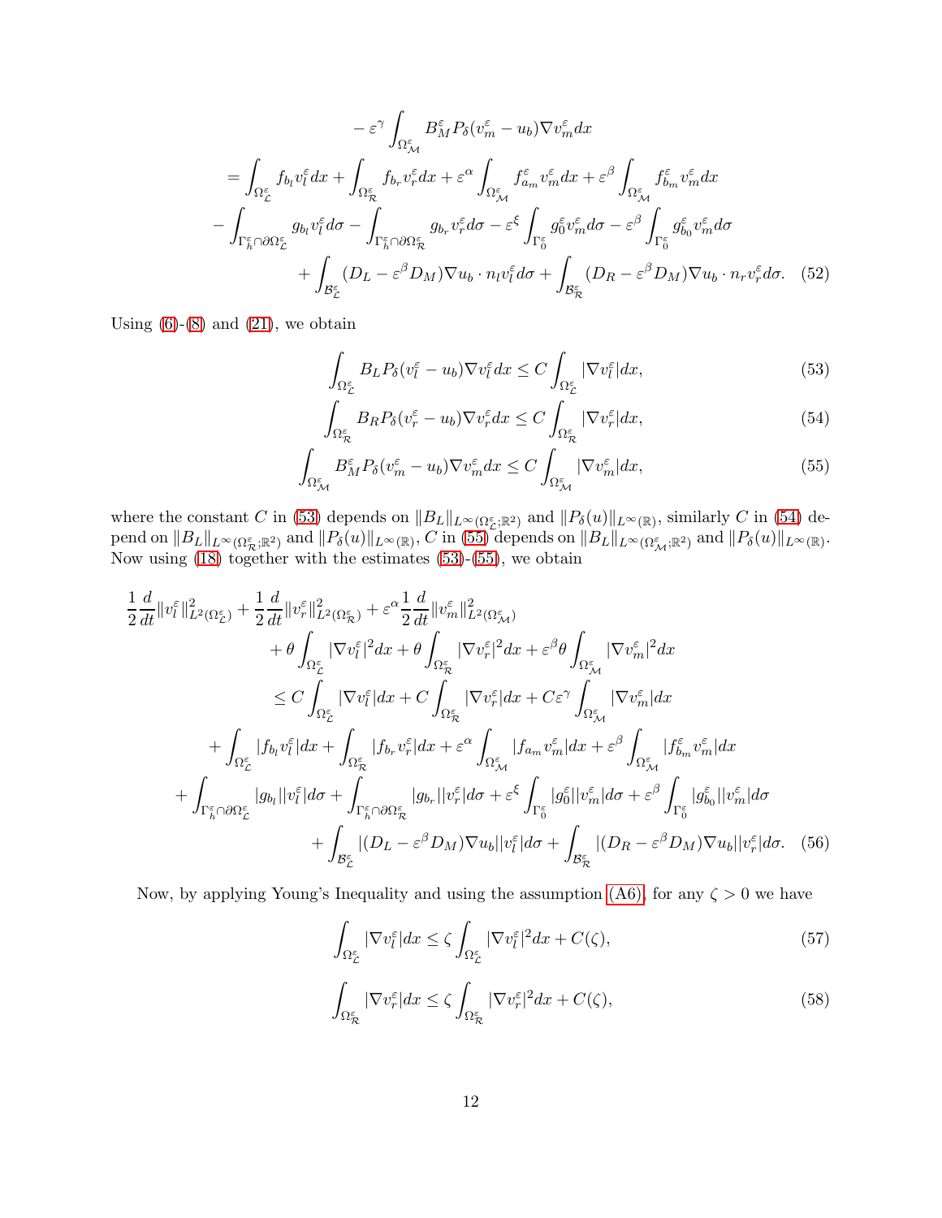$$
\begin{aligned}
&- \varepsilon^\gamma \int_{\Omega^\varepsilon_{\mathcal{M}}} B^\varepsilon_M P_\delta(v^\varepsilon_m - u_b)\nabla v^\varepsilon_m dx \\
&= \int_{\Omega^\varepsilon_{\mathcal{L}}} f_{b_l} v^\varepsilon_l dx + \int_{\Omega^\varepsilon_{\mathcal{R}}} f_{b_r} v^\varepsilon_r dx + \varepsilon^\alpha \int_{\Omega^\varepsilon_{\mathcal{M}}} f^\varepsilon_{a_m} v^\varepsilon_m dx + \varepsilon^\beta \int_{\Omega^\varepsilon_{\mathcal{M}}} f^\varepsilon_{b_m} v^\varepsilon_m dx \\
&- \int_{\Gamma^\varepsilon_h \cap \partial\Omega^\varepsilon_{\mathcal{L}}} g_{b_l} v^\varepsilon_l d\sigma - \int_{\Gamma^\varepsilon_h \cap \partial\Omega^\varepsilon_{\mathcal{R}}} g_{b_r} v^\varepsilon_r d\sigma - \varepsilon^\xi \int_{\Gamma^\varepsilon_0} g^\varepsilon_0 v^\varepsilon_m d\sigma - \varepsilon^\beta \int_{\Gamma^\varepsilon_0} g^\varepsilon_{b_0} v^\varepsilon_m d\sigma \\
&+ \int_{\mathcal{B}^\varepsilon_{\mathcal{L}}} (D_L - \varepsilon^\beta D_M)\nabla u_b \cdot n_l v^\varepsilon_l d\sigma + \int_{\mathcal{B}^\varepsilon_{\mathcal{R}}} (D_R - \varepsilon^\beta D_M)\nabla u_b \cdot n_r v^\varepsilon_r d\sigma. \quad (52)
\end{aligned}
$$

Using (6)-(8) and (21), we obtain

$$
\int_{\Omega^\varepsilon_{\mathcal{L}}} B_L P_\delta(v^\varepsilon_l - u_b)\nabla v^\varepsilon_l dx \le C \int_{\Omega^\varepsilon_{\mathcal{L}}} |\nabla v^\varepsilon_l| dx, \quad (53)
$$

$$
\int_{\Omega^\varepsilon_{\mathcal{R}}} B_R P_\delta(v^\varepsilon_r - u_b)\nabla v^\varepsilon_r dx \le C \int_{\Omega^\varepsilon_{\mathcal{R}}} |\nabla v^\varepsilon_r| dx, \quad (54)
$$

$$
\int_{\Omega^\varepsilon_{\mathcal{M}}} B^\varepsilon_M P_\delta(v^\varepsilon_m - u_b)\nabla v^\varepsilon_m dx \le C \int_{\Omega^\varepsilon_{\mathcal{M}}} |\nabla v^\varepsilon_m| dx, \quad (55)
$$

where the constant $C$ in (53) depends on $\|B_L\|_{L^\infty(\Omega^\varepsilon_{\mathcal{L}};\mathbb{R}^2)}$ and $\|P_\delta(u)\|_{L^\infty(\mathbb{R})}$, similarly $C$ in (54) depend on $\|B_L\|_{L^\infty(\Omega^\varepsilon_{\mathcal{R}};\mathbb{R}^2)}$ and $\|P_\delta(u)\|_{L^\infty(\mathbb{R})}$, $C$ in (55) depends on $\|B_L\|_{L^\infty(\Omega^\varepsilon_{\mathcal{M}};\mathbb{R}^2)}$ and $\|P_\delta(u)\|_{L^\infty(\mathbb{R})}$. Now using (18) together with the estimates (53)-(55), we obtain

$$
\begin{aligned}
&\frac{1}{2}\frac{d}{dt}\|v^\varepsilon_l\|^2_{L^2(\Omega^\varepsilon_{\mathcal{L}})} + \frac{1}{2}\frac{d}{dt}\|v^\varepsilon_r\|^2_{L^2(\Omega^\varepsilon_{\mathcal{R}})} + \varepsilon^\alpha \frac{1}{2}\frac{d}{dt}\|v^\varepsilon_m\|^2_{L^2(\Omega^\varepsilon_{\mathcal{M}})} \\
&\quad + \theta \int_{\Omega^\varepsilon_{\mathcal{L}}} |\nabla v^\varepsilon_l|^2 dx + \theta \int_{\Omega^\varepsilon_{\mathcal{R}}} |\nabla v^\varepsilon_r|^2 dx + \varepsilon^\beta \theta \int_{\Omega^\varepsilon_{\mathcal{M}}} |\nabla v^\varepsilon_m|^2 dx \\
&\quad \le C \int_{\Omega^\varepsilon_{\mathcal{L}}} |\nabla v^\varepsilon_l| dx + C \int_{\Omega^\varepsilon_{\mathcal{R}}} |\nabla v^\varepsilon_r| dx + C\varepsilon^\gamma \int_{\Omega^\varepsilon_{\mathcal{M}}} |\nabla v^\varepsilon_m| dx \\
&+ \int_{\Omega^\varepsilon_{\mathcal{L}}} |f_{b_l} v^\varepsilon_l| dx + \int_{\Omega^\varepsilon_{\mathcal{R}}} |f_{b_r} v^\varepsilon_r| dx + \varepsilon^\alpha \int_{\Omega^\varepsilon_{\mathcal{M}}} |f_{a_m} v^\varepsilon_m| dx + \varepsilon^\beta \int_{\Omega^\varepsilon_{\mathcal{M}}} |f^\varepsilon_{b_m} v^\varepsilon_m| dx \\
&+ \int_{\Gamma^\varepsilon_h \cap \partial\Omega^\varepsilon_{\mathcal{L}}} |g_{b_l}||v^\varepsilon_l| d\sigma + \int_{\Gamma^\varepsilon_h \cap \partial\Omega^\varepsilon_{\mathcal{R}}} |g_{b_r}||v^\varepsilon_r| d\sigma + \varepsilon^\xi \int_{\Gamma^\varepsilon_0} |g^\varepsilon_0||v^\varepsilon_m| d\sigma + \varepsilon^\beta \int_{\Gamma^\varepsilon_0} |g^\varepsilon_{b_0}||v^\varepsilon_m| d\sigma \\
&+ \int_{\mathcal{B}^\varepsilon_{\mathcal{L}}} |(D_L - \varepsilon^\beta D_M)\nabla u_b||v^\varepsilon_l| d\sigma + \int_{\mathcal{B}^\varepsilon_{\mathcal{R}}} |(D_R - \varepsilon^\beta D_M)\nabla u_b||v^\varepsilon_r| d\sigma. \quad (56)
\end{aligned}
$$

Now, by applying Young's Inequality and using the assumption (A6), for any $\zeta > 0$ we have

$$
\int_{\Omega^\varepsilon_{\mathcal{L}}} |\nabla v^\varepsilon_l| dx \le \zeta \int_{\Omega^\varepsilon_{\mathcal{L}}} |\nabla v^\varepsilon_l|^2 dx + C(\zeta), \quad (57)
$$

$$
\int_{\Omega^\varepsilon_{\mathcal{R}}} |\nabla v^\varepsilon_r| dx \le \zeta \int_{\Omega^\varepsilon_{\mathcal{R}}} |\nabla v^\varepsilon_r|^2 dx + C(\zeta), \quad (58)
$$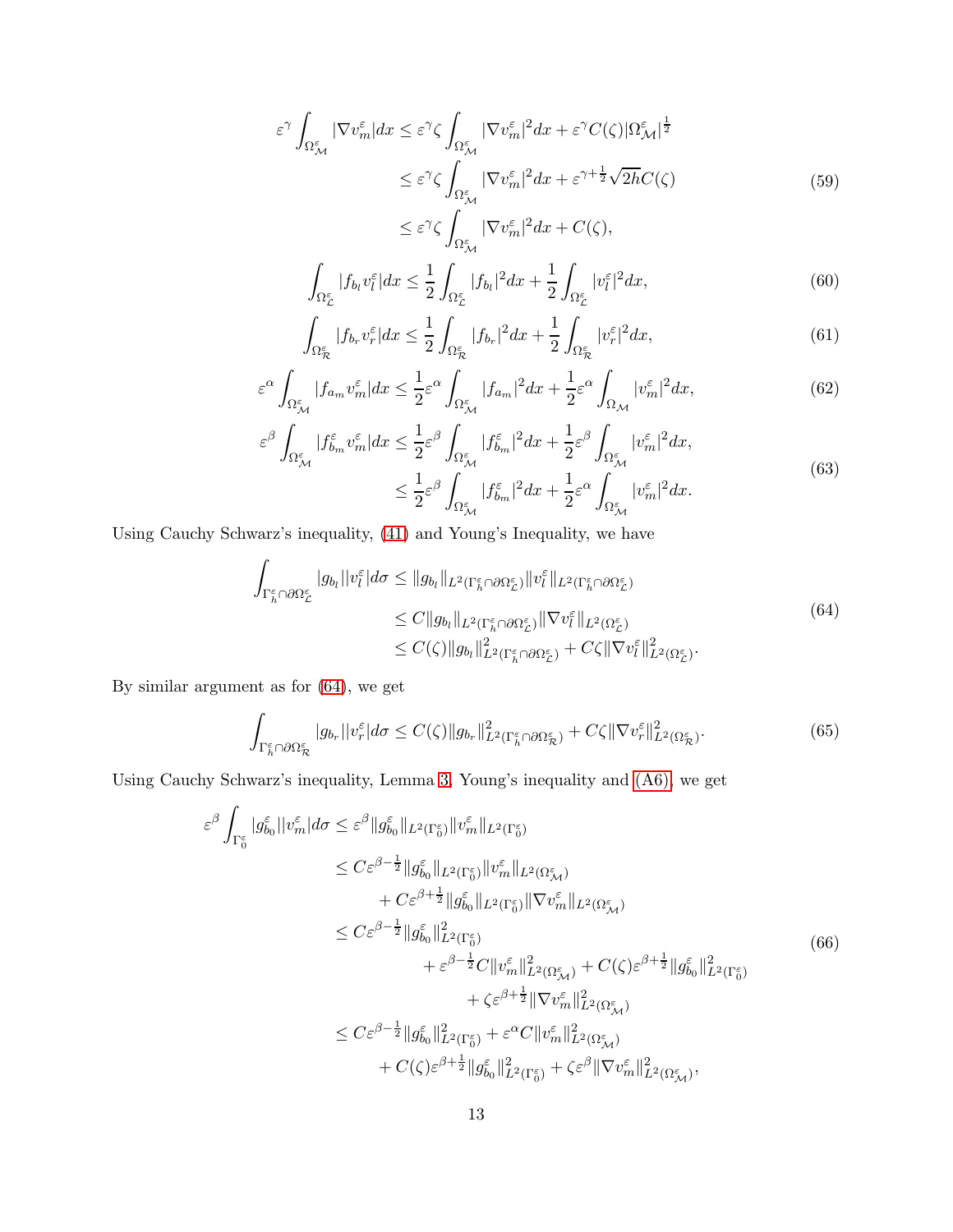$$
\begin{aligned}
\varepsilon^{\gamma} \int_{\Omega^{\varepsilon}_{\mathcal{M}}} |\nabla v^{\varepsilon}_m| dx &\leq \varepsilon^{\gamma} \zeta \int_{\Omega^{\varepsilon}_{\mathcal{M}}} |\nabla v^{\varepsilon}_m|^2 dx + \varepsilon^{\gamma} C(\zeta) |\Omega^{\varepsilon}_{\mathcal{M}}|^{\frac{1}{2}} \\
&\leq \varepsilon^{\gamma} \zeta \int_{\Omega^{\varepsilon}_{\mathcal{M}}} |\nabla v^{\varepsilon}_m|^2 dx + \varepsilon^{\gamma + \frac{1}{2}} \sqrt{2h} C(\zeta) \\
&\leq \varepsilon^{\gamma} \zeta \int_{\Omega^{\varepsilon}_{\mathcal{M}}} |\nabla v^{\varepsilon}_m|^2 dx + C(\zeta),
\end{aligned} \tag{59}
$$

$$
\int_{\Omega^{\varepsilon}_{\mathcal{L}}} |f_{b_l} v^{\varepsilon}_l| dx \leq \frac{1}{2} \int_{\Omega^{\varepsilon}_{\mathcal{L}}} |f_{b_l}|^2 dx + \frac{1}{2} \int_{\Omega^{\varepsilon}_{\mathcal{L}}} |v^{\varepsilon}_l|^2 dx, \tag{60}
$$

$$
\int_{\Omega^{\varepsilon}_{\mathcal{R}}} |f_{b_r} v^{\varepsilon}_r| dx \leq \frac{1}{2} \int_{\Omega^{\varepsilon}_{\mathcal{R}}} |f_{b_r}|^2 dx + \frac{1}{2} \int_{\Omega^{\varepsilon}_{\mathcal{R}}} |v^{\varepsilon}_r|^2 dx, \tag{61}
$$

$$
\varepsilon^{\alpha} \int_{\Omega^{\varepsilon}_{\mathcal{M}}} |f_{a_m} v^{\varepsilon}_m| dx \leq \frac{1}{2} \varepsilon^{\alpha} \int_{\Omega^{\varepsilon}_{\mathcal{M}}} |f_{a_m}|^2 dx + \frac{1}{2} \varepsilon^{\alpha} \int_{\Omega_{\mathcal{M}}} |v^{\varepsilon}_m|^2 dx, \tag{62}
$$

$$
\begin{aligned}
\varepsilon^{\beta} \int_{\Omega^{\varepsilon}_{\mathcal{M}}} |f^{\varepsilon}_{b_m} v^{\varepsilon}_m| dx &\leq \frac{1}{2} \varepsilon^{\beta} \int_{\Omega^{\varepsilon}_{\mathcal{M}}} |f^{\varepsilon}_{b_m}|^2 dx + \frac{1}{2} \varepsilon^{\beta} \int_{\Omega^{\varepsilon}_{\mathcal{M}}} |v^{\varepsilon}_m|^2 dx, \\
&\leq \frac{1}{2} \varepsilon^{\beta} \int_{\Omega^{\varepsilon}_{\mathcal{M}}} |f^{\varepsilon}_{b_m}|^2 dx + \frac{1}{2} \varepsilon^{\alpha} \int_{\Omega^{\varepsilon}_{\mathcal{M}}} |v^{\varepsilon}_m|^2 dx.
\end{aligned} \tag{63}
$$

Using Cauchy Schwarz's inequality, (41) and Young's Inequality, we have

$$
\begin{aligned}
\int_{\Gamma^{\varepsilon}_h \cap \partial\Omega^{\varepsilon}_{\mathcal{L}}} |g_{b_l}| |v^{\varepsilon}_l| d\sigma &\leq \|g_{b_l}\|_{L^2(\Gamma^{\varepsilon}_h \cap \partial\Omega^{\varepsilon}_{\mathcal{L}})} \|v^{\varepsilon}_l\|_{L^2(\Gamma^{\varepsilon}_h \cap \partial\Omega^{\varepsilon}_{\mathcal{L}})} \\
&\leq C \|g_{b_l}\|_{L^2(\Gamma^{\varepsilon}_h \cap \partial\Omega^{\varepsilon}_{\mathcal{L}})} \|\nabla v^{\varepsilon}_l\|_{L^2(\Omega^{\varepsilon}_{\mathcal{L}})} \\
&\leq C(\zeta) \|g_{b_l}\|^2_{L^2(\Gamma^{\varepsilon}_h \cap \partial\Omega^{\varepsilon}_{\mathcal{L}})} + C\zeta \|\nabla v^{\varepsilon}_l\|^2_{L^2(\Omega^{\varepsilon}_{\mathcal{L}})}.
\end{aligned} \tag{64}
$$

By similar argument as for (64), we get

$$
\int_{\Gamma^{\varepsilon}_h \cap \partial\Omega^{\varepsilon}_{\mathcal{R}}} |g_{b_r}| |v^{\varepsilon}_r| d\sigma \leq C(\zeta) \|g_{b_r}\|^2_{L^2(\Gamma^{\varepsilon}_h \cap \partial\Omega^{\varepsilon}_{\mathcal{R}})} + C\zeta \|\nabla v^{\varepsilon}_r\|^2_{L^2(\Omega^{\varepsilon}_{\mathcal{R}})}. \tag{65}
$$

Using Cauchy Schwarz's inequality, Lemma 3, Young's inequality and (A6), we get

$$
\begin{aligned}
\varepsilon^{\beta} \int_{\Gamma^{\varepsilon}_0} |g^{\varepsilon}_{b_0}| |v^{\varepsilon}_m| d\sigma &\leq \varepsilon^{\beta} \|g^{\varepsilon}_{b_0}\|_{L^2(\Gamma^{\varepsilon}_0)} \|v^{\varepsilon}_m\|_{L^2(\Gamma^{\varepsilon}_0)} \\
&\leq C \varepsilon^{\beta - \frac{1}{2}} \|g^{\varepsilon}_{b_0}\|_{L^2(\Gamma^{\varepsilon}_0)} \|v^{\varepsilon}_m\|_{L^2(\Omega^{\varepsilon}_{\mathcal{M}})} \\
&\quad + C \varepsilon^{\beta + \frac{1}{2}} \|g^{\varepsilon}_{b_0}\|_{L^2(\Gamma^{\varepsilon}_0)} \|\nabla v^{\varepsilon}_m\|_{L^2(\Omega^{\varepsilon}_{\mathcal{M}})} \\
&\leq C \varepsilon^{\beta - \frac{1}{2}} \|g^{\varepsilon}_{b_0}\|^2_{L^2(\Gamma^{\varepsilon}_0)} \\
&\quad + \varepsilon^{\beta - \frac{1}{2}} C \|v^{\varepsilon}_m\|^2_{L^2(\Omega^{\varepsilon}_{\mathcal{M}})} + C(\zeta) \varepsilon^{\beta + \frac{1}{2}} \|g^{\varepsilon}_{b_0}\|^2_{L^2(\Gamma^{\varepsilon}_0)} \\
&\quad + \zeta \varepsilon^{\beta + \frac{1}{2}} \|\nabla v^{\varepsilon}_m\|^2_{L^2(\Omega^{\varepsilon}_{\mathcal{M}})} \\
&\leq C \varepsilon^{\beta - \frac{1}{2}} \|g^{\varepsilon}_{b_0}\|^2_{L^2(\Gamma^{\varepsilon}_0)} + \varepsilon^{\alpha} C \|v^{\varepsilon}_m\|^2_{L^2(\Omega^{\varepsilon}_{\mathcal{M}})} \\
&\quad + C(\zeta) \varepsilon^{\beta + \frac{1}{2}} \|g^{\varepsilon}_{b_0}\|^2_{L^2(\Gamma^{\varepsilon}_0)} + \zeta \varepsilon^{\beta} \|\nabla v^{\varepsilon}_m\|^2_{L^2(\Omega^{\varepsilon}_{\mathcal{M}})},
\end{aligned} \tag{66}
$$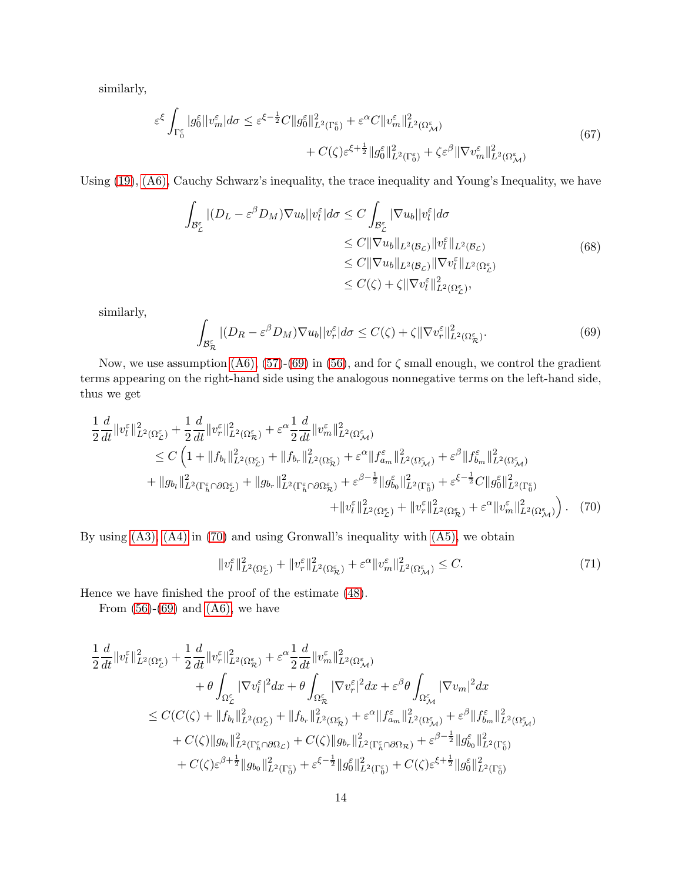similarly,

$$
\begin{aligned}
\varepsilon^{\xi} \int_{\Gamma_0^\varepsilon} |g_0^\varepsilon||v_m^\varepsilon| d\sigma \leq \varepsilon^{\xi-\frac{1}{2}} C \|g_0^\varepsilon\|^2_{L^2(\Gamma_0^\varepsilon)} + \varepsilon^{\alpha} C \|v_m^\varepsilon\|^2_{L^2(\Omega_\mathcal{M}^\varepsilon)} \\
+ C(\zeta)\varepsilon^{\xi+\frac{1}{2}} \|g_0^\varepsilon\|^2_{L^2(\Gamma_0^\varepsilon)} + \zeta \varepsilon^{\beta} \|\nabla v_m^\varepsilon\|^2_{L^2(\Omega_\mathcal{M}^\varepsilon)}
\end{aligned}
\tag{67}
$$

Using (19), (A6), Cauchy Schwarz's inequality, the trace inequality and Young's Inequality, we have

$$
\begin{aligned}
\int_{\mathcal{B}_\mathcal{L}^\varepsilon} |(D_L - \varepsilon^{\beta} D_M)\nabla u_b||v_l^\varepsilon| d\sigma &\leq C \int_{\mathcal{B}_\mathcal{L}^\varepsilon} |\nabla u_b||v_l^\varepsilon| d\sigma \\
&\leq C \|\nabla u_b\|_{L^2(\mathcal{B}_\mathcal{L})} \|v_l^\varepsilon\|_{L^2(\mathcal{B}_\mathcal{L})} \\
&\leq C \|\nabla u_b\|_{L^2(\mathcal{B}_\mathcal{L})} \|\nabla v_l^\varepsilon\|_{L^2(\Omega_\mathcal{L}^\varepsilon)} \\
&\leq C(\zeta) + \zeta \|\nabla v_l^\varepsilon\|^2_{L^2(\Omega_\mathcal{L}^\varepsilon)},
\end{aligned}
\tag{68}
$$

similarly,

$$
\int_{\mathcal{B}_\mathcal{R}^\varepsilon} |(D_R - \varepsilon^{\beta} D_M)\nabla u_b||v_r^\varepsilon| d\sigma \leq C(\zeta) + \zeta \|\nabla v_r^\varepsilon\|^2_{L^2(\Omega_\mathcal{R}^\varepsilon)}. \tag{69}
$$

Now, we use assumption (A6), (57)-(69) in (56), and for $\zeta$ small enough, we control the gradient terms appearing on the right-hand side using the analogous nonnegative terms on the left-hand side, thus we get

$$
\begin{aligned}
&\frac{1}{2}\frac{d}{dt}\|v_l^\varepsilon\|^2_{L^2(\Omega_\mathcal{L}^\varepsilon)} + \frac{1}{2}\frac{d}{dt}\|v_r^\varepsilon\|^2_{L^2(\Omega_\mathcal{R}^\varepsilon)} + \varepsilon^{\alpha}\frac{1}{2}\frac{d}{dt}\|v_m^\varepsilon\|^2_{L^2(\Omega_\mathcal{M}^\varepsilon)} \\
&\quad \leq C \Big( 1 + \|f_{b_l}\|^2_{L^2(\Omega_\mathcal{L}^\varepsilon)} + \|f_{b_r}\|^2_{L^2(\Omega_\mathcal{R}^\varepsilon)} + \varepsilon^{\alpha}\|f_{a_m}^\varepsilon\|^2_{L^2(\Omega_\mathcal{M}^\varepsilon)} + \varepsilon^{\beta}\|f_{b_m}^\varepsilon\|^2_{L^2(\Omega_\mathcal{M}^\varepsilon)} \\
&\quad + \|g_{b_l}\|^2_{L^2(\Gamma_h^\varepsilon \cap \partial\Omega_\mathcal{L}^\varepsilon)} + \|g_{b_r}\|^2_{L^2(\Gamma_h^\varepsilon \cap \partial\Omega_\mathcal{R}^\varepsilon)} + \varepsilon^{\beta-\frac{1}{2}}\|g_{b_0}^\varepsilon\|^2_{L^2(\Gamma_0^\varepsilon)} + \varepsilon^{\xi-\frac{1}{2}} C \|g_0^\varepsilon\|^2_{L^2(\Gamma_0^\varepsilon)} \\
&\quad + \|v_l^\varepsilon\|^2_{L^2(\Omega_\mathcal{L}^\varepsilon)} + \|v_r^\varepsilon\|^2_{L^2(\Omega_\mathcal{R}^\varepsilon)} + \varepsilon^{\alpha}\|v_m^\varepsilon\|^2_{L^2(\Omega_\mathcal{M}^\varepsilon)} \Big).
\end{aligned}
\tag{70}
$$

By using (A3), (A4) in (70) and using Gronwall's inequality with (A5), we obtain

$$
\|v_l^\varepsilon\|^2_{L^2(\Omega_\mathcal{L}^\varepsilon)} + \|v_r^\varepsilon\|^2_{L^2(\Omega_\mathcal{R}^\varepsilon)} + \varepsilon^{\alpha}\|v_m^\varepsilon\|^2_{L^2(\Omega_\mathcal{M}^\varepsilon)} \leq C. \tag{71}
$$

Hence we have finished the proof of the estimate (48).

From (56)-(69) and (A6), we have

$$
\begin{aligned}
&\frac{1}{2}\frac{d}{dt}\|v_l^\varepsilon\|^2_{L^2(\Omega_\mathcal{L}^\varepsilon)} + \frac{1}{2}\frac{d}{dt}\|v_r^\varepsilon\|^2_{L^2(\Omega_\mathcal{R}^\varepsilon)} + \varepsilon^{\alpha}\frac{1}{2}\frac{d}{dt}\|v_m^\varepsilon\|^2_{L^2(\Omega_\mathcal{M}^\varepsilon)} \\
&\qquad + \theta\int_{\Omega_\mathcal{L}^\varepsilon} |\nabla v_l^\varepsilon|^2 dx + \theta\int_{\Omega_\mathcal{R}^\varepsilon} |\nabla v_r^\varepsilon|^2 dx + \varepsilon^{\beta}\theta\int_{\Omega_\mathcal{M}^\varepsilon} |\nabla v_m|^2 dx \\
&\leq C(C(\zeta) + \|f_{b_l}\|^2_{L^2(\Omega_\mathcal{L}^\varepsilon)} + \|f_{b_r}\|^2_{L^2(\Omega_\mathcal{R}^\varepsilon)} + \varepsilon^{\alpha}\|f_{a_m}^\varepsilon\|^2_{L^2(\Omega_\mathcal{M}^\varepsilon)} + \varepsilon^{\beta}\|f_{b_m}^\varepsilon\|^2_{L^2(\Omega_\mathcal{M}^\varepsilon)} \\
&\quad + C(\zeta)\|g_{b_l}\|^2_{L^2(\Gamma_h^\varepsilon \cap \partial\Omega_\mathcal{L})} + C(\zeta)\|g_{b_r}\|^2_{L^2(\Gamma_h^\varepsilon \cap \partial\Omega_\mathcal{R})} + \varepsilon^{\beta-\frac{1}{2}}\|g_{b_0}^\varepsilon\|^2_{L^2(\Gamma_0^\varepsilon)} \\
&\quad + C(\zeta)\varepsilon^{\beta+\frac{1}{2}}\|g_{b_0}\|^2_{L^2(\Gamma_0^\varepsilon)} + \varepsilon^{\xi-\frac{1}{2}}\|g_0^\varepsilon\|^2_{L^2(\Gamma_0^\varepsilon)} + C(\zeta)\varepsilon^{\xi+\frac{1}{2}}\|g_0^\varepsilon\|^2_{L^2(\Gamma_0^\varepsilon)}
\end{aligned}
$$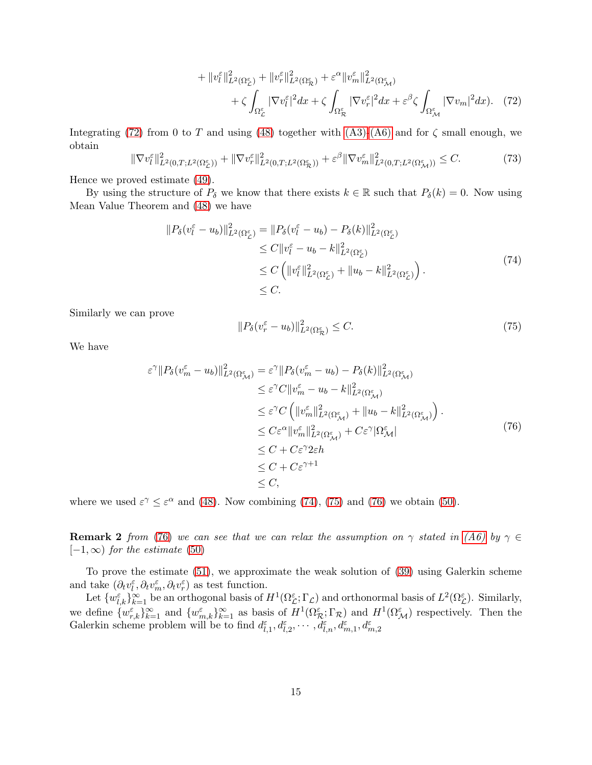$$
\begin{aligned}
&+\|v_l^\varepsilon\|^2_{L^2(\Omega^\varepsilon_{\mathcal{L}})} + \|v_r^\varepsilon\|^2_{L^2(\Omega^\varepsilon_{\mathcal{R}})} + \varepsilon^\alpha \|v_m^\varepsilon\|^2_{L^2(\Omega^\varepsilon_{\mathcal{M}})} \\
&\quad + \zeta \int_{\Omega^\varepsilon_{\mathcal{L}}} |\nabla v_l^\varepsilon|^2 dx + \zeta \int_{\Omega^\varepsilon_{\mathcal{R}}} |\nabla v_r^\varepsilon|^2 dx + \varepsilon^\beta \zeta \int_{\Omega^\varepsilon_{\mathcal{M}}} |\nabla v_m|^2 dx).
\end{aligned} \tag{72}
$$

Integrating (72) from 0 to $T$ and using (48) together with (A3)-(A6) and for $\zeta$ small enough, we obtain

$$
\|\nabla v_l^\varepsilon\|^2_{L^2(0,T;L^2(\Omega^\varepsilon_{\mathcal{L}}))} + \|\nabla v_r^\varepsilon\|^2_{L^2(0,T;L^2(\Omega^\varepsilon_{\mathcal{R}}))} + \varepsilon^\beta \|\nabla v_m^\varepsilon\|^2_{L^2(0,T;L^2(\Omega^\varepsilon_{\mathcal{M}}))} \leq C. \tag{73}
$$

Hence we proved estimate (49).

By using the structure of $P_\delta$ we know that there exists $k \in \mathbb{R}$ such that $P_\delta(k) = 0$. Now using Mean Value Theorem and (48) we have

$$
\begin{aligned}
\|P_\delta(v_l^\varepsilon - u_b)\|^2_{L^2(\Omega^\varepsilon_{\mathcal{L}})} &= \|P_\delta(v_l^\varepsilon - u_b) - P_\delta(k)\|^2_{L^2(\Omega^\varepsilon_{\mathcal{L}})} \\
&\leq C\|v_l^\varepsilon - u_b - k\|^2_{L^2(\Omega^\varepsilon_{\mathcal{L}})} \\
&\leq C\left(\|v_l^\varepsilon\|^2_{L^2(\Omega^\varepsilon_{\mathcal{L}})} + \|u_b - k\|^2_{L^2(\Omega^\varepsilon_{\mathcal{L}})}\right). \\
&\leq C.
\end{aligned} \tag{74}
$$

Similarly we can prove

$$
\|P_\delta(v_r^\varepsilon - u_b)\|^2_{L^2(\Omega^\varepsilon_{\mathcal{R}})} \leq C. \tag{75}
$$

We have

$$
\begin{aligned}
\varepsilon^\gamma \|P_\delta(v_m^\varepsilon - u_b)\|^2_{L^2(\Omega^\varepsilon_{\mathcal{M}})} &= \varepsilon^\gamma \|P_\delta(v_m^\varepsilon - u_b) - P_\delta(k)\|^2_{L^2(\Omega^\varepsilon_{\mathcal{M}})} \\
&\leq \varepsilon^\gamma C\|v_m^\varepsilon - u_b - k\|^2_{L^2(\Omega^\varepsilon_{\mathcal{M}})} \\
&\leq \varepsilon^\gamma C\left(\|v_m^\varepsilon\|^2_{L^2(\Omega^\varepsilon_{\mathcal{M}})} + \|u_b - k\|^2_{L^2(\Omega^\varepsilon_{\mathcal{M}})}\right). \\
&\leq C\varepsilon^\alpha \|v_m^\varepsilon\|^2_{L^2(\Omega^\varepsilon_{\mathcal{M}})} + C\varepsilon^\gamma |\Omega^\varepsilon_{\mathcal{M}}| \\
&\leq C + C\varepsilon^\gamma 2\varepsilon h \\
&\leq C + C\varepsilon^{\gamma+1} \\
&\leq C,
\end{aligned} \tag{76}
$$

where we used $\varepsilon^\gamma \leq \varepsilon^\alpha$ and (48). Now combining (74), (75) and (76) we obtain (50).

**Remark 2** *from (76) we can see that we can relax the assumption on $\gamma$ stated in (A6) by $\gamma \in [-1, \infty)$ for the estimate (50)*

To prove the estimate (51), we approximate the weak solution of (39) using Galerkin scheme and take $(\partial_t v_l^\varepsilon, \partial_t v_m^\varepsilon, \partial_t v_r^\varepsilon)$ as test function.

Let $\{w^\varepsilon_{l,k}\}_{k=1}^\infty$ be an orthogonal basis of $H^1(\Omega^\varepsilon_{\mathcal{L}}; \Gamma_{\mathcal{L}})$ and orthonormal basis of $L^2(\Omega^\varepsilon_{\mathcal{L}})$. Similarly, we define $\{w^\varepsilon_{r,k}\}_{k=1}^\infty$ and $\{w^\varepsilon_{m,k}\}_{k=1}^\infty$ as basis of $H^1(\Omega^\varepsilon_{\mathcal{R}}; \Gamma_{\mathcal{R}})$ and $H^1(\Omega^\varepsilon_{\mathcal{M}})$ respectively. Then the Galerkin scheme problem will be to find $d^\varepsilon_{l,1}, d^\varepsilon_{l,2}, \cdots, d^\varepsilon_{l,n}, d^\varepsilon_{m,1}, d^\varepsilon_{m,2}$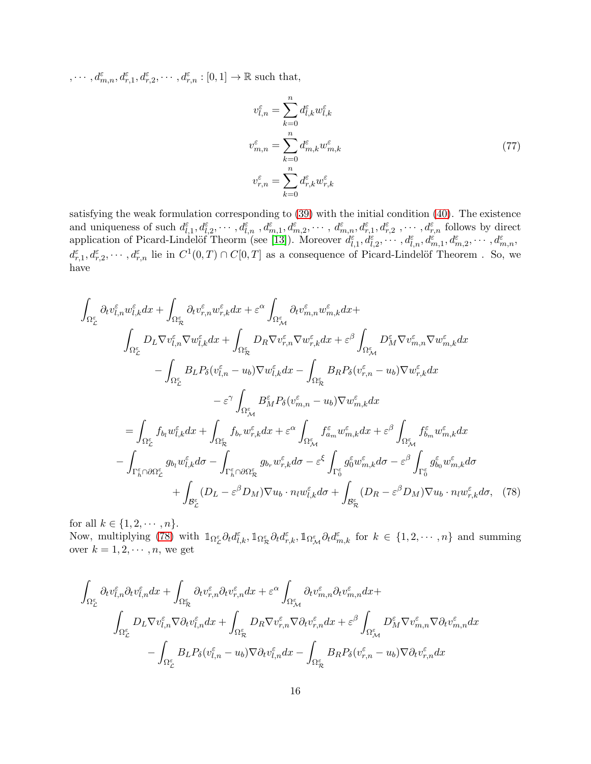$, \cdots, d^\varepsilon_{m,n}, d^\varepsilon_{r,1}, d^\varepsilon_{r,2}, \cdots, d^\varepsilon_{r,n} : [0,1] \to \mathbb{R}$ such that,

$$
\begin{aligned}
v^\varepsilon_{l,n} &= \sum_{k=0}^{n} d^\varepsilon_{l,k} w^\varepsilon_{l,k} \\
v^\varepsilon_{m,n} &= \sum_{k=0}^{n} d^\varepsilon_{m,k} w^\varepsilon_{m,k} \\
v^\varepsilon_{r,n} &= \sum_{k=0}^{n} d^\varepsilon_{r,k} w^\varepsilon_{r,k}
\end{aligned}
\tag{77}
$$

satisfying the weak formulation corresponding to (39) with the initial condition (40). The existence and uniqueness of such $d^\varepsilon_{l,1}, d^\varepsilon_{l,2}, \cdots, d^\varepsilon_{l,n}, d^\varepsilon_{m,1}, d^\varepsilon_{m,2}, \cdots, d^\varepsilon_{m,n}, d^\varepsilon_{r,1}, d^\varepsilon_{r,2}, \cdots, d^\varepsilon_{r,n}$ follows by direct application of Picard-Lindelöf Theorm (see [13]). Moreover $d^\varepsilon_{l,1}, d^\varepsilon_{l,2}, \cdots, d^\varepsilon_{l,n}, d^\varepsilon_{m,1}, d^\varepsilon_{m,2}, \cdots, d^\varepsilon_{m,n}, d^\varepsilon_{r,1}, d^\varepsilon_{r,2}, \cdots, d^\varepsilon_{r,n}$ lie in $C^1(0,T) \cap C[0,T]$ as a consequence of Picard-Lindelöf Theorem . So, we have

$$
\begin{aligned}
&\int_{\Omega^\varepsilon_{\mathcal{L}}} \partial_t v^\varepsilon_{l,n} w^\varepsilon_{l,k} dx + \int_{\Omega^\varepsilon_{\mathcal{R}}} \partial_t v^\varepsilon_{r,n} w^\varepsilon_{r,k} dx + \varepsilon^\alpha \int_{\Omega^\varepsilon_{\mathcal{M}}} \partial_t v^\varepsilon_{m,n} w^\varepsilon_{m,k} dx + \\
&\quad \int_{\Omega^\varepsilon_{\mathcal{L}}} D_L \nabla v^\varepsilon_{l,n} \nabla w^\varepsilon_{l,k} dx + \int_{\Omega^\varepsilon_{\mathcal{R}}} D_R \nabla v^\varepsilon_{r,n} \nabla w^\varepsilon_{r,k} dx + \varepsilon^\beta \int_{\Omega^\varepsilon_{\mathcal{M}}} D^\varepsilon_M \nabla v^\varepsilon_{m,n} \nabla w^\varepsilon_{m,k} dx \\
&\quad - \int_{\Omega^\varepsilon_{\mathcal{L}}} B_L P_\delta(v^\varepsilon_{l,n} - u_b) \nabla w^\varepsilon_{l,k} dx - \int_{\Omega^\varepsilon_{\mathcal{R}}} B_R P_\delta(v^\varepsilon_{r,n} - u_b) \nabla w^\varepsilon_{r,k} dx \\
&\quad - \varepsilon^\gamma \int_{\Omega^\varepsilon_{\mathcal{M}}} B^\varepsilon_M P_\delta(v^\varepsilon_{m,n} - u_b) \nabla w^\varepsilon_{m,k} dx \\
&= \int_{\Omega^\varepsilon_{\mathcal{L}}} f_{b_l} w^\varepsilon_{l,k} dx + \int_{\Omega^\varepsilon_{\mathcal{R}}} f_{b_r} w^\varepsilon_{r,k} dx + \varepsilon^\alpha \int_{\Omega^\varepsilon_{\mathcal{M}}} f^\varepsilon_{a_m} w^\varepsilon_{m,k} dx + \varepsilon^\beta \int_{\Omega^\varepsilon_{\mathcal{M}}} f^\varepsilon_{b_m} w^\varepsilon_{m,k} dx \\
&\quad - \int_{\Gamma^\varepsilon_h \cap \partial\Omega^\varepsilon_{\mathcal{L}}} g_{b_l} w^\varepsilon_{l,k} d\sigma - \int_{\Gamma^\varepsilon_h \cap \partial\Omega^\varepsilon_{\mathcal{R}}} g_{b_r} w^\varepsilon_{r,k} d\sigma - \varepsilon^\xi \int_{\Gamma^\varepsilon_0} g^\varepsilon_0 w^\varepsilon_{m,k} d\sigma - \varepsilon^\beta \int_{\Gamma^\varepsilon_0} g^\varepsilon_{b_0} w^\varepsilon_{m,k} d\sigma \\
&\quad + \int_{\mathcal{B}^\varepsilon_{\mathcal{L}}} (D_L - \varepsilon^\beta D_M) \nabla u_b \cdot n_l w^\varepsilon_{l,k} d\sigma + \int_{\mathcal{B}^\varepsilon_{\mathcal{R}}} (D_R - \varepsilon^\beta D_M) \nabla u_b \cdot n_l w^\varepsilon_{r,k} d\sigma,
\end{aligned}
\tag{78}
$$

for all $k \in \{1, 2, \cdots, n\}$.
Now, multiplying (78) with $\mathbb{1}_{\Omega^\varepsilon_{\mathcal{L}}} \partial_t d^\varepsilon_{l,k}, \mathbb{1}_{\Omega^\varepsilon_{\mathcal{R}}} \partial_t d^\varepsilon_{r,k}, \mathbb{1}_{\Omega^\varepsilon_{\mathcal{M}}} \partial_t d^\varepsilon_{m,k}$ for $k \in \{1, 2, \cdots, n\}$ and summing over $k = 1, 2, \cdots, n$, we get

$$
\begin{aligned}
&\int_{\Omega^\varepsilon_{\mathcal{L}}} \partial_t v^\varepsilon_{l,n} \partial_t v^\varepsilon_{l,n} dx + \int_{\Omega^\varepsilon_{\mathcal{R}}} \partial_t v^\varepsilon_{r,n} \partial_t v^\varepsilon_{r,n} dx + \varepsilon^\alpha \int_{\Omega^\varepsilon_{\mathcal{M}}} \partial_t v^\varepsilon_{m,n} \partial_t v^\varepsilon_{m,n} dx + \\
&\quad \int_{\Omega^\varepsilon_{\mathcal{L}}} D_L \nabla v^\varepsilon_{l,n} \nabla \partial_t v^\varepsilon_{l,n} dx + \int_{\Omega^\varepsilon_{\mathcal{R}}} D_R \nabla v^\varepsilon_{r,n} \nabla \partial_t v^\varepsilon_{r,n} dx + \varepsilon^\beta \int_{\Omega^\varepsilon_{\mathcal{M}}} D^\varepsilon_M \nabla v^\varepsilon_{m,n} \nabla \partial_t v^\varepsilon_{m,n} dx \\
&\quad - \int_{\Omega^\varepsilon_{\mathcal{L}}} B_L P_\delta(v^\varepsilon_{l,n} - u_b) \nabla \partial_t v^\varepsilon_{l,n} dx - \int_{\Omega^\varepsilon_{\mathcal{R}}} B_R P_\delta(v^\varepsilon_{r,n} - u_b) \nabla \partial_t v^\varepsilon_{r,n} dx
\end{aligned}
$$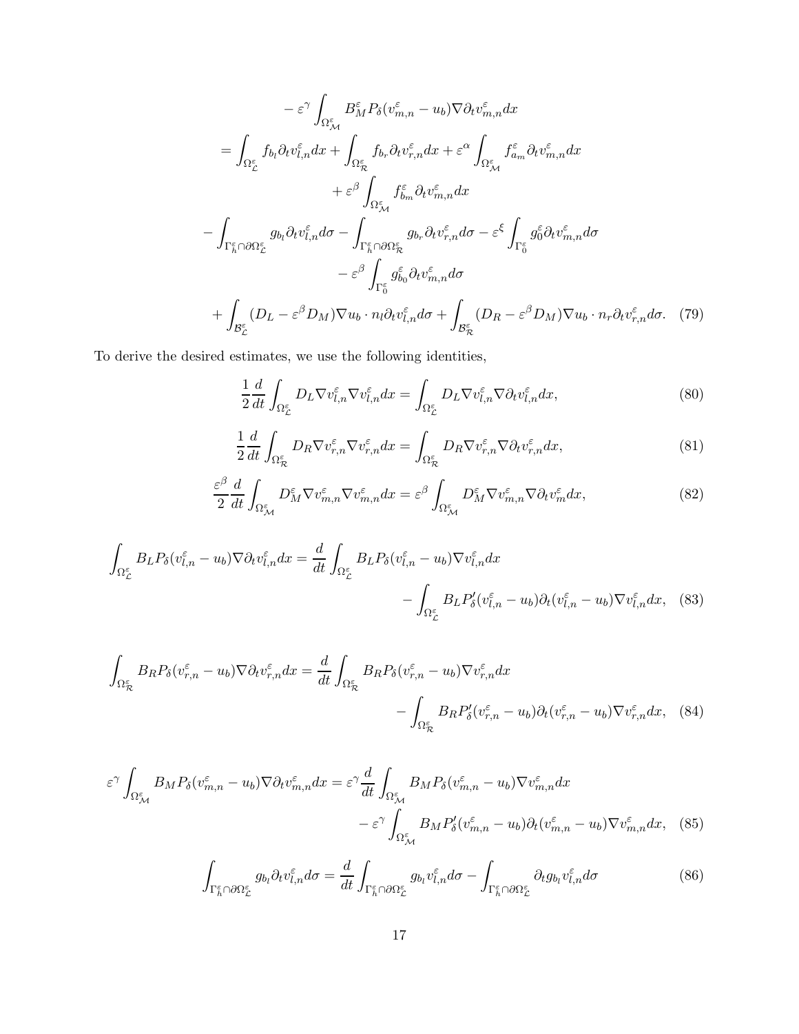$$
\begin{aligned}
&- \varepsilon^{\gamma} \int_{\Omega^{\varepsilon}_{\mathcal{M}}} B^{\varepsilon}_{M} P_{\delta}(v^{\varepsilon}_{m,n} - u_b) \nabla \partial_t v^{\varepsilon}_{m,n} dx \\
&= \int_{\Omega^{\varepsilon}_{\mathcal{L}}} f_{b_l} \partial_t v^{\varepsilon}_{l,n} dx + \int_{\Omega^{\varepsilon}_{\mathcal{R}}} f_{b_r} \partial_t v^{\varepsilon}_{r,n} dx + \varepsilon^{\alpha} \int_{\Omega^{\varepsilon}_{\mathcal{M}}} f^{\varepsilon}_{a_m} \partial_t v^{\varepsilon}_{m,n} dx \\
&\quad + \varepsilon^{\beta} \int_{\Omega^{\varepsilon}_{\mathcal{M}}} f^{\varepsilon}_{b_m} \partial_t v^{\varepsilon}_{m,n} dx \\
&- \int_{\Gamma^{\varepsilon}_{h} \cap \partial \Omega^{\varepsilon}_{\mathcal{L}}} g_{b_l} \partial_t v^{\varepsilon}_{l,n} d\sigma - \int_{\Gamma^{\varepsilon}_{h} \cap \partial \Omega^{\varepsilon}_{\mathcal{R}}} g_{b_r} \partial_t v^{\varepsilon}_{r,n} d\sigma - \varepsilon^{\xi} \int_{\Gamma^{\varepsilon}_{0}} g^{\varepsilon}_{0} \partial_t v^{\varepsilon}_{m,n} d\sigma \\
&\quad - \varepsilon^{\beta} \int_{\Gamma^{\varepsilon}_{0}} g^{\varepsilon}_{b_0} \partial_t v^{\varepsilon}_{m,n} d\sigma \\
&+ \int_{\mathcal{B}^{\varepsilon}_{\mathcal{L}}} (D_L - \varepsilon^{\beta} D_M) \nabla u_b \cdot n_l \partial_t v^{\varepsilon}_{l,n} d\sigma + \int_{\mathcal{B}^{\varepsilon}_{\mathcal{R}}} (D_R - \varepsilon^{\beta} D_M) \nabla u_b \cdot n_r \partial_t v^{\varepsilon}_{r,n} d\sigma. \quad (79)
\end{aligned}
$$

To derive the desired estimates, we use the following identities,

$$
\frac{1}{2} \frac{d}{dt} \int_{\Omega^{\varepsilon}_{\mathcal{L}}} D_L \nabla v^{\varepsilon}_{l,n} \nabla v^{\varepsilon}_{l,n} dx = \int_{\Omega^{\varepsilon}_{\mathcal{L}}} D_L \nabla v^{\varepsilon}_{l,n} \nabla \partial_t v^{\varepsilon}_{l,n} dx, \quad (80)
$$

$$
\frac{1}{2} \frac{d}{dt} \int_{\Omega^{\varepsilon}_{\mathcal{R}}} D_R \nabla v^{\varepsilon}_{r,n} \nabla v^{\varepsilon}_{r,n} dx = \int_{\Omega^{\varepsilon}_{\mathcal{R}}} D_R \nabla v^{\varepsilon}_{r,n} \nabla \partial_t v^{\varepsilon}_{r,n} dx, \quad (81)
$$

$$
\frac{\varepsilon^{\beta}}{2} \frac{d}{dt} \int_{\Omega^{\varepsilon}_{\mathcal{M}}} D^{\varepsilon}_{M} \nabla v^{\varepsilon}_{m,n} \nabla v^{\varepsilon}_{m,n} dx = \varepsilon^{\beta} \int_{\Omega^{\varepsilon}_{\mathcal{M}}} D^{\varepsilon}_{M} \nabla v^{\varepsilon}_{m,n} \nabla \partial_t v^{\varepsilon}_{m} dx, \quad (82)
$$

$$
\begin{aligned}
\int_{\Omega^{\varepsilon}_{\mathcal{L}}} B_L P_{\delta}(v^{\varepsilon}_{l,n} - u_b) \nabla \partial_t v^{\varepsilon}_{l,n} dx &= \frac{d}{dt} \int_{\Omega^{\varepsilon}_{\mathcal{L}}} B_L P_{\delta}(v^{\varepsilon}_{l,n} - u_b) \nabla v^{\varepsilon}_{l,n} dx \\
&\quad - \int_{\Omega^{\varepsilon}_{\mathcal{L}}} B_L P'_{\delta}(v^{\varepsilon}_{l,n} - u_b) \partial_t (v^{\varepsilon}_{l,n} - u_b) \nabla v^{\varepsilon}_{l,n} dx, \quad (83)
\end{aligned}
$$

$$
\begin{aligned}
\int_{\Omega^{\varepsilon}_{\mathcal{R}}} B_R P_{\delta}(v^{\varepsilon}_{r,n} - u_b) \nabla \partial_t v^{\varepsilon}_{r,n} dx &= \frac{d}{dt} \int_{\Omega^{\varepsilon}_{\mathcal{R}}} B_R P_{\delta}(v^{\varepsilon}_{r,n} - u_b) \nabla v^{\varepsilon}_{r,n} dx \\
&\quad - \int_{\Omega^{\varepsilon}_{\mathcal{R}}} B_R P'_{\delta}(v^{\varepsilon}_{r,n} - u_b) \partial_t (v^{\varepsilon}_{r,n} - u_b) \nabla v^{\varepsilon}_{r,n} dx, \quad (84)
\end{aligned}
$$

$$
\begin{aligned}
\varepsilon^{\gamma} \int_{\Omega^{\varepsilon}_{\mathcal{M}}} B_M P_{\delta}(v^{\varepsilon}_{m,n} - u_b) \nabla \partial_t v^{\varepsilon}_{m,n} dx &= \varepsilon^{\gamma} \frac{d}{dt} \int_{\Omega^{\varepsilon}_{\mathcal{M}}} B_M P_{\delta}(v^{\varepsilon}_{m,n} - u_b) \nabla v^{\varepsilon}_{m,n} dx \\
&\quad - \varepsilon^{\gamma} \int_{\Omega^{\varepsilon}_{\mathcal{M}}} B_M P'_{\delta}(v^{\varepsilon}_{m,n} - u_b) \partial_t (v^{\varepsilon}_{m,n} - u_b) \nabla v^{\varepsilon}_{m,n} dx, \quad (85)
\end{aligned}
$$

$$
\int_{\Gamma^{\varepsilon}_{h} \cap \partial \Omega^{\varepsilon}_{\mathcal{L}}} g_{b_l} \partial_t v^{\varepsilon}_{l,n} d\sigma = \frac{d}{dt} \int_{\Gamma^{\varepsilon}_{h} \cap \partial \Omega^{\varepsilon}_{\mathcal{L}}} g_{b_l} v^{\varepsilon}_{l,n} d\sigma - \int_{\Gamma^{\varepsilon}_{h} \cap \partial \Omega^{\varepsilon}_{\mathcal{L}}} \partial_t g_{b_l} v^{\varepsilon}_{l,n} d\sigma \quad (86)
$$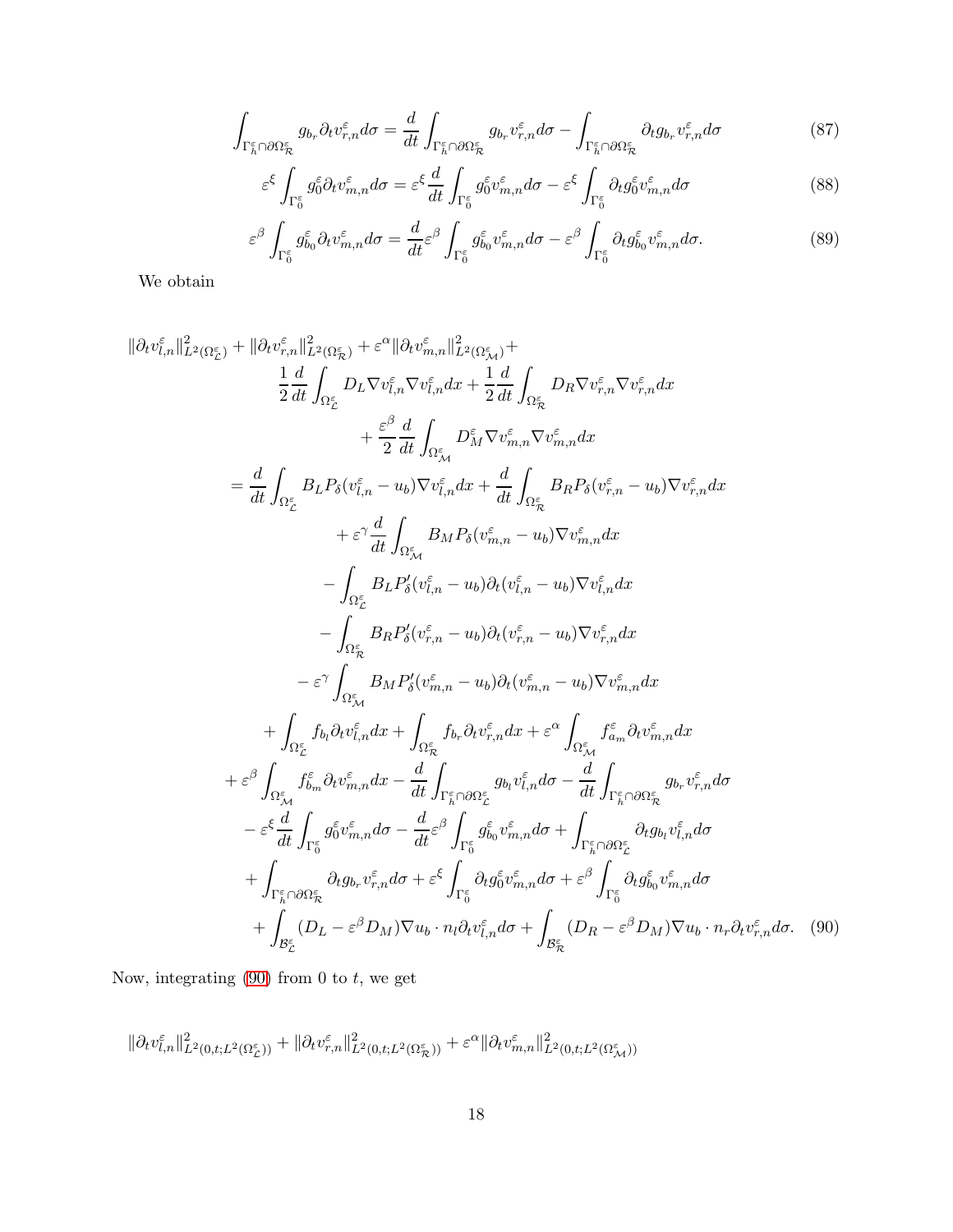$$\int_{\Gamma_h^\varepsilon \cap \partial\Omega_{\mathcal{R}}^\varepsilon} g_{b_r} \partial_t v_{r,n}^\varepsilon d\sigma = \frac{d}{dt} \int_{\Gamma_h^\varepsilon \cap \partial\Omega_{\mathcal{R}}^\varepsilon} g_{b_r} v_{r,n}^\varepsilon d\sigma - \int_{\Gamma_h^\varepsilon \cap \partial\Omega_{\mathcal{R}}^\varepsilon} \partial_t g_{b_r} v_{r,n}^\varepsilon d\sigma \tag{87}$$

$$\varepsilon^\xi \int_{\Gamma_0^\varepsilon} g_0^\varepsilon \partial_t v_{m,n}^\varepsilon d\sigma = \varepsilon^\xi \frac{d}{dt} \int_{\Gamma_0^\varepsilon} g_0^\varepsilon v_{m,n}^\varepsilon d\sigma - \varepsilon^\xi \int_{\Gamma_0^\varepsilon} \partial_t g_0^\varepsilon v_{m,n}^\varepsilon d\sigma \tag{88}$$

$$\varepsilon^\beta \int_{\Gamma_0^\varepsilon} g_{b_0}^\varepsilon \partial_t v_{m,n}^\varepsilon d\sigma = \frac{d}{dt} \varepsilon^\beta \int_{\Gamma_0^\varepsilon} g_{b_0}^\varepsilon v_{m,n}^\varepsilon d\sigma - \varepsilon^\beta \int_{\Gamma_0^\varepsilon} \partial_t g_{b_0}^\varepsilon v_{m,n}^\varepsilon d\sigma. \tag{89}$$

We obtain

$$\begin{aligned}
&\|\partial_t v_{l,n}^\varepsilon\|_{L^2(\Omega_{\mathcal{L}}^\varepsilon)}^2 + \|\partial_t v_{r,n}^\varepsilon\|_{L^2(\Omega_{\mathcal{R}}^\varepsilon)}^2 + \varepsilon^\alpha \|\partial_t v_{m,n}^\varepsilon\|_{L^2(\Omega_{\mathcal{M}}^\varepsilon)}^2 + \\
&\qquad \frac{1}{2}\frac{d}{dt}\int_{\Omega_{\mathcal{L}}^\varepsilon} D_L \nabla v_{l,n}^\varepsilon \nabla v_{l,n}^\varepsilon dx + \frac{1}{2}\frac{d}{dt}\int_{\Omega_{\mathcal{R}}^\varepsilon} D_R \nabla v_{r,n}^\varepsilon \nabla v_{r,n}^\varepsilon dx \\
&\qquad + \frac{\varepsilon^\beta}{2}\frac{d}{dt}\int_{\Omega_{\mathcal{M}}^\varepsilon} D_M^\varepsilon \nabla v_{m,n}^\varepsilon \nabla v_{m,n}^\varepsilon dx \\
&= \frac{d}{dt}\int_{\Omega_{\mathcal{L}}^\varepsilon} B_L P_\delta(v_{l,n}^\varepsilon - u_b)\nabla v_{l,n}^\varepsilon dx + \frac{d}{dt}\int_{\Omega_{\mathcal{R}}^\varepsilon} B_R P_\delta(v_{r,n}^\varepsilon - u_b)\nabla v_{r,n}^\varepsilon dx \\
&\qquad + \varepsilon^\gamma \frac{d}{dt}\int_{\Omega_{\mathcal{M}}^\varepsilon} B_M P_\delta(v_{m,n}^\varepsilon - u_b)\nabla v_{m,n}^\varepsilon dx \\
&\qquad - \int_{\Omega_{\mathcal{L}}^\varepsilon} B_L P_\delta'(v_{l,n}^\varepsilon - u_b)\partial_t(v_{l,n}^\varepsilon - u_b)\nabla v_{l,n}^\varepsilon dx \\
&\qquad - \int_{\Omega_{\mathcal{R}}^\varepsilon} B_R P_\delta'(v_{r,n}^\varepsilon - u_b)\partial_t(v_{r,n}^\varepsilon - u_b)\nabla v_{r,n}^\varepsilon dx \\
&\qquad - \varepsilon^\gamma \int_{\Omega_{\mathcal{M}}^\varepsilon} B_M P_\delta'(v_{m,n}^\varepsilon - u_b)\partial_t(v_{m,n}^\varepsilon - u_b)\nabla v_{m,n}^\varepsilon dx \\
&\qquad + \int_{\Omega_{\mathcal{L}}^\varepsilon} f_{b_l}\partial_t v_{l,n}^\varepsilon dx + \int_{\Omega_{\mathcal{R}}^\varepsilon} f_{b_r}\partial_t v_{r,n}^\varepsilon dx + \varepsilon^\alpha \int_{\Omega_{\mathcal{M}}^\varepsilon} f_{a_m}^\varepsilon \partial_t v_{m,n}^\varepsilon dx \\
&\qquad + \varepsilon^\beta \int_{\Omega_{\mathcal{M}}^\varepsilon} f_{b_m}^\varepsilon \partial_t v_{m,n}^\varepsilon dx - \frac{d}{dt}\int_{\Gamma_h^\varepsilon\cap\partial\Omega_{\mathcal{L}}^\varepsilon} g_{b_l} v_{l,n}^\varepsilon d\sigma - \frac{d}{dt}\int_{\Gamma_h^\varepsilon\cap\partial\Omega_{\mathcal{R}}^\varepsilon} g_{b_r} v_{r,n}^\varepsilon d\sigma \\
&\qquad - \varepsilon^\xi \frac{d}{dt}\int_{\Gamma_0^\varepsilon} g_0^\varepsilon v_{m,n}^\varepsilon d\sigma - \frac{d}{dt}\varepsilon^\beta \int_{\Gamma_0^\varepsilon} g_{b_0}^\varepsilon v_{m,n}^\varepsilon d\sigma + \int_{\Gamma_h^\varepsilon\cap\partial\Omega_{\mathcal{L}}^\varepsilon} \partial_t g_{b_l} v_{l,n}^\varepsilon d\sigma \\
&\qquad + \int_{\Gamma_h^\varepsilon\cap\partial\Omega_{\mathcal{R}}^\varepsilon} \partial_t g_{b_r} v_{r,n}^\varepsilon d\sigma + \varepsilon^\xi \int_{\Gamma_0^\varepsilon} \partial_t g_0^\varepsilon v_{m,n}^\varepsilon d\sigma + \varepsilon^\beta \int_{\Gamma_0^\varepsilon} \partial_t g_{b_0}^\varepsilon v_{m,n}^\varepsilon d\sigma \\
&\qquad + \int_{\mathcal{B}_{\mathcal{L}}^\varepsilon} (D_L - \varepsilon^\beta D_M)\nabla u_b \cdot n_l \partial_t v_{l,n}^\varepsilon d\sigma + \int_{\mathcal{B}_{\mathcal{R}}^\varepsilon} (D_R - \varepsilon^\beta D_M)\nabla u_b \cdot n_r \partial_t v_{r,n}^\varepsilon d\sigma. 
\end{aligned} \tag{90}$$

Now, integrating (90) from 0 to $t$, we get

$$\|\partial_t v_{l,n}^\varepsilon\|_{L^2(0,t;L^2(\Omega_{\mathcal{L}}^\varepsilon))}^2 + \|\partial_t v_{r,n}^\varepsilon\|_{L^2(0,t;L^2(\Omega_{\mathcal{R}}^\varepsilon))}^2 + \varepsilon^\alpha \|\partial_t v_{m,n}^\varepsilon\|_{L^2(0,t;L^2(\Omega_{\mathcal{M}}^\varepsilon))}^2$$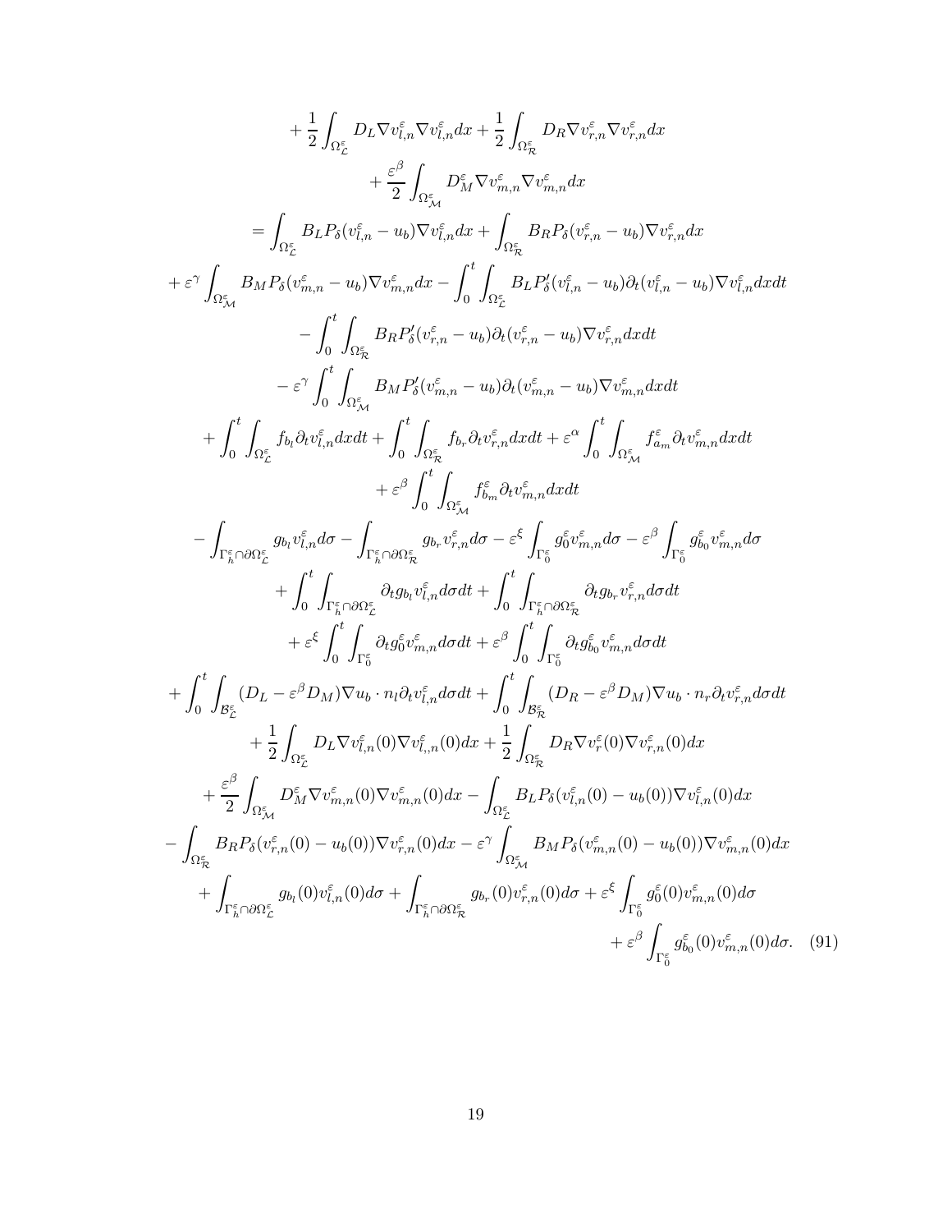$$
\begin{aligned}
&+ \frac{1}{2}\int_{\Omega^\varepsilon_{\mathcal{L}}} D_L \nabla v^\varepsilon_{l,n} \nabla v^\varepsilon_{l,n} dx + \frac{1}{2}\int_{\Omega^\varepsilon_{\mathcal{R}}} D_R \nabla v^\varepsilon_{r,n} \nabla v^\varepsilon_{r,n} dx \\
&+ \frac{\varepsilon^\beta}{2}\int_{\Omega^\varepsilon_{\mathcal{M}}} D^\varepsilon_M \nabla v^\varepsilon_{m,n} \nabla v^\varepsilon_{m,n} dx \\
&= \int_{\Omega^\varepsilon_{\mathcal{L}}} B_L P_\delta(v^\varepsilon_{l,n} - u_b)\nabla v^\varepsilon_{l,n} dx + \int_{\Omega^\varepsilon_{\mathcal{R}}} B_R P_\delta(v^\varepsilon_{r,n} - u_b)\nabla v^\varepsilon_{r,n} dx \\
&+ \varepsilon^\gamma \int_{\Omega^\varepsilon_{\mathcal{M}}} B_M P_\delta(v^\varepsilon_{m,n} - u_b)\nabla v^\varepsilon_{m,n} dx - \int_0^t \int_{\Omega^\varepsilon_{\mathcal{L}}} B_L P'_\delta(v^\varepsilon_{l,n} - u_b)\partial_t(v^\varepsilon_{l,n} - u_b)\nabla v^\varepsilon_{l,n} dx dt \\
&- \int_0^t \int_{\Omega^\varepsilon_{\mathcal{R}}} B_R P'_\delta(v^\varepsilon_{r,n} - u_b)\partial_t(v^\varepsilon_{r,n} - u_b)\nabla v^\varepsilon_{r,n} dx dt \\
&- \varepsilon^\gamma \int_0^t \int_{\Omega^\varepsilon_{\mathcal{M}}} B_M P'_\delta(v^\varepsilon_{m,n} - u_b)\partial_t(v^\varepsilon_{m,n} - u_b)\nabla v^\varepsilon_{m,n} dx dt \\
&+ \int_0^t \int_{\Omega^\varepsilon_{\mathcal{L}}} f_{b_l}\partial_t v^\varepsilon_{l,n} dx dt + \int_0^t \int_{\Omega^\varepsilon_{\mathcal{R}}} f_{b_r}\partial_t v^\varepsilon_{r,n} dx dt + \varepsilon^\alpha \int_0^t \int_{\Omega^\varepsilon_{\mathcal{M}}} f^\varepsilon_{a_m}\partial_t v^\varepsilon_{m,n} dx dt \\
&+ \varepsilon^\beta \int_0^t \int_{\Omega^\varepsilon_{\mathcal{M}}} f^\varepsilon_{b_m}\partial_t v^\varepsilon_{m,n} dx dt \\
&- \int_{\Gamma^\varepsilon_h \cap \partial\Omega^\varepsilon_{\mathcal{L}}} g_{b_l} v^\varepsilon_{l,n} d\sigma - \int_{\Gamma^\varepsilon_h \cap \partial\Omega^\varepsilon_{\mathcal{R}}} g_{b_r} v^\varepsilon_{r,n} d\sigma - \varepsilon^\xi \int_{\Gamma^\varepsilon_0} g^\varepsilon_0 v^\varepsilon_{m,n} d\sigma - \varepsilon^\beta \int_{\Gamma^\varepsilon_0} g^\varepsilon_{b_0} v^\varepsilon_{m,n} d\sigma \\
&+ \int_0^t \int_{\Gamma^\varepsilon_h \cap \partial\Omega^\varepsilon_{\mathcal{L}}} \partial_t g_{b_l} v^\varepsilon_{l,n} d\sigma dt + \int_0^t \int_{\Gamma^\varepsilon_h \cap \partial\Omega^\varepsilon_{\mathcal{R}}} \partial_t g_{b_r} v^\varepsilon_{r,n} d\sigma dt \\
&+ \varepsilon^\xi \int_0^t \int_{\Gamma^\varepsilon_0} \partial_t g^\varepsilon_0 v^\varepsilon_{m,n} d\sigma dt + \varepsilon^\beta \int_0^t \int_{\Gamma^\varepsilon_0} \partial_t g^\varepsilon_{b_0} v^\varepsilon_{m,n} d\sigma dt \\
&+ \int_0^t \int_{\mathcal{B}^\varepsilon_{\mathcal{L}}} (D_L - \varepsilon^\beta D_M)\nabla u_b \cdot n_l \partial_t v^\varepsilon_{l,n} d\sigma dt + \int_0^t \int_{\mathcal{B}^\varepsilon_{\mathcal{R}}} (D_R - \varepsilon^\beta D_M)\nabla u_b \cdot n_r \partial_t v^\varepsilon_{r,n} d\sigma dt \\
&+ \frac{1}{2}\int_{\Omega^\varepsilon_{\mathcal{L}}} D_L \nabla v^\varepsilon_{l,n}(0)\nabla v^\varepsilon_{l,n}(0) dx + \frac{1}{2}\int_{\Omega^\varepsilon_{\mathcal{R}}} D_R \nabla v^\varepsilon_{r}(0)\nabla v^\varepsilon_{r,n}(0) dx \\
&+ \frac{\varepsilon^\beta}{2}\int_{\Omega^\varepsilon_{\mathcal{M}}} D^\varepsilon_M \nabla v^\varepsilon_{m,n}(0)\nabla v^\varepsilon_{m,n}(0) dx - \int_{\Omega^\varepsilon_{\mathcal{L}}} B_L P_\delta(v^\varepsilon_{l,n}(0) - u_b(0))\nabla v^\varepsilon_{l,n}(0) dx \\
&- \int_{\Omega^\varepsilon_{\mathcal{R}}} B_R P_\delta(v^\varepsilon_{r,n}(0) - u_b(0))\nabla v^\varepsilon_{r,n}(0) dx - \varepsilon^\gamma \int_{\Omega^\varepsilon_{\mathcal{M}}} B_M P_\delta(v^\varepsilon_{m,n}(0) - u_b(0))\nabla v^\varepsilon_{m,n}(0) dx \\
&+ \int_{\Gamma^\varepsilon_h \cap \partial\Omega^\varepsilon_{\mathcal{L}}} g_{b_l}(0) v^\varepsilon_{l,n}(0) d\sigma + \int_{\Gamma^\varepsilon_h \cap \partial\Omega^\varepsilon_{\mathcal{R}}} g_{b_r}(0) v^\varepsilon_{r,n}(0) d\sigma + \varepsilon^\xi \int_{\Gamma^\varepsilon_0} g^\varepsilon_0(0) v^\varepsilon_{m,n}(0) d\sigma \\
&+ \varepsilon^\beta \int_{\Gamma^\varepsilon_0} g^\varepsilon_{b_0}(0) v^\varepsilon_{m,n}(0) d\sigma. \quad (91)
\end{aligned}
$$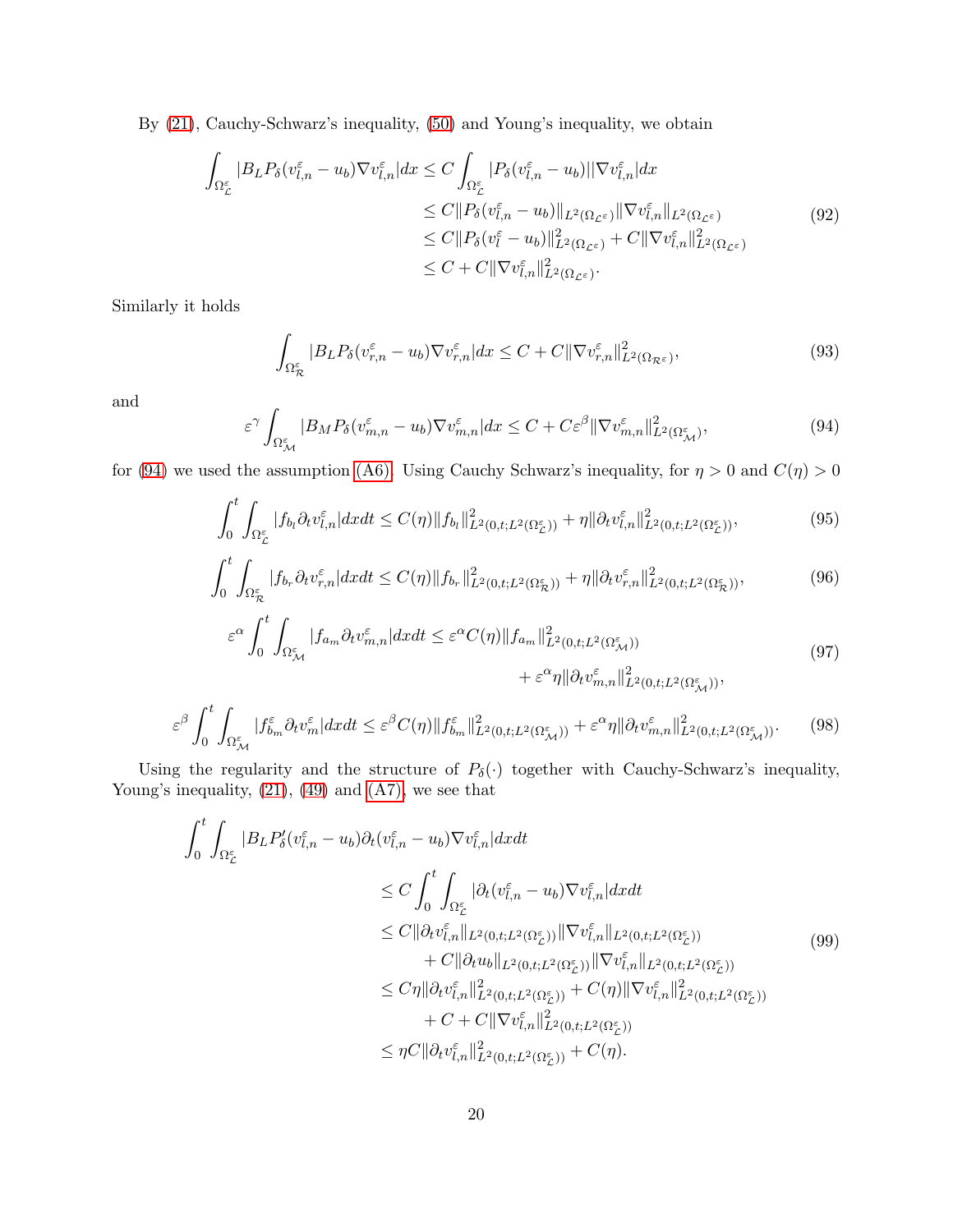By (21), Cauchy-Schwarz's inequality, (50) and Young's inequality, we obtain

$$
\begin{aligned}
\int_{\Omega^\varepsilon_{\mathcal{L}}} |B_L P_\delta(v^\varepsilon_{l,n} - u_b)\nabla v^\varepsilon_{l,n}| dx &\leq C\int_{\Omega^\varepsilon_{\mathcal{L}}} |P_\delta(v^\varepsilon_{l,n} - u_b)||\nabla v^\varepsilon_{l,n}| dx \\
&\leq C\|P_\delta(v^\varepsilon_{l,n} - u_b)\|_{L^2(\Omega_{\mathcal{L}^\varepsilon})}\|\nabla v^\varepsilon_{l,n}\|_{L^2(\Omega_{\mathcal{L}^\varepsilon})} \\
&\leq C\|P_\delta(v^\varepsilon_{l} - u_b)\|^2_{L^2(\Omega_{\mathcal{L}^\varepsilon})} + C\|\nabla v^\varepsilon_{l,n}\|^2_{L^2(\Omega_{\mathcal{L}^\varepsilon})} \\
&\leq C + C\|\nabla v^\varepsilon_{l,n}\|^2_{L^2(\Omega_{\mathcal{L}^\varepsilon})}.
\end{aligned}
\tag{92}
$$

Similarly it holds

$$
\int_{\Omega^\varepsilon_{\mathcal{R}}} |B_L P_\delta(v^\varepsilon_{r,n} - u_b)\nabla v^\varepsilon_{r,n}| dx \leq C + C\|\nabla v^\varepsilon_{r,n}\|^2_{L^2(\Omega_{\mathcal{R}^\varepsilon})},
\tag{93}
$$

and

$$
\varepsilon^\gamma \int_{\Omega^\varepsilon_{\mathcal{M}}} |B_M P_\delta(v^\varepsilon_{m,n} - u_b)\nabla v^\varepsilon_{m,n}| dx \leq C + C\varepsilon^\beta\|\nabla v^\varepsilon_{m,n}\|^2_{L^2(\Omega^\varepsilon_{\mathcal{M}})},
\tag{94}
$$

for (94) we used the assumption (A6). Using Cauchy Schwarz's inequality, for $\eta > 0$ and $C(\eta) > 0$

$$
\int_0^t \int_{\Omega^\varepsilon_{\mathcal{L}}} |f_{b_l}\partial_t v^\varepsilon_{l,n}| dxdt \leq C(\eta)\|f_{b_l}\|^2_{L^2(0,t;L^2(\Omega^\varepsilon_{\mathcal{L}}))} + \eta\|\partial_t v^\varepsilon_{l,n}\|^2_{L^2(0,t;L^2(\Omega^\varepsilon_{\mathcal{L}}))},
\tag{95}
$$

$$
\int_0^t \int_{\Omega^\varepsilon_{\mathcal{R}}} |f_{b_r}\partial_t v^\varepsilon_{r,n}| dxdt \leq C(\eta)\|f_{b_r}\|^2_{L^2(0,t;L^2(\Omega^\varepsilon_{\mathcal{R}}))} + \eta\|\partial_t v^\varepsilon_{r,n}\|^2_{L^2(0,t;L^2(\Omega^\varepsilon_{\mathcal{R}}))},
\tag{96}
$$

$$
\begin{aligned}
\varepsilon^\alpha \int_0^t \int_{\Omega^\varepsilon_{\mathcal{M}}} |f_{a_m}\partial_t v^\varepsilon_{m,n}| dxdt &\leq \varepsilon^\alpha C(\eta)\|f_{a_m}\|^2_{L^2(0,t;L^2(\Omega^\varepsilon_{\mathcal{M}}))} \\
&\quad + \varepsilon^\alpha\eta\|\partial_t v^\varepsilon_{m,n}\|^2_{L^2(0,t;L^2(\Omega^\varepsilon_{\mathcal{M}}))},
\end{aligned}
\tag{97}
$$

$$
\varepsilon^\beta \int_0^t \int_{\Omega^\varepsilon_{\mathcal{M}}} |f^\varepsilon_{b_m}\partial_t v^\varepsilon_{m}| dxdt \leq \varepsilon^\beta C(\eta)\|f^\varepsilon_{b_m}\|^2_{L^2(0,t;L^2(\Omega^\varepsilon_{\mathcal{M}}))} + \varepsilon^\alpha\eta\|\partial_t v^\varepsilon_{m,n}\|^2_{L^2(0,t;L^2(\Omega^\varepsilon_{\mathcal{M}}))}.
\tag{98}
$$

Using the regularity and the structure of $P_\delta(\cdot)$ together with Cauchy-Schwarz's inequality, Young's inequality, (21), (49) and (A7), we see that

$$
\begin{aligned}
\int_0^t \int_{\Omega^\varepsilon_{\mathcal{L}}} &|B_L P'_\delta(v^\varepsilon_{l,n} - u_b)\partial_t(v^\varepsilon_{l,n} - u_b)\nabla v^\varepsilon_{l,n}| dxdt \\
&\leq C\int_0^t \int_{\Omega^\varepsilon_{\mathcal{L}}} |\partial_t(v^\varepsilon_{l,n} - u_b)\nabla v^\varepsilon_{l,n}| dxdt \\
&\leq C\|\partial_t v^\varepsilon_{l,n}\|_{L^2(0,t;L^2(\Omega^\varepsilon_{\mathcal{L}}))}\|\nabla v^\varepsilon_{l,n}\|_{L^2(0,t;L^2(\Omega^\varepsilon_{\mathcal{L}}))} \\
&\qquad + C\|\partial_t u_b\|_{L^2(0,t;L^2(\Omega^\varepsilon_{\mathcal{L}}))}\|\nabla v^\varepsilon_{l,n}\|_{L^2(0,t;L^2(\Omega^\varepsilon_{\mathcal{L}}))} \\
&\leq C\eta\|\partial_t v^\varepsilon_{l,n}\|^2_{L^2(0,t;L^2(\Omega^\varepsilon_{\mathcal{L}}))} + C(\eta)\|\nabla v^\varepsilon_{l,n}\|^2_{L^2(0,t;L^2(\Omega^\varepsilon_{\mathcal{L}}))} \\
&\qquad + C + C\|\nabla v^\varepsilon_{l,n}\|^2_{L^2(0,t;L^2(\Omega^\varepsilon_{\mathcal{L}}))} \\
&\leq \eta C\|\partial_t v^\varepsilon_{l,n}\|^2_{L^2(0,t;L^2(\Omega^\varepsilon_{\mathcal{L}}))} + C(\eta).
\end{aligned}
\tag{99}
$$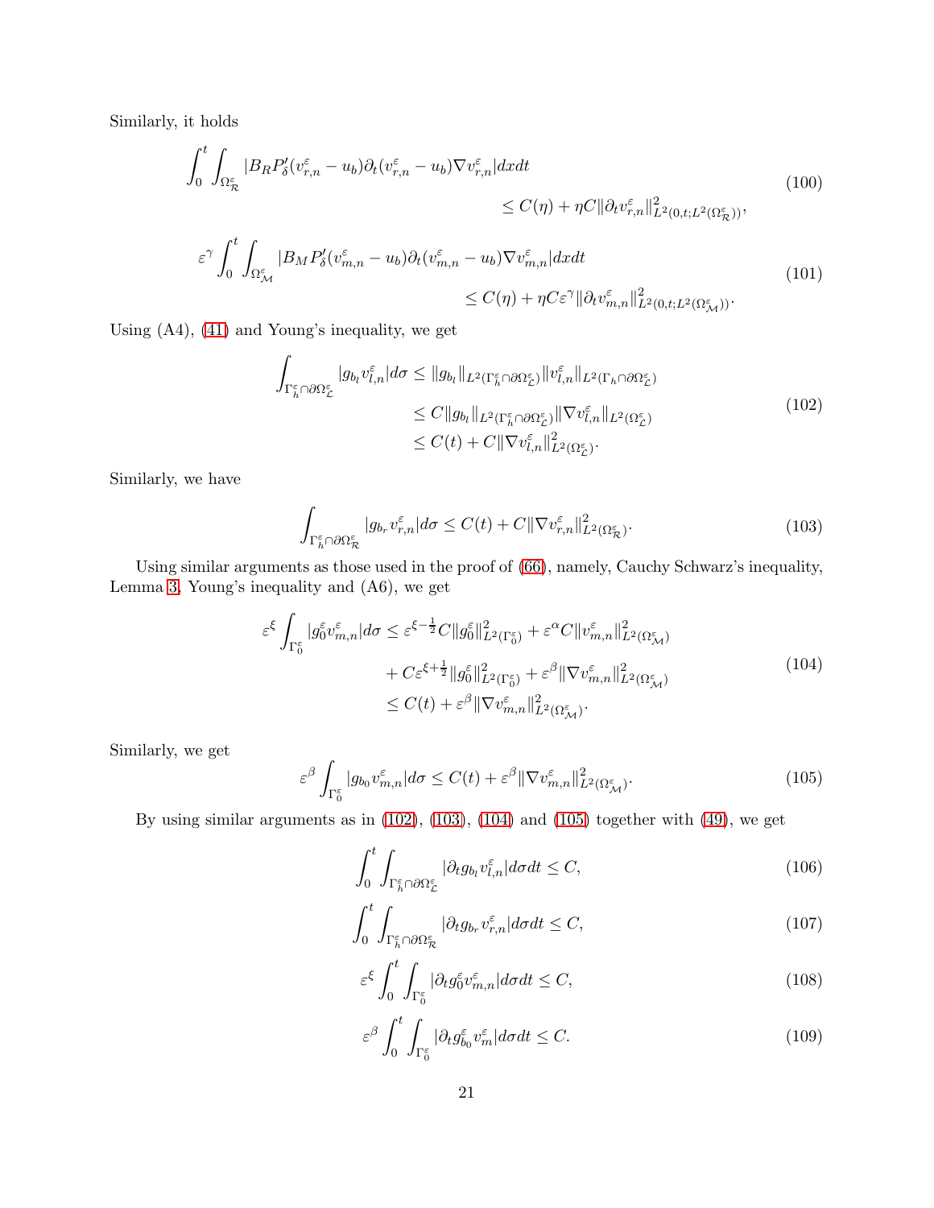Similarly, it holds

$$
\int_0^t \int_{\Omega^\varepsilon_{\mathcal{R}}} |B_R P'_\delta(v^\varepsilon_{r,n} - u_b)\partial_t(v^\varepsilon_{r,n} - u_b)\nabla v^\varepsilon_{r,n}| dx dt \leq C(\eta) + \eta C \|\partial_t v^\varepsilon_{r,n}\|^2_{L^2(0,t;L^2(\Omega^\varepsilon_{\mathcal{R}}))}, \tag{100}
$$

$$
\varepsilon^\gamma \int_0^t \int_{\Omega^\varepsilon_{\mathcal{M}}} |B_M P'_\delta(v^\varepsilon_{m,n} - u_b)\partial_t(v^\varepsilon_{m,n} - u_b)\nabla v^\varepsilon_{m,n}| dx dt \leq C(\eta) + \eta C \varepsilon^\gamma \|\partial_t v^\varepsilon_{m,n}\|^2_{L^2(0,t;L^2(\Omega^\varepsilon_{\mathcal{M}}))}. \tag{101}
$$

Using (A4), (41) and Young's inequality, we get

$$
\begin{aligned}
\int_{\Gamma^\varepsilon_h \cap \partial\Omega^\varepsilon_{\mathcal{L}}} |g_{b_l} v^\varepsilon_{l,n}| d\sigma &\leq \|g_{b_l}\|_{L^2(\Gamma^\varepsilon_h \cap \partial\Omega^\varepsilon_{\mathcal{L}})} \|v^\varepsilon_{l,n}\|_{L^2(\Gamma_h \cap \partial\Omega^\varepsilon_{\mathcal{L}})} \\
&\leq C \|g_{b_l}\|_{L^2(\Gamma^\varepsilon_h \cap \partial\Omega^\varepsilon_{\mathcal{L}})} \|\nabla v^\varepsilon_{l,n}\|_{L^2(\Omega^\varepsilon_{\mathcal{L}})} \\
&\leq C(t) + C\|\nabla v^\varepsilon_{l,n}\|^2_{L^2(\Omega^\varepsilon_{\mathcal{L}})}.
\end{aligned} \tag{102}
$$

Similarly, we have

$$
\int_{\Gamma^\varepsilon_h \cap \partial\Omega^\varepsilon_{\mathcal{R}}} |g_{b_r} v^\varepsilon_{r,n}| d\sigma \leq C(t) + C\|\nabla v^\varepsilon_{r,n}\|^2_{L^2(\Omega^\varepsilon_{\mathcal{R}})}. \tag{103}
$$

Using similar arguments as those used in the proof of (66), namely, Cauchy Schwarz's inequality, Lemma 3, Young's inequality and (A6), we get

$$
\begin{aligned}
\varepsilon^\xi \int_{\Gamma^\varepsilon_0} |g^\varepsilon_0 v^\varepsilon_{m,n}| d\sigma &\leq \varepsilon^{\xi - \frac{1}{2}} C \|g^\varepsilon_0\|^2_{L^2(\Gamma^\varepsilon_0)} + \varepsilon^\alpha C \|v^\varepsilon_{m,n}\|^2_{L^2(\Omega^\varepsilon_{\mathcal{M}})} \\
&\quad + C\varepsilon^{\xi + \frac{1}{2}} \|g^\varepsilon_0\|^2_{L^2(\Gamma^\varepsilon_0)} + \varepsilon^\beta \|\nabla v^\varepsilon_{m,n}\|^2_{L^2(\Omega^\varepsilon_{\mathcal{M}})} \\
&\leq C(t) + \varepsilon^\beta \|\nabla v^\varepsilon_{m,n}\|^2_{L^2(\Omega^\varepsilon_{\mathcal{M}})}.
\end{aligned} \tag{104}
$$

Similarly, we get

$$
\varepsilon^\beta \int_{\Gamma^\varepsilon_0} |g_{b_0} v^\varepsilon_{m,n}| d\sigma \leq C(t) + \varepsilon^\beta \|\nabla v^\varepsilon_{m,n}\|^2_{L^2(\Omega^\varepsilon_{\mathcal{M}})}. \tag{105}
$$

By using similar arguments as in (102), (103), (104) and (105) together with (49), we get

$$
\int_0^t \int_{\Gamma^\varepsilon_h \cap \partial\Omega^\varepsilon_{\mathcal{L}}} |\partial_t g_{b_l} v^\varepsilon_{l,n}| d\sigma dt \leq C, \tag{106}
$$

$$
\int_0^t \int_{\Gamma^\varepsilon_h \cap \partial\Omega^\varepsilon_{\mathcal{R}}} |\partial_t g_{b_r} v^\varepsilon_{r,n}| d\sigma dt \leq C, \tag{107}
$$

$$
\varepsilon^\xi \int_0^t \int_{\Gamma^\varepsilon_0} |\partial_t g^\varepsilon_0 v^\varepsilon_{m,n}| d\sigma dt \leq C, \tag{108}
$$

$$
\varepsilon^\beta \int_0^t \int_{\Gamma^\varepsilon_0} |\partial_t g^\varepsilon_{b_0} v^\varepsilon_m| d\sigma dt \leq C. \tag{109}
$$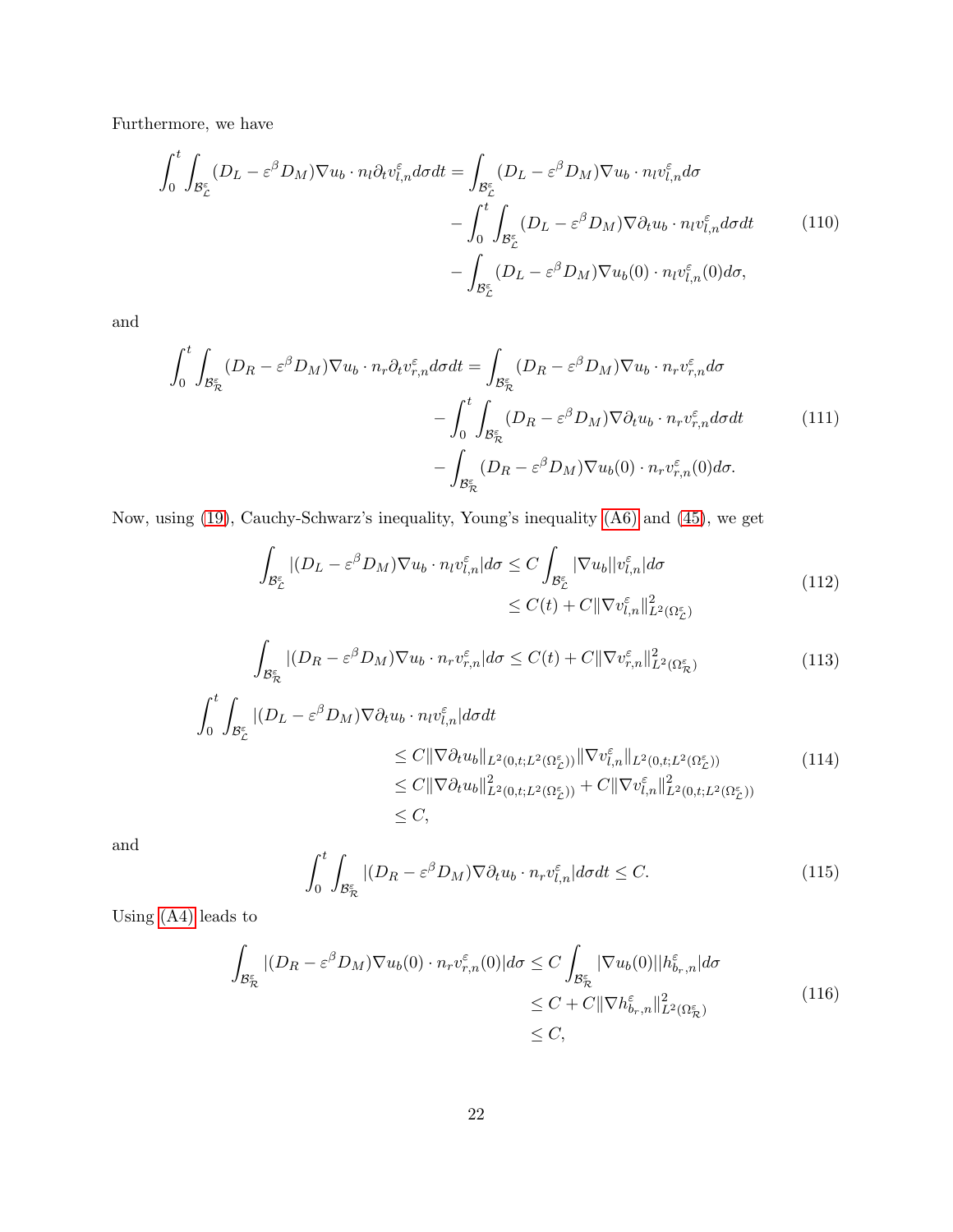Furthermore, we have

$$
\begin{aligned}
\int_0^t \int_{\mathcal{B}^\varepsilon_{\mathcal{L}}} (D_L - \varepsilon^\beta D_M)\nabla u_b \cdot n_l \partial_t v^\varepsilon_{l,n} d\sigma dt = & \int_{\mathcal{B}^\varepsilon_{\mathcal{L}}} (D_L - \varepsilon^\beta D_M)\nabla u_b \cdot n_l v^\varepsilon_{l,n} d\sigma \\
& - \int_0^t \int_{\mathcal{B}^\varepsilon_{\mathcal{L}}} (D_L - \varepsilon^\beta D_M)\nabla \partial_t u_b \cdot n_l v^\varepsilon_{l,n} d\sigma dt \\
& - \int_{\mathcal{B}^\varepsilon_{\mathcal{L}}} (D_L - \varepsilon^\beta D_M)\nabla u_b(0) \cdot n_l v^\varepsilon_{l,n}(0) d\sigma,
\end{aligned} \tag{110}
$$

and

$$
\begin{aligned}
\int_0^t \int_{\mathcal{B}^\varepsilon_{\mathcal{R}}} (D_R - \varepsilon^\beta D_M)\nabla u_b \cdot n_r \partial_t v^\varepsilon_{r,n} d\sigma dt = & \int_{\mathcal{B}^\varepsilon_{\mathcal{R}}} (D_R - \varepsilon^\beta D_M)\nabla u_b \cdot n_r v^\varepsilon_{r,n} d\sigma \\
& - \int_0^t \int_{\mathcal{B}^\varepsilon_{\mathcal{R}}} (D_R - \varepsilon^\beta D_M)\nabla \partial_t u_b \cdot n_r v^\varepsilon_{r,n} d\sigma dt \\
& - \int_{\mathcal{B}^\varepsilon_{\mathcal{R}}} (D_R - \varepsilon^\beta D_M)\nabla u_b(0) \cdot n_r v^\varepsilon_{r,n}(0) d\sigma.
\end{aligned} \tag{111}
$$

Now, using (19), Cauchy-Schwarz's inequality, Young's inequality (A6) and (45), we get

$$
\begin{aligned}
\int_{\mathcal{B}^\varepsilon_{\mathcal{L}}} |(D_L - \varepsilon^\beta D_M)\nabla u_b \cdot n_l v^\varepsilon_{l,n}| d\sigma & \leq C \int_{\mathcal{B}^\varepsilon_{\mathcal{L}}} |\nabla u_b||v^\varepsilon_{l,n}| d\sigma \\
& \leq C(t) + C\|\nabla v^\varepsilon_{l,n}\|^2_{L^2(\Omega^\varepsilon_{\mathcal{L}})}
\end{aligned} \tag{112}
$$

$$
\int_{\mathcal{B}^\varepsilon_{\mathcal{R}}} |(D_R - \varepsilon^\beta D_M)\nabla u_b \cdot n_r v^\varepsilon_{r,n}| d\sigma \leq C(t) + C\|\nabla v^\varepsilon_{r,n}\|^2_{L^2(\Omega^\varepsilon_{\mathcal{R}})} \tag{113}
$$

$$
\begin{aligned}
\int_0^t \int_{\mathcal{B}^\varepsilon_{\mathcal{L}}} & |(D_L - \varepsilon^\beta D_M)\nabla \partial_t u_b \cdot n_l v^\varepsilon_{l,n}| d\sigma dt \\
& \leq C\|\nabla \partial_t u_b\|_{L^2(0,t;L^2(\Omega^\varepsilon_{\mathcal{L}}))}\|\nabla v^\varepsilon_{l,n}\|_{L^2(0,t;L^2(\Omega^\varepsilon_{\mathcal{L}}))} \\
& \leq C\|\nabla \partial_t u_b\|^2_{L^2(0,t;L^2(\Omega^\varepsilon_{\mathcal{L}}))} + C\|\nabla v^\varepsilon_{l,n}\|^2_{L^2(0,t;L^2(\Omega^\varepsilon_{\mathcal{L}}))} \\
& \leq C,
\end{aligned} \tag{114}
$$

and

$$
\int_0^t \int_{\mathcal{B}^\varepsilon_{\mathcal{R}}} |(D_R - \varepsilon^\beta D_M)\nabla \partial_t u_b \cdot n_r v^\varepsilon_{l,n}| d\sigma dt \leq C. \tag{115}
$$

Using (A4) leads to

$$
\begin{aligned}
\int_{\mathcal{B}^\varepsilon_{\mathcal{R}}} |(D_R - \varepsilon^\beta D_M)\nabla u_b(0) \cdot n_r v^\varepsilon_{r,n}(0)| d\sigma & \leq C \int_{\mathcal{B}^\varepsilon_{\mathcal{R}}} |\nabla u_b(0)||h^\varepsilon_{b_r,n}| d\sigma \\
& \leq C + C\|\nabla h^\varepsilon_{b_r,n}\|^2_{L^2(\Omega^\varepsilon_{\mathcal{R}})} \\
& \leq C,
\end{aligned} \tag{116}
$$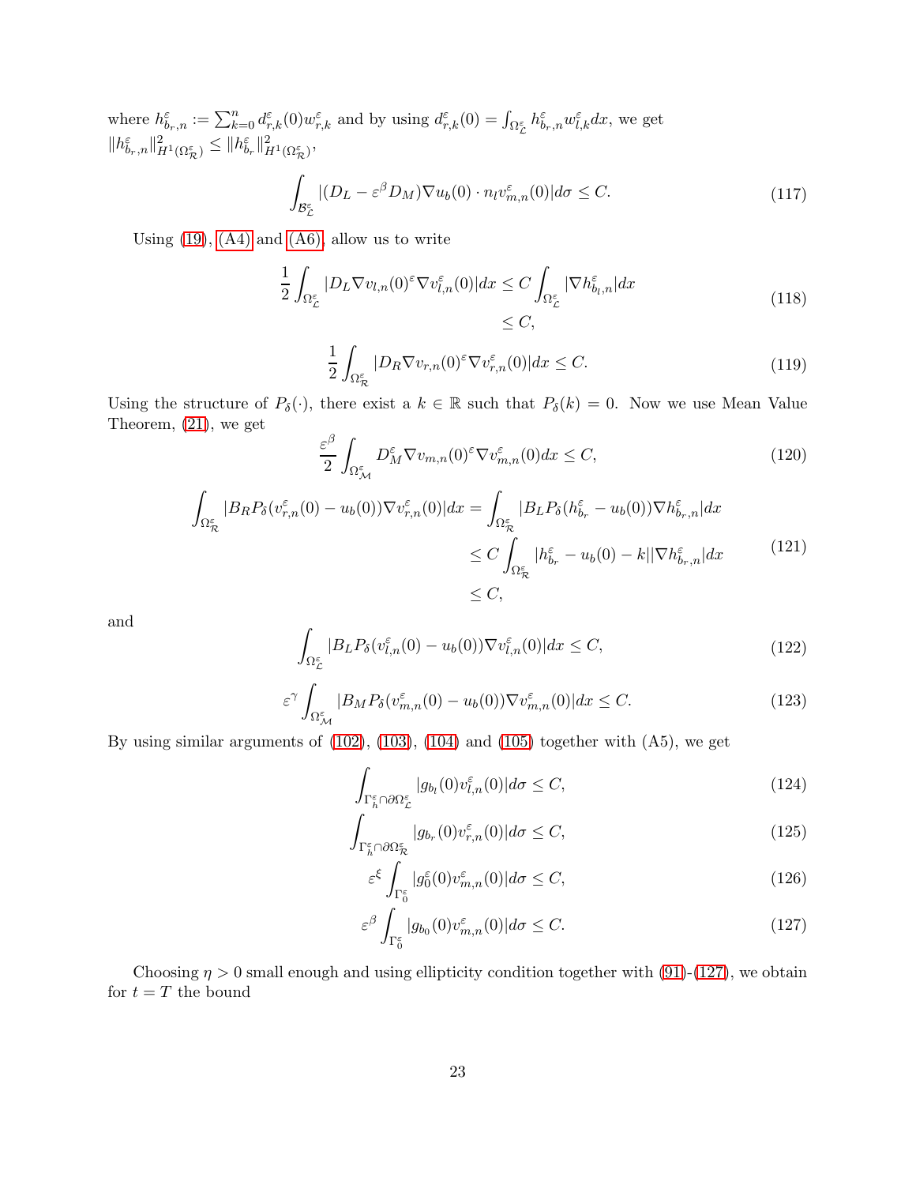where $h^\varepsilon_{b_r,n} := \sum_{k=0}^{n} d^\varepsilon_{r,k}(0) w^\varepsilon_{r,k}$ and by using $d^\varepsilon_{r,k}(0) = \int_{\Omega^\varepsilon_{\mathcal{L}}} h^\varepsilon_{b_r,n} w^\varepsilon_{l,k} dx$, we get $\|h^\varepsilon_{b_r,n}\|^2_{H^1(\Omega^\varepsilon_{\mathcal{R}})} \leq \|h^\varepsilon_{b_r}\|^2_{H^1(\Omega^\varepsilon_{\mathcal{R}})}$,

$$\int_{\mathcal{B}^\varepsilon_{\mathcal{L}}} |(D_L - \varepsilon^\beta D_M)\nabla u_b(0) \cdot n_l v^\varepsilon_{m,n}(0)| d\sigma \leq C. \tag{117}$$

Using (19), (A4) and (A6), allow us to write

$$\begin{aligned}
\frac{1}{2}\int_{\Omega^\varepsilon_{\mathcal{L}}} |D_L \nabla v_{l,n}(0)^\varepsilon \nabla v^\varepsilon_{l,n}(0)| dx &\leq C \int_{\Omega^\varepsilon_{\mathcal{L}}} |\nabla h^\varepsilon_{b_l,n}| dx \\
&\leq C,
\end{aligned} \tag{118}$$

$$\frac{1}{2}\int_{\Omega^\varepsilon_{\mathcal{R}}} |D_R \nabla v_{r,n}(0)^\varepsilon \nabla v^\varepsilon_{r,n}(0)| dx \leq C. \tag{119}$$

Using the structure of $P_\delta(\cdot)$, there exist a $k \in \mathbb{R}$ such that $P_\delta(k) = 0$. Now we use Mean Value Theorem, (21), we get

$$\frac{\varepsilon^\beta}{2}\int_{\Omega^\varepsilon_{\mathcal{M}}} D^\varepsilon_M \nabla v_{m,n}(0)^\varepsilon \nabla v^\varepsilon_{m,n}(0) dx \leq C, \tag{120}$$

$$\begin{aligned}
\int_{\Omega^\varepsilon_{\mathcal{R}}} |B_R P_\delta(v^\varepsilon_{r,n}(0) - u_b(0)) \nabla v^\varepsilon_{r,n}(0)| dx &= \int_{\Omega^\varepsilon_{\mathcal{R}}} |B_L P_\delta(h^\varepsilon_{b_r} - u_b(0)) \nabla h^\varepsilon_{b_r,n}| dx \\
&\leq C \int_{\Omega^\varepsilon_{\mathcal{R}}} |h^\varepsilon_{b_r} - u_b(0) - k| |\nabla h^\varepsilon_{b_r,n}| dx \\
&\leq C,
\end{aligned} \tag{121}$$

and

$$\int_{\Omega^\varepsilon_{\mathcal{L}}} |B_L P_\delta(v^\varepsilon_{l,n}(0) - u_b(0)) \nabla v^\varepsilon_{l,n}(0)| dx \leq C, \tag{122}$$

$$\varepsilon^\gamma \int_{\Omega^\varepsilon_{\mathcal{M}}} |B_M P_\delta(v^\varepsilon_{m,n}(0) - u_b(0)) \nabla v^\varepsilon_{m,n}(0)| dx \leq C. \tag{123}$$

By using similar arguments of (102), (103), (104) and (105) together with (A5), we get

$$\int_{\Gamma^\varepsilon_h \cap \partial\Omega^\varepsilon_{\mathcal{L}}} |g_{b_l}(0) v^\varepsilon_{l,n}(0)| d\sigma \leq C, \tag{124}$$

$$\int_{\Gamma^\varepsilon_h \cap \partial\Omega^\varepsilon_{\mathcal{R}}} |g_{b_r}(0) v^\varepsilon_{r,n}(0)| d\sigma \leq C, \tag{125}$$

$$\varepsilon^\xi \int_{\Gamma^\varepsilon_0} |g^\varepsilon_0(0) v^\varepsilon_{m,n}(0)| d\sigma \leq C, \tag{126}$$

$$\varepsilon^\beta \int_{\Gamma^\varepsilon_0} |g_{b_0}(0) v^\varepsilon_{m,n}(0)| d\sigma \leq C. \tag{127}$$

Choosing $\eta > 0$ small enough and using ellipticity condition together with (91)-(127), we obtain for $t = T$ the bound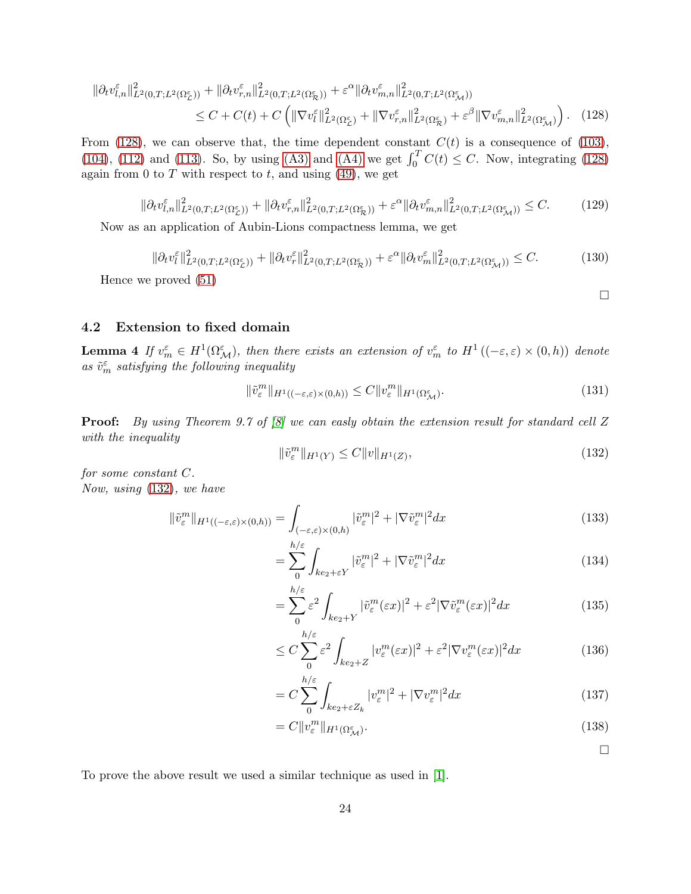$$
\begin{aligned}
&\|\partial_t v^\varepsilon_{l,n}\|^2_{L^2(0,T;L^2(\Omega^\varepsilon_{\mathcal{L}}))} + \|\partial_t v^\varepsilon_{r,n}\|^2_{L^2(0,T;L^2(\Omega^\varepsilon_{\mathcal{R}}))} + \varepsilon^\alpha \|\partial_t v^\varepsilon_{m,n}\|^2_{L^2(0,T;L^2(\Omega^\varepsilon_{\mathcal{M}}))} \\
&\qquad \le C + C(t) + C\left( \|\nabla v^\varepsilon_l\|^2_{L^2(\Omega^\varepsilon_{\mathcal{L}})} + \|\nabla v^\varepsilon_{r,n}\|^2_{L^2(\Omega^\varepsilon_{\mathcal{R}})} + \varepsilon^\beta \|\nabla v^\varepsilon_{m,n}\|^2_{L^2(\Omega^\varepsilon_{\mathcal{M}})} \right). \quad (128)
\end{aligned}
$$

From (128), we can observe that, the time dependent constant $C(t)$ is a consequence of (103), (104), (112) and (113). So, by using (A3) and (A4) we get $\int_0^T C(t) \le C$. Now, integrating (128) again from 0 to $T$ with respect to $t$, and using (49), we get

$$
\|\partial_t v^\varepsilon_{l,n}\|^2_{L^2(0,T;L^2(\Omega^\varepsilon_{\mathcal{L}}))} + \|\partial_t v^\varepsilon_{r,n}\|^2_{L^2(0,T;L^2(\Omega^\varepsilon_{\mathcal{R}}))} + \varepsilon^\alpha \|\partial_t v^\varepsilon_{m,n}\|^2_{L^2(0,T;L^2(\Omega^\varepsilon_{\mathcal{M}}))} \le C. \quad (129)
$$

Now as an application of Aubin-Lions compactness lemma, we get

$$
\|\partial_t v^\varepsilon_{l}\|^2_{L^2(0,T;L^2(\Omega^\varepsilon_{\mathcal{L}}))} + \|\partial_t v^\varepsilon_{r}\|^2_{L^2(0,T;L^2(\Omega^\varepsilon_{\mathcal{R}}))} + \varepsilon^\alpha \|\partial_t v^\varepsilon_{m}\|^2_{L^2(0,T;L^2(\Omega^\varepsilon_{\mathcal{M}}))} \le C. \quad (130)
$$

Hence we proved (51)

□

### 4.2 Extension to fixed domain

**Lemma 4** *If $v^\varepsilon_m \in H^1(\Omega^\varepsilon_{\mathcal{M}})$, then there exists an extension of $v^\varepsilon_m$ to $H^1((-\varepsilon,\varepsilon)\times(0,h))$ denote as $\tilde{v}^\varepsilon_m$ satisfying the following inequality*

$$
\|\tilde{v}^m_\varepsilon\|_{H^1((-\varepsilon,\varepsilon)\times(0,h))} \le C\|v^m_\varepsilon\|_{H^1(\Omega^\varepsilon_{\mathcal{M}})}. \quad (131)
$$

**Proof:** *By using Theorem 9.7 of [8] we can easly obtain the extension result for standard cell $Z$ with the inequality*

$$
\|\tilde{v}^m_\varepsilon\|_{H^1(Y)} \le C\|v\|_{H^1(Z)}, \quad (132)
$$

*for some constant $C$.*
*Now, using (132), we have*

$$
\begin{aligned}
\|\tilde{v}^m_\varepsilon\|_{H^1((-\varepsilon,\varepsilon)\times(0,h))} &= \int_{(-\varepsilon,\varepsilon)\times(0,h)} |\tilde{v}^m_\varepsilon|^2 + |\nabla \tilde{v}^m_\varepsilon|^2 dx \quad (133)\\
&= \sum_0^{h/\varepsilon} \int_{ke_2+\varepsilon Y} |\tilde{v}^m_\varepsilon|^2 + |\nabla \tilde{v}^m_\varepsilon|^2 dx \quad (134)\\
&= \sum_0^{h/\varepsilon} \varepsilon^2 \int_{ke_2+Y} |\tilde{v}^m_\varepsilon(\varepsilon x)|^2 + \varepsilon^2 |\nabla \tilde{v}^m_\varepsilon(\varepsilon x)|^2 dx \quad (135)\\
&\le C\sum_0^{h/\varepsilon} \varepsilon^2 \int_{ke_2+Z} |v^m_\varepsilon(\varepsilon x)|^2 + \varepsilon^2 |\nabla v^m_\varepsilon(\varepsilon x)|^2 dx \quad (136)\\
&= C\sum_0^{h/\varepsilon} \int_{ke_2+\varepsilon Z_k} |v^m_\varepsilon|^2 + |\nabla v^m_\varepsilon|^2 dx \quad (137)\\
&= C\|v^m_\varepsilon\|_{H^1(\Omega^\varepsilon_{\mathcal{M}})}. \quad (138)
\end{aligned}
$$

□

To prove the above result we used a similar technique as used in [1].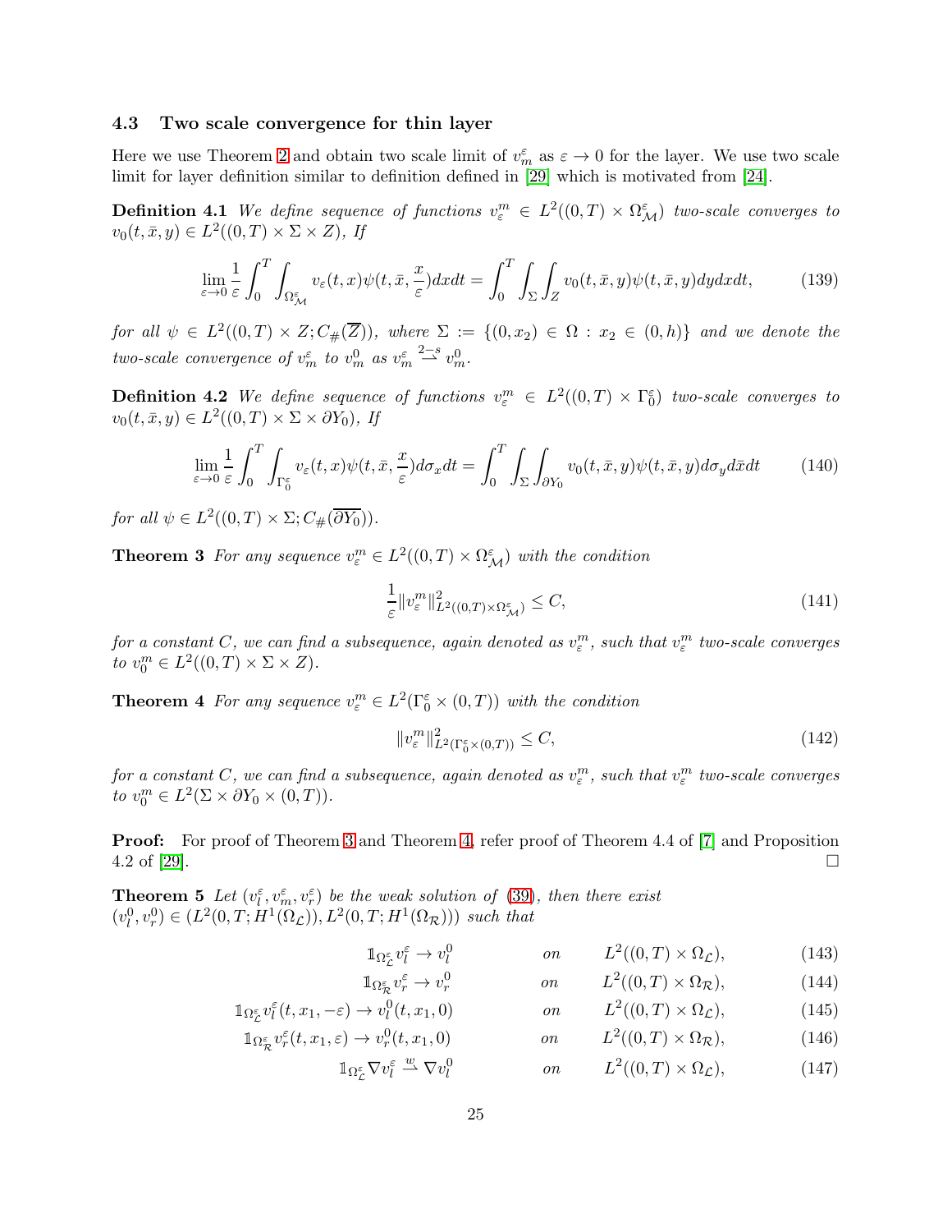### 4.3 Two scale convergence for thin layer

Here we use Theorem 2 and obtain two scale limit of $v_m^\varepsilon$ as $\varepsilon \to 0$ for the layer. We use two scale limit for layer definition similar to definition defined in [29] which is motivated from [24].

**Definition 4.1** *We define sequence of functions $v_\varepsilon^m \in L^2((0,T) \times \Omega_{\mathcal{M}}^\varepsilon)$ two-scale converges to $v_0(t, \bar{x}, y) \in L^2((0,T) \times \Sigma \times Z)$, If*

$$\lim_{\varepsilon \to 0} \frac{1}{\varepsilon} \int_0^T \int_{\Omega_{\mathcal{M}}^\varepsilon} v_\varepsilon(t,x) \psi(t, \bar{x}, \frac{x}{\varepsilon}) dx dt = \int_0^T \int_\Sigma \int_Z v_0(t, \bar{x}, y) \psi(t, \bar{x}, y) dy dx dt, \tag{139}$$

*for all $\psi \in L^2((0,T) \times Z; C_\#(\overline{Z}))$, where $\Sigma := \{(0, x_2) \in \Omega : x_2 \in (0,h)\}$ and we denote the two-scale convergence of $v_m^\varepsilon$ to $v_m^0$ as $v_m^\varepsilon \overset{2-s}{\rightharpoonup} v_m^0$.*

**Definition 4.2** *We define sequence of functions $v_\varepsilon^m \in L^2((0,T) \times \Gamma_0^\varepsilon)$ two-scale converges to $v_0(t, \bar{x}, y) \in L^2((0,T) \times \Sigma \times \partial Y_0)$, If*

$$\lim_{\varepsilon \to 0} \frac{1}{\varepsilon} \int_0^T \int_{\Gamma_0^\varepsilon} v_\varepsilon(t,x) \psi(t, \bar{x}, \frac{x}{\varepsilon}) d\sigma_x dt = \int_0^T \int_\Sigma \int_{\partial Y_0} v_0(t, \bar{x}, y) \psi(t, \bar{x}, y) d\sigma_y d\bar{x} dt \tag{140}$$

*for all $\psi \in L^2((0,T) \times \Sigma; C_\#(\overline{\partial Y_0}))$.*

**Theorem 3** *For any sequence $v_\varepsilon^m \in L^2((0,T) \times \Omega_{\mathcal{M}}^\varepsilon)$ with the condition*

$$\frac{1}{\varepsilon} \|v_\varepsilon^m\|^2_{L^2((0,T) \times \Omega_{\mathcal{M}}^\varepsilon)} \leq C, \tag{141}$$

*for a constant $C$, we can find a subsequence, again denoted as $v_\varepsilon^m$, such that $v_\varepsilon^m$ two-scale converges to $v_0^m \in L^2((0,T) \times \Sigma \times Z)$.*

**Theorem 4** *For any sequence $v_\varepsilon^m \in L^2(\Gamma_0^\varepsilon \times (0,T))$ with the condition*

$$\|v_\varepsilon^m\|^2_{L^2(\Gamma_0^\varepsilon \times (0,T))} \leq C, \tag{142}$$

*for a constant $C$, we can find a subsequence, again denoted as $v_\varepsilon^m$, such that $v_\varepsilon^m$ two-scale converges to $v_0^m \in L^2(\Sigma \times \partial Y_0 \times (0,T))$.*

**Proof:** For proof of Theorem 3 and Theorem 4, refer proof of Theorem 4.4 of [7] and Proposition 4.2 of [29]. □

**Theorem 5** *Let $(v_l^\varepsilon, v_m^\varepsilon, v_r^\varepsilon)$ be the weak solution of (39), then there exist $(v_l^0, v_r^0) \in (L^2(0,T; H^1(\Omega_{\mathcal{L}})), L^2(0,T; H^1(\Omega_{\mathcal{R}})))$ such that*

$$\mathbb{1}_{\Omega_{\mathcal{L}}^\varepsilon} v_l^\varepsilon \to v_l^0 \qquad on \qquad L^2((0,T) \times \Omega_{\mathcal{L}}), \tag{143}$$

$$\mathbb{1}_{\Omega_{\mathcal{R}}^\varepsilon} v_r^\varepsilon \to v_r^0 \qquad on \qquad L^2((0,T) \times \Omega_{\mathcal{R}}), \tag{144}$$

$$\mathbb{1}_{\Omega_{\mathcal{L}}^\varepsilon} v_l^\varepsilon(t, x_1, -\varepsilon) \to v_l^0(t, x_1, 0) \qquad on \qquad L^2((0,T) \times \Omega_{\mathcal{L}}), \tag{145}$$

$$\mathbb{1}_{\Omega_{\mathcal{R}}^\varepsilon} v_r^\varepsilon(t, x_1, \varepsilon) \to v_r^0(t, x_1, 0) \qquad on \qquad L^2((0,T) \times \Omega_{\mathcal{R}}), \tag{146}$$

$$\mathbb{1}_{\Omega_{\mathcal{L}}^\varepsilon} \nabla v_l^\varepsilon \overset{w}{\rightharpoonup} \nabla v_l^0 \qquad on \qquad L^2((0,T) \times \Omega_{\mathcal{L}}), \tag{147}$$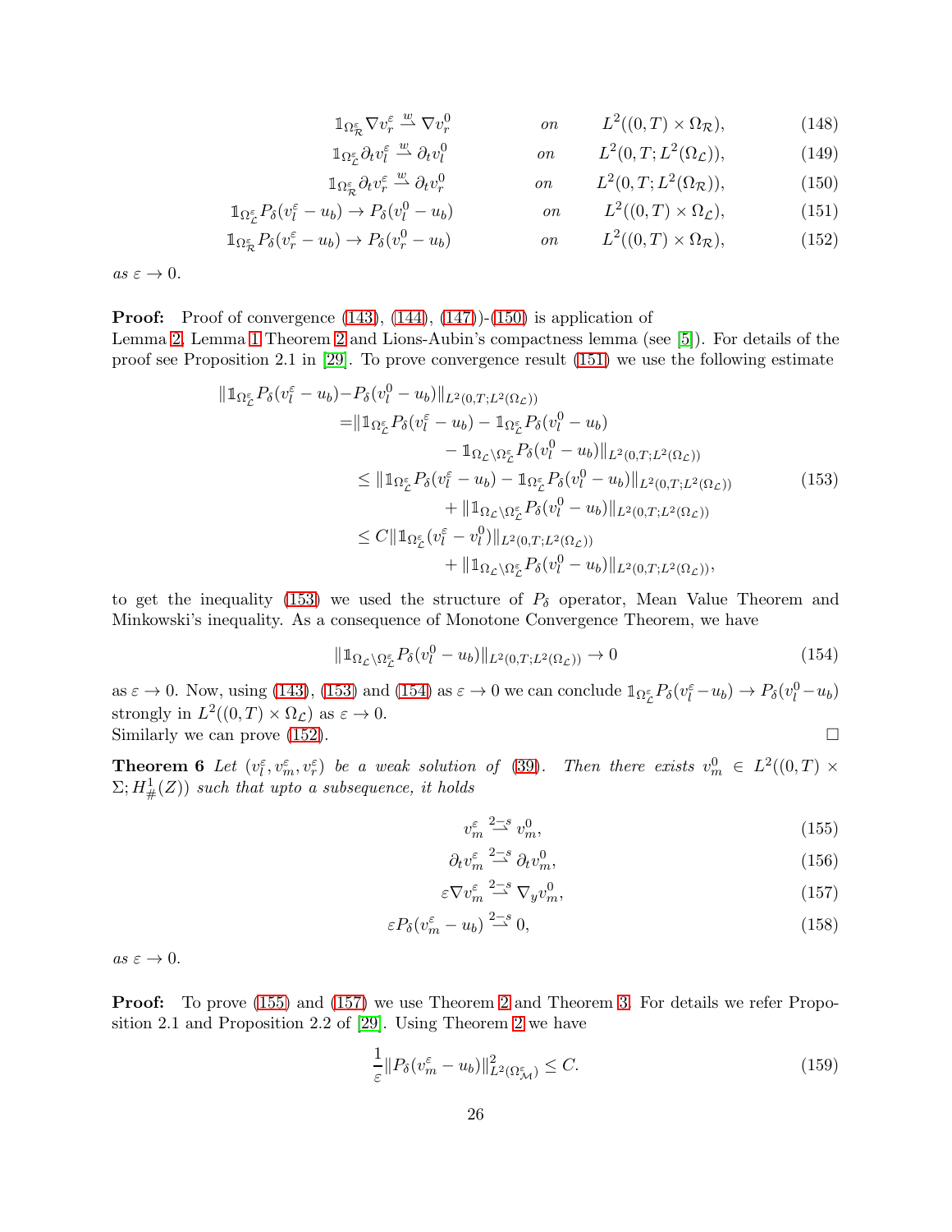$$\mathbb{1}_{\Omega^\varepsilon_{\mathcal{R}}} \nabla v^\varepsilon_r \overset{w}{\rightharpoonup} \nabla v^0_r \qquad on \qquad L^2((0,T)\times\Omega_{\mathcal{R}}), \tag{148}$$

$$\mathbb{1}_{\Omega^\varepsilon_{\mathcal{L}}} \partial_t v^\varepsilon_l \overset{w}{\rightharpoonup} \partial_t v^0_l \qquad on \qquad L^2(0,T;L^2(\Omega_{\mathcal{L}})), \tag{149}$$

$$\mathbb{1}_{\Omega^\varepsilon_{\mathcal{R}}} \partial_t v^\varepsilon_r \overset{w}{\rightharpoonup} \partial_t v^0_r \qquad on \qquad L^2(0,T;L^2(\Omega_{\mathcal{R}})), \tag{150}$$

$$\mathbb{1}_{\Omega^\varepsilon_{\mathcal{L}}} P_\delta(v^\varepsilon_l - u_b) \to P_\delta(v^0_l - u_b) \qquad on \qquad L^2((0,T)\times\Omega_{\mathcal{L}}), \tag{151}$$

$$\mathbb{1}_{\Omega^\varepsilon_{\mathcal{R}}} P_\delta(v^\varepsilon_r - u_b) \to P_\delta(v^0_r - u_b) \qquad on \qquad L^2((0,T)\times\Omega_{\mathcal{R}}), \tag{152}$$

*as* $\varepsilon \to 0$.

**Proof:** Proof of convergence (143), (144), (147))-(150) is application of Lemma 2, Lemma 1 Theorem 2 and Lions-Aubin's compactness lemma (see [5]). For details of the proof see Proposition 2.1 in [29]. To prove convergence result (151) we use the following estimate

$$\begin{aligned}
\|\mathbb{1}_{\Omega^\varepsilon_{\mathcal{L}}} P_\delta(v^\varepsilon_l - u_b) - & P_\delta(v^0_l - u_b)\|_{L^2(0,T;L^2(\Omega_{\mathcal{L}}))} \\
= & \|\mathbb{1}_{\Omega^\varepsilon_{\mathcal{L}}} P_\delta(v^\varepsilon_l - u_b) - \mathbb{1}_{\Omega^\varepsilon_{\mathcal{L}}} P_\delta(v^0_l - u_b) \\
& \qquad - \mathbb{1}_{\Omega_{\mathcal{L}}\setminus\Omega^\varepsilon_{\mathcal{L}}} P_\delta(v^0_l - u_b)\|_{L^2(0,T;L^2(\Omega_{\mathcal{L}}))} \\
\leq & \|\mathbb{1}_{\Omega^\varepsilon_{\mathcal{L}}} P_\delta(v^\varepsilon_l - u_b) - \mathbb{1}_{\Omega^\varepsilon_{\mathcal{L}}} P_\delta(v^0_l - u_b)\|_{L^2(0,T;L^2(\Omega_{\mathcal{L}}))} \\
& \qquad + \|\mathbb{1}_{\Omega_{\mathcal{L}}\setminus\Omega^\varepsilon_{\mathcal{L}}} P_\delta(v^0_l - u_b)\|_{L^2(0,T;L^2(\Omega_{\mathcal{L}}))} \\
\leq & C\|\mathbb{1}_{\Omega^\varepsilon_{\mathcal{L}}}(v^\varepsilon_l - v^0_l)\|_{L^2(0,T;L^2(\Omega_{\mathcal{L}}))} \\
& \qquad + \|\mathbb{1}_{\Omega_{\mathcal{L}}\setminus\Omega^\varepsilon_{\mathcal{L}}} P_\delta(v^0_l - u_b)\|_{L^2(0,T;L^2(\Omega_{\mathcal{L}}))},
\end{aligned} \tag{153}$$

to get the inequality (153) we used the structure of $P_\delta$ operator, Mean Value Theorem and Minkowski's inequality. As a consequence of Monotone Convergence Theorem, we have

$$\|\mathbb{1}_{\Omega_{\mathcal{L}}\setminus\Omega^\varepsilon_{\mathcal{L}}} P_\delta(v^0_l - u_b)\|_{L^2(0,T;L^2(\Omega_{\mathcal{L}}))} \to 0 \tag{154}$$

as $\varepsilon \to 0$. Now, using (143), (153) and (154) as $\varepsilon \to 0$ we can conclude $\mathbb{1}_{\Omega^\varepsilon_{\mathcal{L}}} P_\delta(v^\varepsilon_l - u_b) \to P_\delta(v^0_l - u_b)$ strongly in $L^2((0,T)\times\Omega_{\mathcal{L}})$ as $\varepsilon \to 0$.
Similarly we can prove (152). □

**Theorem 6** *Let* $(v^\varepsilon_l, v^\varepsilon_m, v^\varepsilon_r)$ *be a weak solution of* (39). *Then there exists* $v^0_m \in L^2((0,T)\times\Sigma; H^1_\#(Z))$ *such that upto a subsequence, it holds*

$$v^\varepsilon_m \overset{2-s}{\rightharpoonup} v^0_m, \tag{155}$$

$$\partial_t v^\varepsilon_m \overset{2-s}{\rightharpoonup} \partial_t v^0_m, \tag{156}$$

$$\varepsilon\nabla v^\varepsilon_m \overset{2-s}{\rightharpoonup} \nabla_y v^0_m, \tag{157}$$

$$\varepsilon P_\delta(v^\varepsilon_m - u_b) \overset{2-s}{\rightharpoonup} 0, \tag{158}$$

*as* $\varepsilon \to 0$.

**Proof:** To prove (155) and (157) we use Theorem 2 and Theorem 3. For details we refer Proposition 2.1 and Proposition 2.2 of [29]. Using Theorem 2 we have

$$\frac{1}{\varepsilon}\|P_\delta(v^\varepsilon_m - u_b)\|^2_{L^2(\Omega^\varepsilon_{\mathcal{M}})} \leq C. \tag{159}$$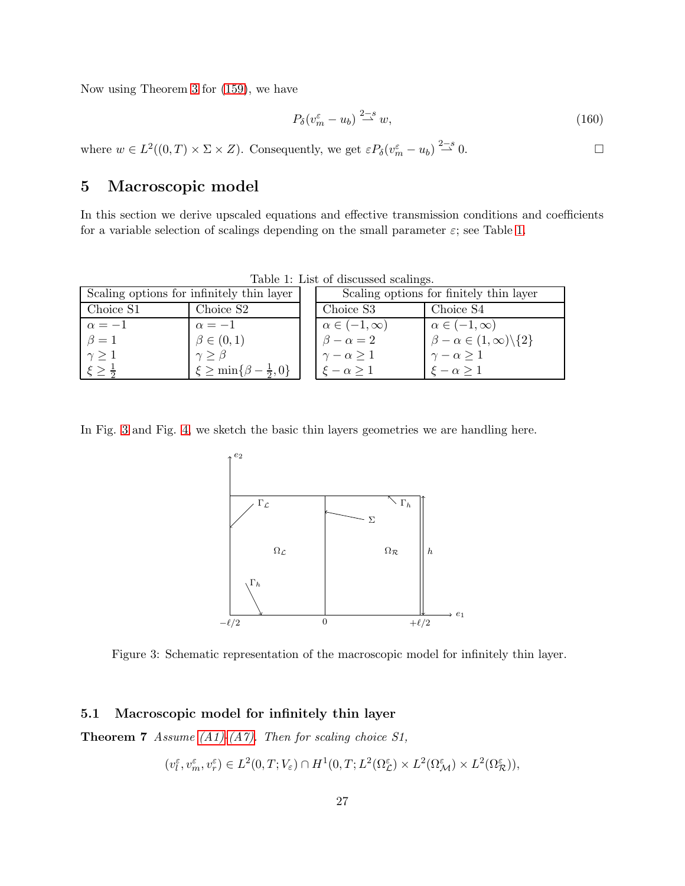Now using Theorem 3 for (159), we have

$$P_\delta(v_m^\varepsilon - u_b) \overset{2-s}{\rightharpoonup} w, \tag{160}$$

where $w \in L^2((0,T) \times \Sigma \times Z)$. Consequently, we get $\varepsilon P_\delta(v_m^\varepsilon - u_b) \overset{2-s}{\rightharpoonup} 0$. □

# 5 Macroscopic model

In this section we derive upscaled equations and effective transmission conditions and coefficients for a variable selection of scalings depending on the small parameter $\varepsilon$; see Table 1.

Table 1: List of discussed scalings.

| Scaling options for infinitely thin layer | | Scaling options for finitely thin layer | |
|---|---|---|---|
| Choice S1 | Choice S2 | Choice S3 | Choice S4 |
| $\alpha = -1$ | $\alpha = -1$ | $\alpha \in (-1, \infty)$ | $\alpha \in (-1, \infty)$ |
| $\beta = 1$ | $\beta \in (0, 1)$ | $\beta - \alpha = 2$ | $\beta - \alpha \in (1, \infty) \backslash \{2\}$ |
| $\gamma \geq 1$ | $\gamma \geq \beta$ | $\gamma - \alpha \geq 1$ | $\gamma - \alpha \geq 1$ |
| $\xi \geq \frac{1}{2}$ | $\xi \geq \min\{\beta - \frac{1}{2}, 0\}$ | $\xi - \alpha \geq 1$ | $\xi - \alpha \geq 1$ |

In Fig. 3 and Fig. 4, we sketch the basic thin layers geometries we are handling here.

Figure 3: Schematic representation of the macroscopic model for infinitely thin layer.

## 5.1 Macroscopic model for infinitely thin layer

**Theorem 7** *Assume (A1)-(A7). Then for scaling choice S1,*

$$(v_l^\varepsilon, v_m^\varepsilon, v_r^\varepsilon) \in L^2(0,T; V_\varepsilon) \cap H^1(0,T; L^2(\Omega_\mathcal{L}^\varepsilon) \times L^2(\Omega_\mathcal{M}^\varepsilon) \times L^2(\Omega_\mathcal{R}^\varepsilon)),$$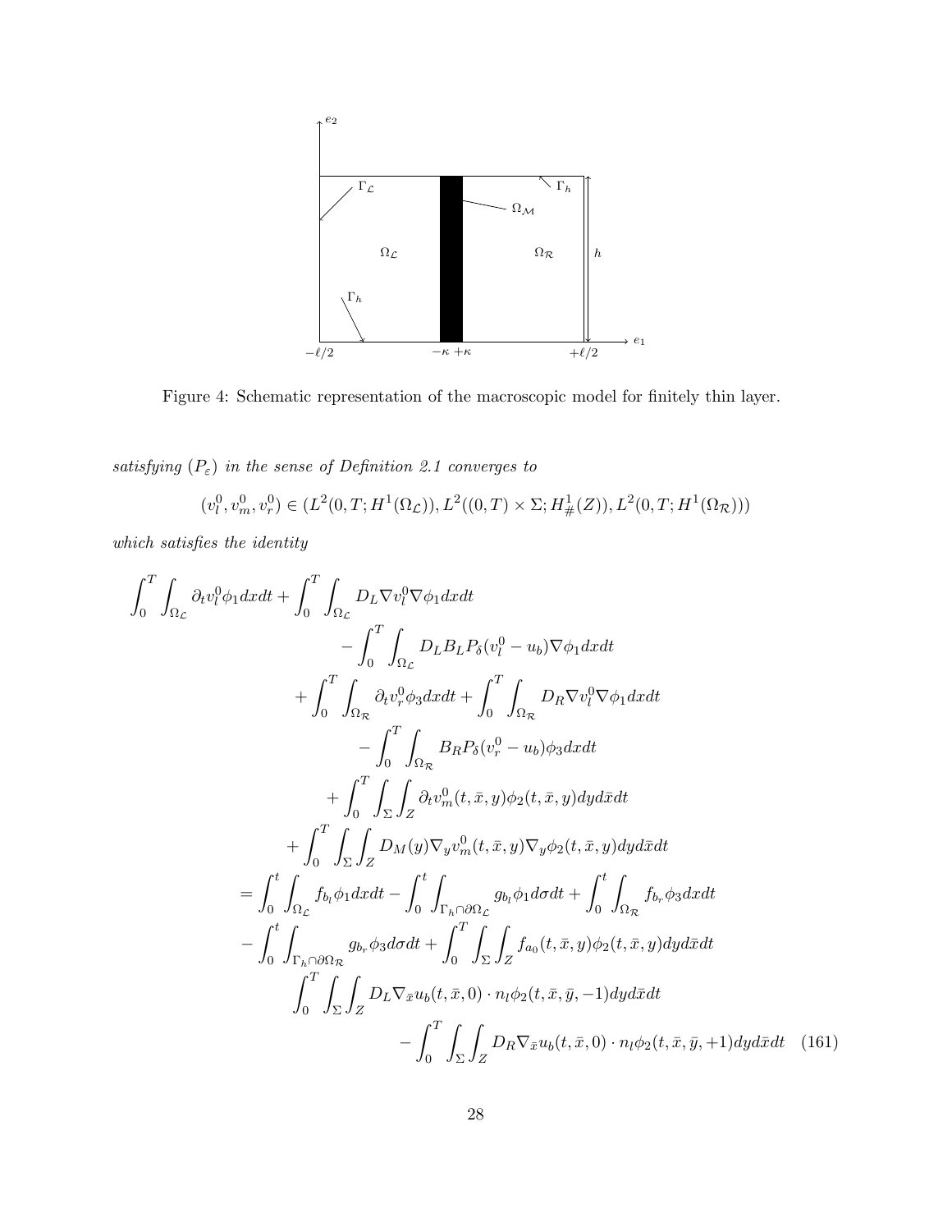Figure 4: Schematic representation of the macroscopic model for finitely thin layer.

*satisfying* $(P_\varepsilon)$ *in the sense of Definition 2.1 converges to*

$$(v_l^0, v_m^0, v_r^0) \in (L^2(0,T;H^1(\Omega_{\mathcal{L}})), L^2((0,T)\times\Sigma;H^1_\#(Z)), L^2(0,T;H^1(\Omega_{\mathcal{R}})))$$

*which satisfies the identity*

$$\begin{aligned}
\int_0^T \int_{\Omega_{\mathcal{L}}} \partial_t v_l^0 \phi_1 dx dt + \int_0^T \int_{\Omega_{\mathcal{L}}} D_L \nabla v_l^0 \nabla \phi_1 dx dt& \\
- \int_0^T \int_{\Omega_{\mathcal{L}}} D_L B_L P_\delta (v_l^0 - u_b) \nabla \phi_1 dx dt& \\
+ \int_0^T \int_{\Omega_{\mathcal{R}}} \partial_t v_r^0 \phi_3 dx dt + \int_0^T \int_{\Omega_{\mathcal{R}}} D_R \nabla v_l^0 \nabla \phi_1 dx dt& \\
- \int_0^T \int_{\Omega_{\mathcal{R}}} B_R P_\delta (v_r^0 - u_b) \phi_3 dx dt& \\
+ \int_0^T \int_\Sigma \int_Z \partial_t v_m^0(t,\bar{x},y) \phi_2(t,\bar{x},y) dy d\bar{x} dt& \\
+ \int_0^T \int_\Sigma \int_Z D_M(y) \nabla_y v_m^0(t,\bar{x},y) \nabla_y \phi_2(t,\bar{x},y) dy d\bar{x} dt& \\
= \int_0^t \int_{\Omega_{\mathcal{L}}} f_{b_l} \phi_1 dx dt - \int_0^t \int_{\Gamma_h \cap \partial\Omega_{\mathcal{L}}} g_{b_l} \phi_1 d\sigma dt + \int_0^t \int_{\Omega_{\mathcal{R}}} f_{b_r} \phi_3 dx dt& \\
- \int_0^t \int_{\Gamma_h \cap \partial\Omega_{\mathcal{R}}} g_{b_r} \phi_3 d\sigma dt + \int_0^T \int_\Sigma \int_Z f_{a_0}(t,\bar{x},y) \phi_2(t,\bar{x},y) dy d\bar{x} dt& \\
\int_0^T \int_\Sigma \int_Z D_L \nabla_{\bar{x}} u_b(t,\bar{x},0) \cdot n_l \phi_2(t,\bar{x},\bar{y},-1) dy d\bar{x} dt& \\
- \int_0^T \int_\Sigma \int_Z D_R \nabla_{\bar{x}} u_b(t,\bar{x},0) \cdot n_l \phi_2(t,\bar{x},\bar{y},+1) dy d\bar{x} dt& \quad (161)
\end{aligned}$$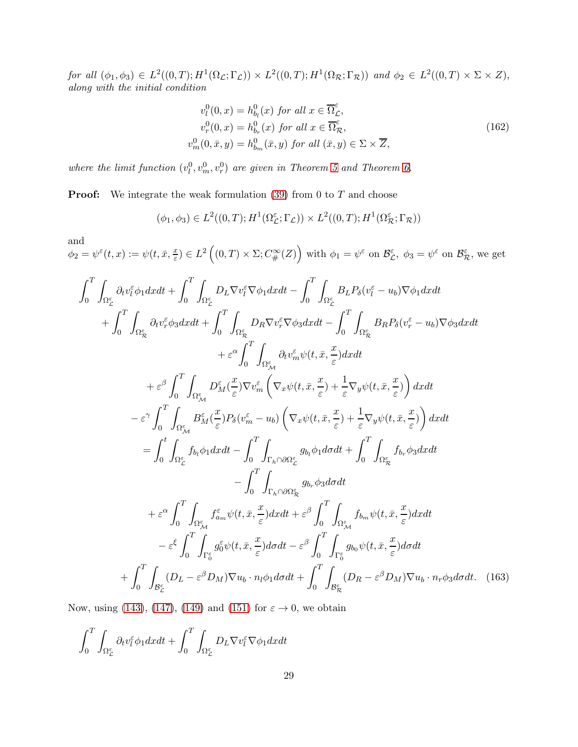*for all* $(\phi_1, \phi_3) \in L^2((0,T); H^1(\Omega_{\mathcal{L}}; \Gamma_{\mathcal{L}})) \times L^2((0,T); H^1(\Omega_{\mathcal{R}}; \Gamma_{\mathcal{R}}))$ *and* $\phi_2 \in L^2((0,T) \times \Sigma \times Z)$, *along with the initial condition*

$$
\begin{aligned}
v_l^0(0,x) &= h_{b_l}^0(x) \text{ for all } x \in \overline{\Omega}_{\mathcal{L}}^{\varepsilon}, \\
v_r^0(0,x) &= h_{b_r}^0(x) \text{ for all } x \in \overline{\Omega}_{\mathcal{R}}^{\varepsilon}, \\
v_m^0(0,\bar{x},y) &= h_{b_m}^0(\bar{x},y) \text{ for all } (\bar{x},y) \in \Sigma \times \overline{Z},
\end{aligned}
\tag{162}
$$

*where the limit function* $(v_l^0, v_m^0, v_r^0)$ *are given in Theorem 5 and Theorem 6.*

**Proof:** We integrate the weak formulation (39) from 0 to $T$ and choose

$$
(\phi_1, \phi_3) \in L^2((0,T); H^1(\Omega_{\mathcal{L}}^{\varepsilon}; \Gamma_{\mathcal{L}})) \times L^2((0,T); H^1(\Omega_{\mathcal{R}}^{\varepsilon}; \Gamma_{\mathcal{R}}))
$$

and
$\phi_2 = \psi^{\varepsilon}(t,x) := \psi(t,\bar{x},\frac{x}{\varepsilon}) \in L^2\left((0,T) \times \Sigma; C_{\#}^{\infty}(Z)\right)$ with $\phi_1 = \psi^{\varepsilon}$ on $\mathcal{B}_{\mathcal{L}}^{\varepsilon}$, $\phi_3 = \psi^{\varepsilon}$ on $\mathcal{B}_{\mathcal{R}}^{\varepsilon}$, we get

$$
\begin{aligned}
&\int_0^T \int_{\Omega_{\mathcal{L}}^{\varepsilon}} \partial_t v_l^{\varepsilon} \phi_1 dx dt + \int_0^T \int_{\Omega_{\mathcal{L}}^{\varepsilon}} D_L \nabla v_l^{\varepsilon} \nabla \phi_1 dx dt - \int_0^T \int_{\Omega_{\mathcal{L}}^{\varepsilon}} B_L P_{\delta}(v_l^{\varepsilon} - u_b) \nabla \phi_1 dx dt \\
&\quad + \int_0^T \int_{\Omega_{\mathcal{R}}^{\varepsilon}} \partial_t v_r^{\varepsilon} \phi_3 dx dt + \int_0^T \int_{\Omega_{\mathcal{R}}^{\varepsilon}} D_R \nabla v_r^{\varepsilon} \nabla \phi_3 dx dt - \int_0^T \int_{\Omega_{\mathcal{R}}^{\varepsilon}} B_R P_{\delta}(v_r^{\varepsilon} - u_b) \nabla \phi_3 dx dt \\
&\quad + \varepsilon^{\alpha} \int_0^T \int_{\Omega_{\mathcal{M}}^{\varepsilon}} \partial_t v_m^{\varepsilon} \psi(t,\bar{x},\frac{x}{\varepsilon}) dx dt \\
&\quad + \varepsilon^{\beta} \int_0^T \int_{\Omega_{\mathcal{M}}^{\varepsilon}} D_M^{\varepsilon}(\frac{x}{\varepsilon}) \nabla v_m^{\varepsilon} \left( \nabla_x \psi(t,\bar{x},\frac{x}{\varepsilon}) + \frac{1}{\varepsilon} \nabla_y \psi(t,\bar{x},\frac{x}{\varepsilon}) \right) dx dt \\
&\quad - \varepsilon^{\gamma} \int_0^T \int_{\Omega_{\mathcal{M}}^{\varepsilon}} B_M^{\varepsilon}(\frac{x}{\varepsilon}) P_{\delta}(v_m^{\varepsilon} - u_b) \left( \nabla_x \psi(t,\bar{x},\frac{x}{\varepsilon}) + \frac{1}{\varepsilon} \nabla_y \psi(t,\bar{x},\frac{x}{\varepsilon}) \right) dx dt \\
&= \int_0^t \int_{\Omega_{\mathcal{L}}^{\varepsilon}} f_{b_l} \phi_1 dx dt - \int_0^T \int_{\Gamma_h \cap \partial\Omega_{\mathcal{L}}^{\varepsilon}} g_{b_l} \phi_1 d\sigma dt + \int_0^T \int_{\Omega_{\mathcal{R}}^{\varepsilon}} f_{b_r} \phi_3 dx dt \\
&\quad - \int_0^T \int_{\Gamma_h \cap \partial\Omega_{\mathcal{R}}^{\varepsilon}} g_{b_r} \phi_3 d\sigma dt \\
&\quad + \varepsilon^{\alpha} \int_0^T \int_{\Omega_{\mathcal{M}}^{\varepsilon}} f_{a_m}^{\varepsilon} \psi(t,\bar{x},\frac{x}{\varepsilon}) dx dt + \varepsilon^{\beta} \int_0^T \int_{\Omega_{\mathcal{M}}^{\varepsilon}} f_{b_m} \psi(t,\bar{x},\frac{x}{\varepsilon}) dx dt \\
&\quad - \varepsilon^{\xi} \int_0^T \int_{\Gamma_0^{\varepsilon}} g_0^{\varepsilon} \psi(t,\bar{x},\frac{x}{\varepsilon}) d\sigma dt - \varepsilon^{\beta} \int_0^T \int_{\Gamma_0^{\varepsilon}} g_{b_0} \psi(t,\bar{x},\frac{x}{\varepsilon}) d\sigma dt \\
&\quad + \int_0^T \int_{\mathcal{B}_{\mathcal{L}}^{\varepsilon}} (D_L - \varepsilon^{\beta} D_M) \nabla u_b \cdot n_l \phi_1 d\sigma dt + \int_0^T \int_{\mathcal{B}_{\mathcal{R}}^{\varepsilon}} (D_R - \varepsilon^{\beta} D_M) \nabla u_b \cdot n_r \phi_3 d\sigma dt.
\end{aligned}
\tag{163}
$$

Now, using (143), (147), (149) and (151) for $\varepsilon \to 0$, we obtain

$$
\int_0^T \int_{\Omega_{\mathcal{L}}^{\varepsilon}} \partial_t v_l^{\varepsilon} \phi_1 dx dt + \int_0^T \int_{\Omega_{\mathcal{L}}^{\varepsilon}} D_L \nabla v_l^{\varepsilon} \nabla \phi_1 dx dt
$$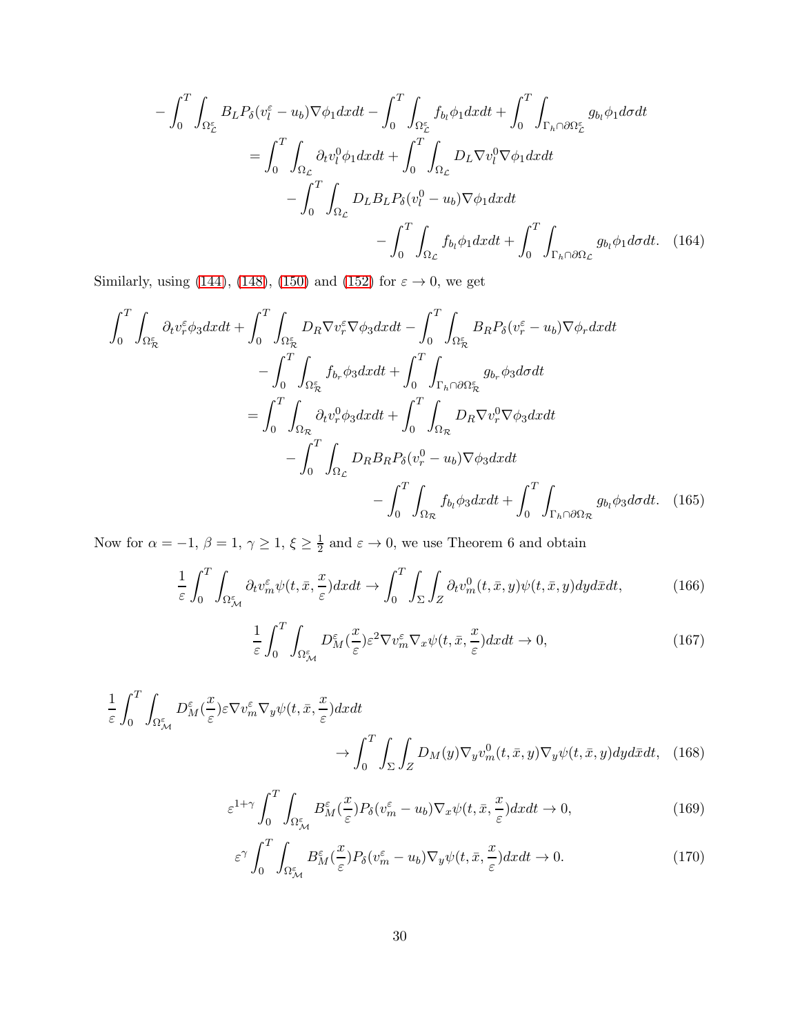$$
\begin{aligned}
-\int_0^T \int_{\Omega_{\mathcal{L}}^\varepsilon} B_L P_\delta(v_l^\varepsilon - u_b)\nabla\phi_1 dxdt - \int_0^T \int_{\Omega_{\mathcal{L}}^\varepsilon} f_{b_l}\phi_1 dxdt + \int_0^T \int_{\Gamma_h\cap\partial\Omega_{\mathcal{L}}^\varepsilon} g_{b_l}\phi_1 d\sigma dt \\
= \int_0^T \int_{\Omega_{\mathcal{L}}} \partial_t v_l^0 \phi_1 dxdt + \int_0^T \int_{\Omega_{\mathcal{L}}} D_L \nabla v_l^0 \nabla\phi_1 dxdt \\
- \int_0^T \int_{\Omega_{\mathcal{L}}} D_L B_L P_\delta(v_l^0 - u_b)\nabla\phi_1 dxdt \\
- \int_0^T \int_{\Omega_{\mathcal{L}}} f_{b_l}\phi_1 dxdt + \int_0^T \int_{\Gamma_h\cap\partial\Omega_{\mathcal{L}}} g_{b_l}\phi_1 d\sigma dt. \quad (164)
\end{aligned}
$$

Similarly, using (144), (148), (150) and (152) for $\varepsilon \to 0$, we get

$$
\begin{aligned}
\int_0^T \int_{\Omega_{\mathcal{R}}^\varepsilon} \partial_t v_r^\varepsilon \phi_3 dxdt + \int_0^T \int_{\Omega_{\mathcal{R}}^\varepsilon} D_R \nabla v_r^\varepsilon \nabla\phi_3 dxdt - \int_0^T \int_{\Omega_{\mathcal{R}}^\varepsilon} B_R P_\delta(v_r^\varepsilon - u_b)\nabla\phi_r dxdt \\
- \int_0^T \int_{\Omega_{\mathcal{R}}^\varepsilon} f_{b_r}\phi_3 dxdt + \int_0^T \int_{\Gamma_h\cap\partial\Omega_{\mathcal{R}}^\varepsilon} g_{b_r}\phi_3 d\sigma dt \\
= \int_0^T \int_{\Omega_{\mathcal{R}}} \partial_t v_r^0 \phi_3 dxdt + \int_0^T \int_{\Omega_{\mathcal{R}}} D_R \nabla v_r^0 \nabla\phi_3 dxdt \\
- \int_0^T \int_{\Omega_{\mathcal{L}}} D_R B_R P_\delta(v_r^0 - u_b)\nabla\phi_3 dxdt \\
- \int_0^T \int_{\Omega_{\mathcal{R}}} f_{b_l}\phi_3 dxdt + \int_0^T \int_{\Gamma_h\cap\partial\Omega_{\mathcal{R}}} g_{b_l}\phi_3 d\sigma dt. \quad (165)
\end{aligned}
$$

Now for $\alpha = -1$, $\beta = 1$, $\gamma \geq 1$, $\xi \geq \frac{1}{2}$ and $\varepsilon \to 0$, we use Theorem 6 and obtain

$$
\frac{1}{\varepsilon}\int_0^T \int_{\Omega_{\mathcal{M}}^\varepsilon} \partial_t v_m^\varepsilon \psi(t,\bar{x},\frac{x}{\varepsilon}) dxdt \to \int_0^T \int_\Sigma \int_Z \partial_t v_m^0(t,\bar{x},y)\psi(t,\bar{x},y) dy d\bar{x} dt, \quad (166)
$$

$$
\frac{1}{\varepsilon}\int_0^T \int_{\Omega_{\mathcal{M}}^\varepsilon} D_M^\varepsilon(\frac{x}{\varepsilon})\varepsilon^2 \nabla v_m^\varepsilon \nabla_x \psi(t,\bar{x},\frac{x}{\varepsilon}) dxdt \to 0, \quad (167)
$$

$$
\begin{aligned}
\frac{1}{\varepsilon}\int_0^T \int_{\Omega_{\mathcal{M}}^\varepsilon} D_M^\varepsilon(\frac{x}{\varepsilon})\varepsilon \nabla v_m^\varepsilon \nabla_y \psi(t,\bar{x},\frac{x}{\varepsilon}) dxdt \\
\to \int_0^T \int_\Sigma \int_Z D_M(y)\nabla_y v_m^0(t,\bar{x},y)\nabla_y \psi(t,\bar{x},y) dy d\bar{x} dt, \quad (168)
\end{aligned}
$$

$$
\varepsilon^{1+\gamma}\int_0^T \int_{\Omega_{\mathcal{M}}^\varepsilon} B_M^\varepsilon(\frac{x}{\varepsilon}) P_\delta(v_m^\varepsilon - u_b)\nabla_x \psi(t,\bar{x},\frac{x}{\varepsilon}) dxdt \to 0, \quad (169)
$$

$$
\varepsilon^{\gamma}\int_0^T \int_{\Omega_{\mathcal{M}}^\varepsilon} B_M^\varepsilon(\frac{x}{\varepsilon}) P_\delta(v_m^\varepsilon - u_b)\nabla_y \psi(t,\bar{x},\frac{x}{\varepsilon}) dxdt \to 0. \quad (170)
$$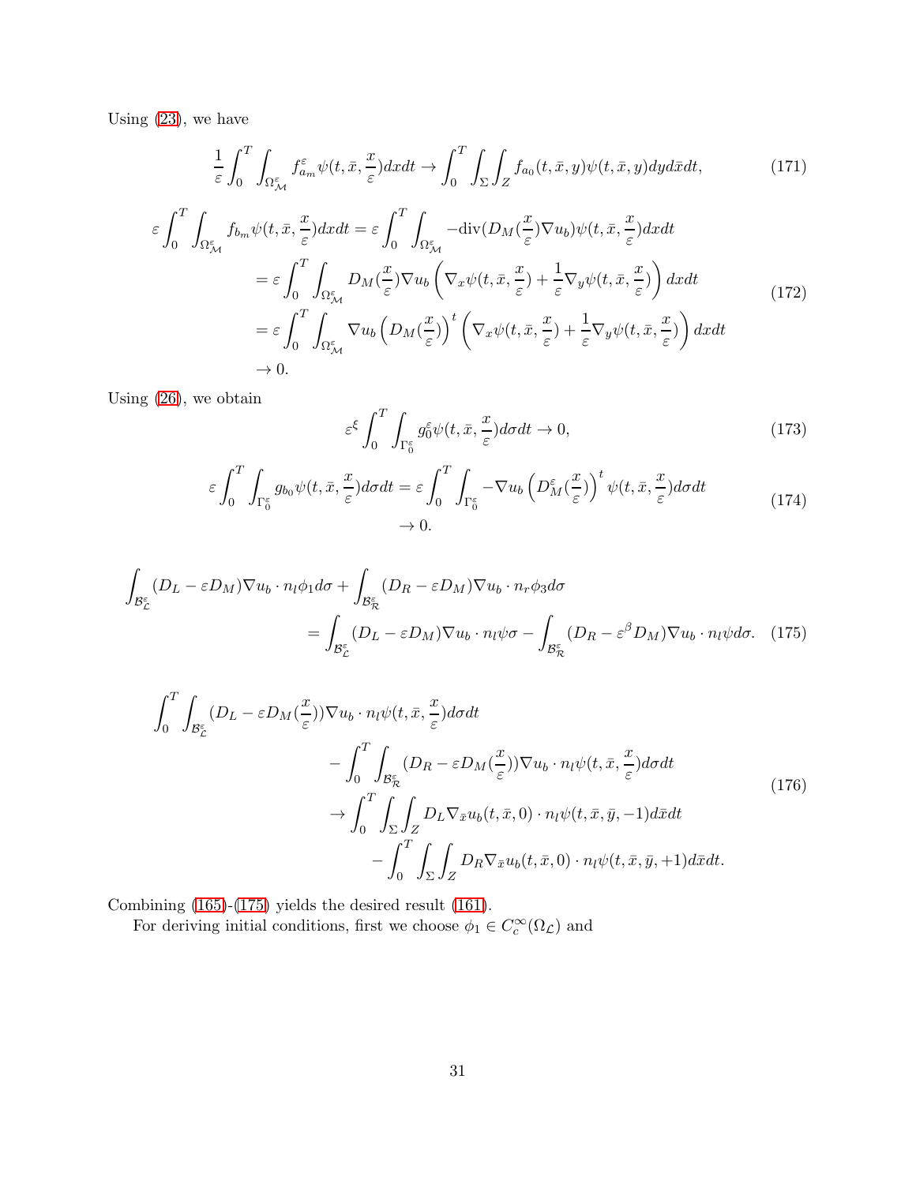Using (23), we have

$$\frac{1}{\varepsilon}\int_0^T \int_{\Omega_{\mathcal{M}}^{\varepsilon}} f_{a_m}^{\varepsilon}\psi(t,\bar{x},\frac{x}{\varepsilon})dxdt \to \int_0^T \int_{\Sigma}\int_Z f_{a_0}(t,\bar{x},y)\psi(t,\bar{x},y)dyd\bar{x}dt, \tag{171}$$

$$\begin{aligned}
\varepsilon\int_0^T \int_{\Omega_{\mathcal{M}}^{\varepsilon}} f_{b_m}\psi(t,\bar{x},\frac{x}{\varepsilon})dxdt &= \varepsilon\int_0^T \int_{\Omega_{\mathcal{M}}^{\varepsilon}} -\mathrm{div}(D_M(\frac{x}{\varepsilon})\nabla u_b)\psi(t,\bar{x},\frac{x}{\varepsilon})dxdt \\
&= \varepsilon\int_0^T \int_{\Omega_{\mathcal{M}}^{\varepsilon}} D_M(\frac{x}{\varepsilon})\nabla u_b\left(\nabla_x\psi(t,\bar{x},\frac{x}{\varepsilon})+\frac{1}{\varepsilon}\nabla_y\psi(t,\bar{x},\frac{x}{\varepsilon})\right)dxdt \\
&= \varepsilon\int_0^T \int_{\Omega_{\mathcal{M}}^{\varepsilon}} \nabla u_b\left(D_M(\frac{x}{\varepsilon})\right)^t\left(\nabla_x\psi(t,\bar{x},\frac{x}{\varepsilon})+\frac{1}{\varepsilon}\nabla_y\psi(t,\bar{x},\frac{x}{\varepsilon})\right)dxdt \\
&\to 0.
\end{aligned} \tag{172}$$

Using (26), we obtain

$$\varepsilon^{\xi}\int_0^T \int_{\Gamma_0^{\varepsilon}} g_0^{\varepsilon}\psi(t,\bar{x},\frac{x}{\varepsilon})d\sigma dt \to 0, \tag{173}$$

$$\begin{aligned}
\varepsilon\int_0^T \int_{\Gamma_0^{\varepsilon}} g_{b_0}\psi(t,\bar{x},\frac{x}{\varepsilon})d\sigma dt &= \varepsilon\int_0^T \int_{\Gamma_0^{\varepsilon}} -\nabla u_b\left(D_M^{\varepsilon}(\frac{x}{\varepsilon})\right)^t\psi(t,\bar{x},\frac{x}{\varepsilon})d\sigma dt \\
&\to 0.
\end{aligned} \tag{174}$$

$$\begin{aligned}
\int_{\mathcal{B}_{\mathcal{L}}^{\varepsilon}}(D_L-\varepsilon D_M)\nabla u_b\cdot n_l\phi_1 d\sigma &+ \int_{\mathcal{B}_{\mathcal{R}}^{\varepsilon}}(D_R-\varepsilon D_M)\nabla u_b\cdot n_r\phi_3 d\sigma \\
&= \int_{\mathcal{B}_{\mathcal{L}}^{\varepsilon}}(D_L-\varepsilon D_M)\nabla u_b\cdot n_l\psi\sigma - \int_{\mathcal{B}_{\mathcal{R}}^{\varepsilon}}(D_R-\varepsilon^{\beta} D_M)\nabla u_b\cdot n_l\psi d\sigma.
\end{aligned} \tag{175}$$

$$\begin{aligned}
\int_0^T\int_{\mathcal{B}_{\mathcal{L}}^{\varepsilon}}&(D_L-\varepsilon D_M(\frac{x}{\varepsilon}))\nabla u_b\cdot n_l\psi(t,\bar{x},\frac{x}{\varepsilon})d\sigma dt \\
&-\int_0^T\int_{\mathcal{B}_{\mathcal{R}}^{\varepsilon}}(D_R-\varepsilon D_M(\frac{x}{\varepsilon}))\nabla u_b\cdot n_l\psi(t,\bar{x},\frac{x}{\varepsilon})d\sigma dt \\
&\to \int_0^T\int_{\Sigma}\int_Z D_L\nabla_{\bar{x}}u_b(t,\bar{x},0)\cdot n_l\psi(t,\bar{x},\bar{y},-1)d\bar{x}dt \\
&\quad -\int_0^T\int_{\Sigma}\int_Z D_R\nabla_{\bar{x}}u_b(t,\bar{x},0)\cdot n_l\psi(t,\bar{x},\bar{y},+1)d\bar{x}dt.
\end{aligned} \tag{176}$$

Combining (165)-(175) yields the desired result (161).

For deriving initial conditions, first we choose $\phi_1 \in C_c^{\infty}(\Omega_{\mathcal{L}})$ and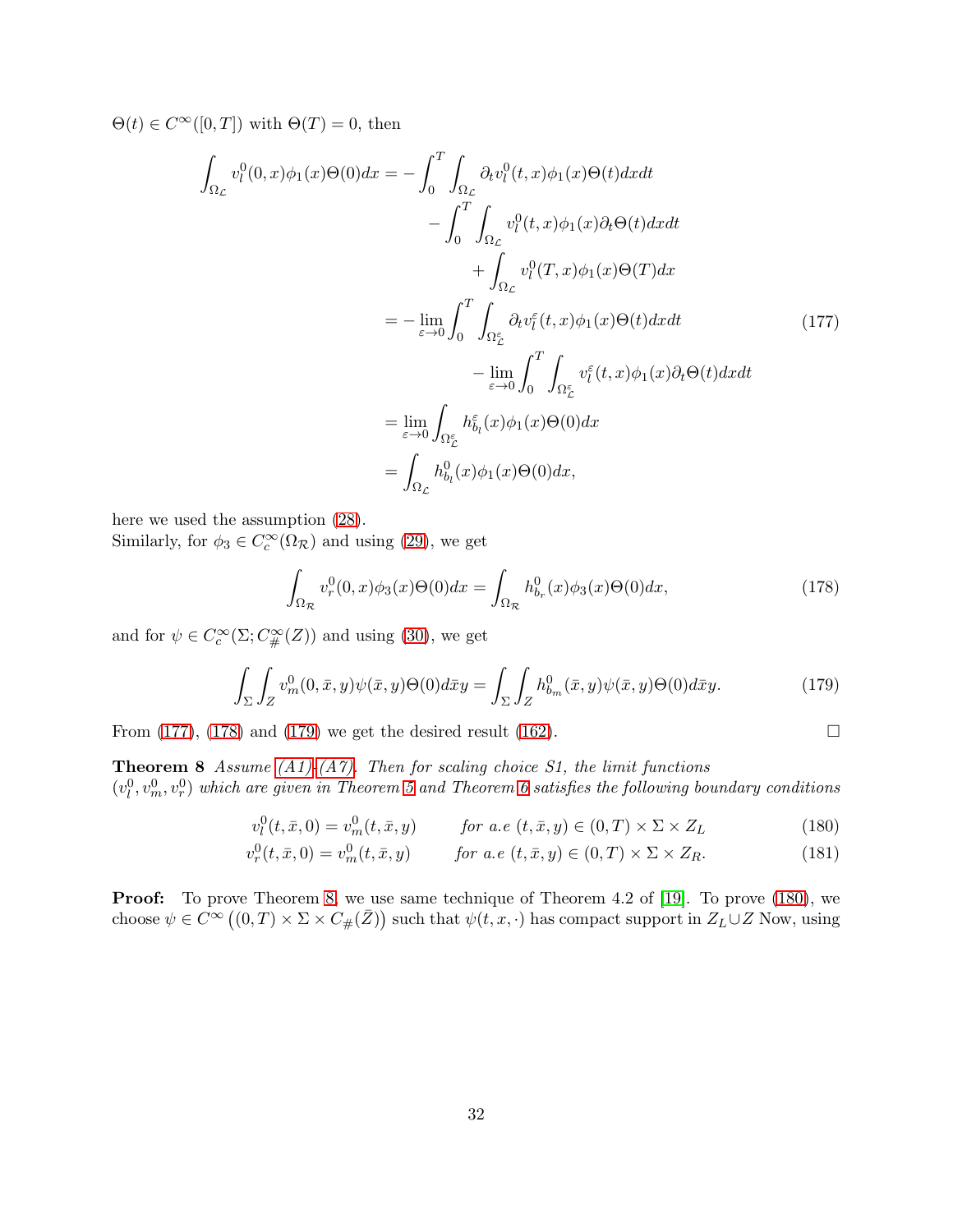$\Theta(t) \in C^\infty([0,T])$ with $\Theta(T) = 0$, then

$$
\begin{aligned}
\int_{\Omega_\mathcal{L}} v_l^0(0,x)\phi_1(x)\Theta(0)dx &= -\int_0^T \int_{\Omega_\mathcal{L}} \partial_t v_l^0(t,x)\phi_1(x)\Theta(t)dxdt \\
&\quad - \int_0^T \int_{\Omega_\mathcal{L}} v_l^0(t,x)\phi_1(x)\partial_t\Theta(t)dxdt \\
&\quad + \int_{\Omega_\mathcal{L}} v_l^0(T,x)\phi_1(x)\Theta(T)dx \\
&= -\lim_{\varepsilon\to 0}\int_0^T \int_{\Omega_\mathcal{L}^\varepsilon} \partial_t v_l^\varepsilon(t,x)\phi_1(x)\Theta(t)dxdt \\
&\quad - \lim_{\varepsilon\to 0}\int_0^T \int_{\Omega_\mathcal{L}^\varepsilon} v_l^\varepsilon(t,x)\phi_1(x)\partial_t\Theta(t)dxdt \\
&= \lim_{\varepsilon\to 0}\int_{\Omega_\mathcal{L}^\varepsilon} h_{b_l}^\varepsilon(x)\phi_1(x)\Theta(0)dx \\
&= \int_{\Omega_\mathcal{L}} h_{b_l}^0(x)\phi_1(x)\Theta(0)dx,
\end{aligned} \tag{177}
$$

here we used the assumption (28).
Similarly, for $\phi_3 \in C_c^\infty(\Omega_\mathcal{R})$ and using (29), we get

$$
\int_{\Omega_\mathcal{R}} v_r^0(0,x)\phi_3(x)\Theta(0)dx = \int_{\Omega_\mathcal{R}} h_{b_r}^0(x)\phi_3(x)\Theta(0)dx, \tag{178}
$$

and for $\psi \in C_c^\infty(\Sigma; C_\#^\infty(Z))$ and using (30), we get

$$
\int_\Sigma \int_Z v_m^0(0,\bar{x},y)\psi(\bar{x},y)\Theta(0)d\bar{x}y = \int_\Sigma \int_Z h_{b_m}^0(\bar{x},y)\psi(\bar{x},y)\Theta(0)d\bar{x}y. \tag{179}
$$

From (177), (178) and (179) we get the desired result (162). $\square$

**Theorem 8** *Assume (A1)-(A7). Then for scaling choice S1, the limit functions $(v_l^0, v_m^0, v_r^0)$ which are given in Theorem 5 and Theorem 6 satisfies the following boundary conditions*

$$
v_l^0(t,\bar{x},0) = v_m^0(t,\bar{x},y) \qquad \text{for a.e } (t,\bar{x},y) \in (0,T)\times\Sigma\times Z_L \tag{180}
$$

$$
v_r^0(t,\bar{x},0) = v_m^0(t,\bar{x},y) \qquad \text{for a.e } (t,\bar{x},y) \in (0,T)\times\Sigma\times Z_R. \tag{181}
$$

**Proof:** To prove Theorem 8, we use same technique of Theorem 4.2 of [19]. To prove (180), we choose $\psi \in C^\infty\left((0,T)\times\Sigma\times C_\#(\bar{Z})\right)$ such that $\psi(t,x,\cdot)$ has compact support in $Z_L \cup Z$ Now, using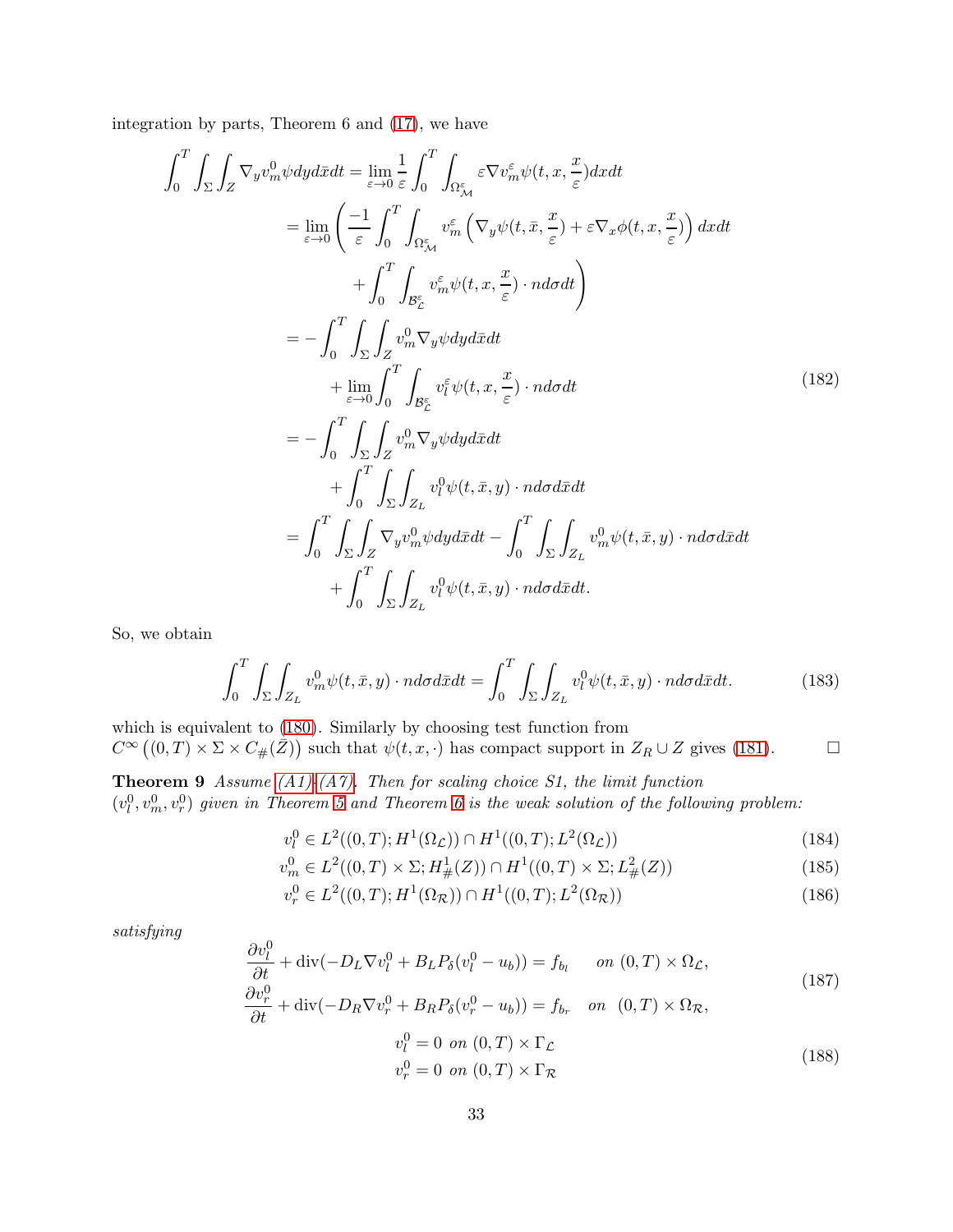integration by parts, Theorem 6 and (17), we have

$$
\begin{aligned}
\int_0^T \int_\Sigma \int_Z \nabla_y v_m^0 \psi dy d\bar{x} dt &= \lim_{\varepsilon \to 0} \frac{1}{\varepsilon} \int_0^T \int_{\Omega_\mathcal{M}^\varepsilon} \varepsilon \nabla v_m^\varepsilon \psi(t, x, \frac{x}{\varepsilon}) dx dt \\
&= \lim_{\varepsilon \to 0} \left( \frac{-1}{\varepsilon} \int_0^T \int_{\Omega_\mathcal{M}^\varepsilon} v_m^\varepsilon \left( \nabla_y \psi(t, \bar{x}, \frac{x}{\varepsilon}) + \varepsilon \nabla_x \phi(t, x, \frac{x}{\varepsilon}) \right) dx dt \right. \\
&\qquad \left. + \int_0^T \int_{\mathcal{B}_\mathcal{L}^\varepsilon} v_m^\varepsilon \psi(t, x, \frac{x}{\varepsilon}) \cdot n d\sigma dt \right) \\
&= -\int_0^T \int_\Sigma \int_Z v_m^0 \nabla_y \psi dy d\bar{x} dt \\
&\qquad + \lim_{\varepsilon \to 0} \int_0^T \int_{\mathcal{B}_\mathcal{L}^\varepsilon} v_l^\varepsilon \psi(t, x, \frac{x}{\varepsilon}) \cdot n d\sigma dt \\
&= -\int_0^T \int_\Sigma \int_Z v_m^0 \nabla_y \psi dy d\bar{x} dt \\
&\qquad + \int_0^T \int_\Sigma \int_{Z_L} v_l^0 \psi(t, \bar{x}, y) \cdot n d\sigma d\bar{x} dt \\
&= \int_0^T \int_\Sigma \int_Z \nabla_y v_m^0 \psi dy d\bar{x} dt - \int_0^T \int_\Sigma \int_{Z_L} v_m^0 \psi(t, \bar{x}, y) \cdot n d\sigma d\bar{x} dt \\
&\qquad + \int_0^T \int_\Sigma \int_{Z_L} v_l^0 \psi(t, \bar{x}, y) \cdot n d\sigma d\bar{x} dt.
\end{aligned}
\tag{182}
$$

So, we obtain

$$
\int_0^T \int_\Sigma \int_{Z_L} v_m^0 \psi(t, \bar{x}, y) \cdot n d\sigma d\bar{x} dt = \int_0^T \int_\Sigma \int_{Z_L} v_l^0 \psi(t, \bar{x}, y) \cdot n d\sigma d\bar{x} dt. \tag{183}
$$

which is equivalent to (180). Similarly by choosing test function from $C^\infty\left((0,T) \times \Sigma \times C_\#(\bar{Z})\right)$ such that $\psi(t,x,\cdot)$ has compact support in $Z_R \cup Z$ gives (181). $\square$

**Theorem 9** *Assume (A1)-(A7). Then for scaling choice S1, the limit function $(v_l^0, v_m^0, v_r^0)$ given in Theorem 5 and Theorem 6 is the weak solution of the following problem:*

$$
v_l^0 \in L^2((0,T); H^1(\Omega_\mathcal{L})) \cap H^1((0,T); L^2(\Omega_\mathcal{L})) \tag{184}
$$

$$
v_m^0 \in L^2((0,T) \times \Sigma; H^1_\#(Z)) \cap H^1((0,T) \times \Sigma; L^2_\#(Z)) \tag{185}
$$

$$
v_r^0 \in L^2((0,T); H^1(\Omega_\mathcal{R})) \cap H^1((0,T); L^2(\Omega_\mathcal{R})) \tag{186}
$$

*satisfying*

$$
\begin{aligned}
\frac{\partial v_l^0}{\partial t} + \operatorname{div}(-D_L \nabla v_l^0 + B_L P_\delta(v_l^0 - u_b)) &= f_{b_l} \quad \text{on } (0,T) \times \Omega_\mathcal{L}, \\
\frac{\partial v_r^0}{\partial t} + \operatorname{div}(-D_R \nabla v_r^0 + B_R P_\delta(v_r^0 - u_b)) &= f_{b_r} \quad \text{on } (0,T) \times \Omega_\mathcal{R},
\end{aligned}
\tag{187}
$$

$$
\begin{aligned}
v_l^0 &= 0 \text{ on } (0,T) \times \Gamma_\mathcal{L} \\
v_r^0 &= 0 \text{ on } (0,T) \times \Gamma_\mathcal{R}
\end{aligned}
\tag{188}
$$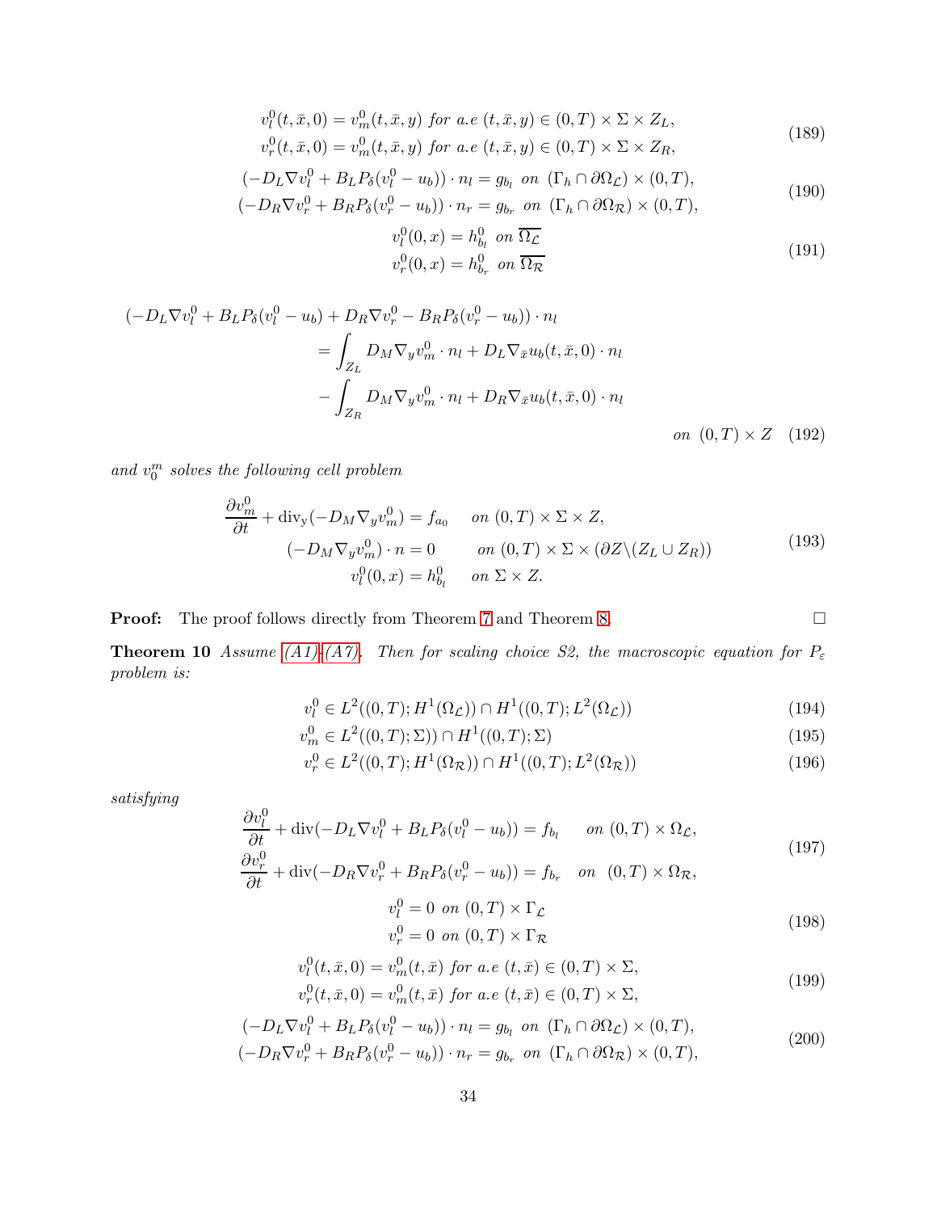$$
\begin{aligned}
v_l^0(t,\bar{x},0) &= v_m^0(t,\bar{x},y) \text{ for a.e } (t,\bar{x},y) \in (0,T)\times\Sigma\times Z_L,\\
v_r^0(t,\bar{x},0) &= v_m^0(t,\bar{x},y) \text{ for a.e } (t,\bar{x},y) \in (0,T)\times\Sigma\times Z_R,
\end{aligned}
\tag{189}
$$

$$
\begin{aligned}
(-D_L\nabla v_l^0 + B_L P_\delta(v_l^0 - u_b))\cdot n_l &= g_{b_l} \text{ on } (\Gamma_h\cap\partial\Omega_{\mathcal{L}})\times(0,T),\\
(-D_R\nabla v_r^0 + B_R P_\delta(v_r^0 - u_b))\cdot n_r &= g_{b_r} \text{ on } (\Gamma_h\cap\partial\Omega_{\mathcal{R}})\times(0,T),
\end{aligned}
\tag{190}
$$

$$
\begin{aligned}
v_l^0(0,x) &= h_{b_l}^0 \text{ on } \overline{\Omega_{\mathcal{L}}}\\
v_r^0(0,x) &= h_{b_r}^0 \text{ on } \overline{\Omega_{\mathcal{R}}}
\end{aligned}
\tag{191}
$$

$$
\begin{aligned}
(-D_L\nabla v_l^0 &+ B_L P_\delta(v_l^0 - u_b) + D_R\nabla v_r^0 - B_R P_\delta(v_r^0 - u_b))\cdot n_l\\
&= \int_{Z_L} D_M\nabla_y v_m^0\cdot n_l + D_L\nabla_{\bar{x}} u_b(t,\bar{x},0)\cdot n_l\\
&\quad - \int_{Z_R} D_M\nabla_y v_m^0\cdot n_l + D_R\nabla_{\bar{x}} u_b(t,\bar{x},0)\cdot n_l\\
&\qquad\qquad\qquad\qquad\qquad\qquad \text{on } (0,T)\times Z
\end{aligned}
\tag{192}
$$

*and $v_0^m$ solves the following cell problem*

$$
\begin{aligned}
\frac{\partial v_m^0}{\partial t} + \mathrm{div_y}(-D_M\nabla_y v_m^0) &= f_{a_0} \quad \text{on } (0,T)\times\Sigma\times Z,\\
(-D_M\nabla_y v_m^0)\cdot n &= 0 \quad \text{on } (0,T)\times\Sigma\times(\partial Z\backslash(Z_L\cup Z_R))\\
v_l^0(0,x) &= h_{b_l}^0 \quad \text{on } \Sigma\times Z.
\end{aligned}
\tag{193}
$$

**Proof:** The proof follows directly from Theorem 7 and Theorem 8. □

**Theorem 10** *Assume (A1)-(A7). Then for scaling choice S2, the macroscopic equation for $P_\varepsilon$ problem is:*

$$
v_l^0 \in L^2((0,T);H^1(\Omega_{\mathcal{L}}))\cap H^1((0,T);L^2(\Omega_{\mathcal{L}})) \tag{194}
$$

$$
v_m^0 \in L^2((0,T);\Sigma))\cap H^1((0,T);\Sigma) \tag{195}
$$

$$
v_r^0 \in L^2((0,T);H^1(\Omega_{\mathcal{R}}))\cap H^1((0,T);L^2(\Omega_{\mathcal{R}})) \tag{196}
$$

*satisfying*

$$
\begin{aligned}
\frac{\partial v_l^0}{\partial t} + \mathrm{div}(-D_L\nabla v_l^0 + B_L P_\delta(v_l^0 - u_b)) &= f_{b_l} \quad \text{on } (0,T)\times\Omega_{\mathcal{L}},\\
\frac{\partial v_r^0}{\partial t} + \mathrm{div}(-D_R\nabla v_r^0 + B_R P_\delta(v_r^0 - u_b)) &= f_{b_r} \quad \text{on } (0,T)\times\Omega_{\mathcal{R}},
\end{aligned}
\tag{197}
$$

$$
\begin{aligned}
v_l^0 &= 0 \text{ on } (0,T)\times\Gamma_{\mathcal{L}}\\
v_r^0 &= 0 \text{ on } (0,T)\times\Gamma_{\mathcal{R}}
\end{aligned}
\tag{198}
$$

$$
\begin{aligned}
v_l^0(t,\bar{x},0) &= v_m^0(t,\bar{x}) \text{ for a.e } (t,\bar{x}) \in (0,T)\times\Sigma,\\
v_r^0(t,\bar{x},0) &= v_m^0(t,\bar{x}) \text{ for a.e } (t,\bar{x}) \in (0,T)\times\Sigma,
\end{aligned}
\tag{199}
$$

$$
\begin{aligned}
(-D_L\nabla v_l^0 + B_L P_\delta(v_l^0 - u_b))\cdot n_l &= g_{b_l} \text{ on } (\Gamma_h\cap\partial\Omega_{\mathcal{L}})\times(0,T),\\
(-D_R\nabla v_r^0 + B_R P_\delta(v_r^0 - u_b))\cdot n_r &= g_{b_r} \text{ on } (\Gamma_h\cap\partial\Omega_{\mathcal{R}})\times(0,T),
\end{aligned}
\tag{200}
$$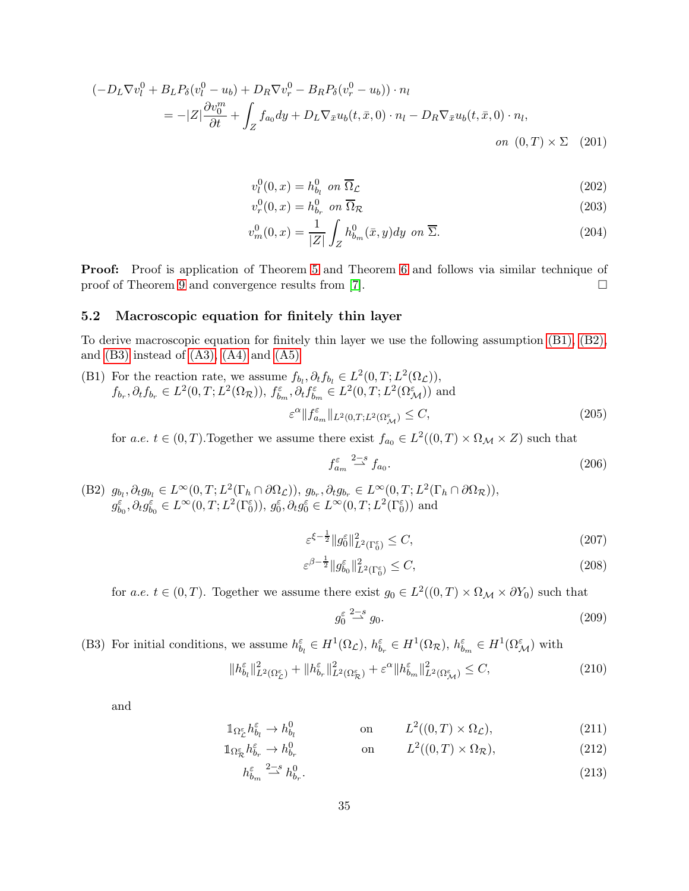$$
\begin{aligned}
&(-D_L \nabla v_l^0 + B_L P_\delta(v_l^0 - u_b) + D_R \nabla v_r^0 - B_R P_\delta(v_r^0 - u_b)) \cdot n_l \\
&\quad = -|Z| \frac{\partial v_0^m}{\partial t} + \int_Z f_{a_0} dy + D_L \nabla_{\bar{x}} u_b(t, \bar{x}, 0) \cdot n_l - D_R \nabla_{\bar{x}} u_b(t, \bar{x}, 0) \cdot n_l, \\
&\qquad\qquad\qquad\qquad\qquad\qquad\qquad\qquad\qquad\qquad \text{on } (0,T) \times \Sigma \quad (201)
\end{aligned}
$$

$$
v_l^0(0, x) = h_{b_l}^0 \ \text{ on } \overline{\Omega}_{\mathcal{L}} \tag{202}
$$

$$
v_r^0(0, x) = h_{b_r}^0 \ \text{ on } \overline{\Omega}_{\mathcal{R}} \tag{203}
$$

$$
v_m^0(0, x) = \frac{1}{|Z|} \int_Z h_{b_m}^0(\bar{x}, y) dy \ \text{ on } \overline{\Sigma}. \tag{204}
$$

**Proof:** Proof is application of Theorem 5 and Theorem 6 and follows via similar technique of proof of Theorem 9 and convergence results from [7]. □

### 5.2 Macroscopic equation for finitely thin layer

To derive macroscopic equation for finitely thin layer we use the following assumption (B1), (B2), and (B3) instead of (A3), (A4) and (A5)

(B1) For the reaction rate, we assume $f_{b_l}, \partial_t f_{b_l} \in L^2(0,T; L^2(\Omega_{\mathcal{L}}))$, $f_{b_r}, \partial_t f_{b_r} \in L^2(0,T; L^2(\Omega_{\mathcal{R}}))$, $f_{b_m}^\varepsilon, \partial_t f_{b_m}^\varepsilon \in L^2(0,T; L^2(\Omega_{\mathcal{M}}^\varepsilon))$ and

$$
\varepsilon^\alpha \| f_{a_m}^\varepsilon \|_{L^2(0,T; L^2(\Omega_{\mathcal{M}}^\varepsilon)} \leq C, \tag{205}
$$

for *a.e.* $t \in (0,T)$.Together we assume there exist $f_{a_0} \in L^2((0,T) \times \Omega_{\mathcal{M}} \times Z)$ such that

$$
f_{a_m}^\varepsilon \overset{2-s}{\rightharpoonup} f_{a_0}. \tag{206}
$$

(B2) $g_{b_l}, \partial_t g_{b_l} \in L^\infty(0,T; L^2(\Gamma_h \cap \partial\Omega_{\mathcal{L}}))$, $g_{b_r}, \partial_t g_{b_r} \in L^\infty(0,T; L^2(\Gamma_h \cap \partial\Omega_{\mathcal{R}}))$, $g_{b_0}^\varepsilon, \partial_t g_{b_0}^\varepsilon \in L^\infty(0,T; L^2(\Gamma_0^\varepsilon))$, $g_0^\varepsilon, \partial_t g_0^\varepsilon \in L^\infty(0,T; L^2(\Gamma_0^\varepsilon))$ and

$$
\varepsilon^{\xi - \frac{1}{2}} \| g_0^\varepsilon \|_{L^2(\Gamma_0^\varepsilon)}^2 \leq C, \tag{207}
$$

$$
\varepsilon^{\beta - \frac{1}{2}} \| g_{b_0}^\varepsilon \|_{L^2(\Gamma_0^\varepsilon)}^2 \leq C, \tag{208}
$$

for *a.e.* $t \in (0,T)$. Together we assume there exist $g_0 \in L^2((0,T) \times \Omega_{\mathcal{M}} \times \partial Y_0)$ such that

$$
g_0^\varepsilon \overset{2-s}{\rightharpoonup} g_0. \tag{209}
$$

(B3) For initial conditions, we assume $h_{b_l}^\varepsilon \in H^1(\Omega_{\mathcal{L}})$, $h_{b_r}^\varepsilon \in H^1(\Omega_{\mathcal{R}})$, $h_{b_m}^\varepsilon \in H^1(\Omega_{\mathcal{M}}^\varepsilon)$ with

$$
\| h_{b_l}^\varepsilon \|_{L^2(\Omega_{\mathcal{L}}^\varepsilon)}^2 + \| h_{b_r}^\varepsilon \|_{L^2(\Omega_{\mathcal{R}}^\varepsilon)}^2 + \varepsilon^\alpha \| h_{b_m}^\varepsilon \|_{L^2(\Omega_{\mathcal{M}}^\varepsilon)}^2 \leq C, \tag{210}
$$

and

$$
\mathbb{1}_{\Omega_{\mathcal{L}}^\varepsilon} h_{b_l}^\varepsilon \to h_{b_l}^0 \qquad \text{on} \qquad L^2((0,T) \times \Omega_{\mathcal{L}}), \tag{211}
$$

$$
\mathbb{1}_{\Omega_{\mathcal{R}}^\varepsilon} h_{b_r}^\varepsilon \to h_{b_r}^0 \qquad \text{on} \qquad L^2((0,T) \times \Omega_{\mathcal{R}}), \tag{212}
$$

$$
h_{b_m}^\varepsilon \overset{2-s}{\rightharpoonup} h_{b_r}^0. \tag{213}
$$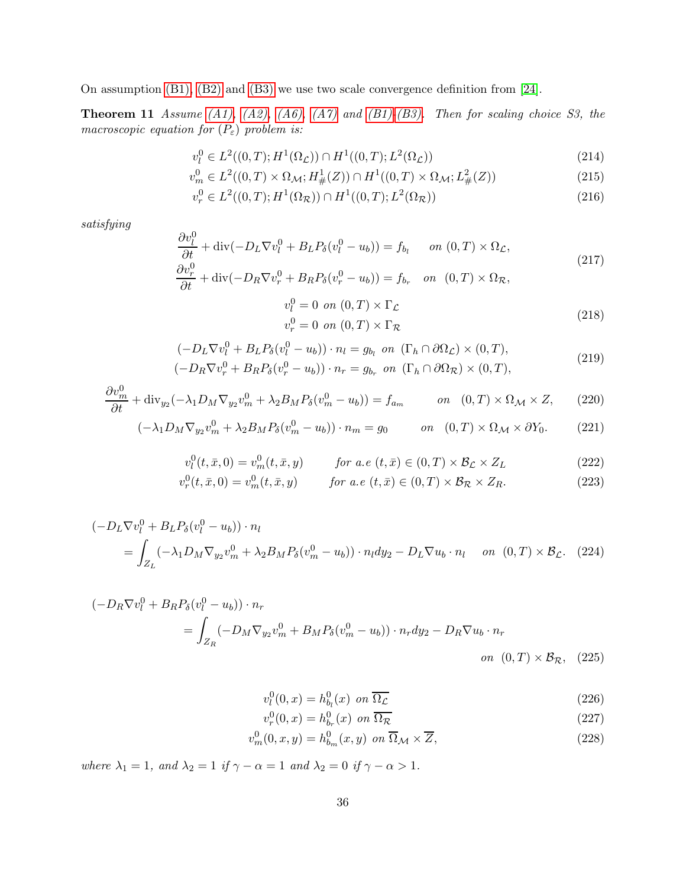On assumption (B1), (B2) and (B3) we use two scale convergence definition from [24].

**Theorem 11** *Assume (A1), (A2), (A6), (A7) and (B1)-(B3). Then for scaling choice S3, the macroscopic equation for* $(P_\varepsilon)$ *problem is:*

$$v_l^0 \in L^2((0,T);H^1(\Omega_{\mathcal{L}})) \cap H^1((0,T);L^2(\Omega_{\mathcal{L}})) \tag{214}$$

$$v_m^0 \in L^2((0,T)\times\Omega_{\mathcal{M}};H^1_\#(Z)) \cap H^1((0,T)\times\Omega_{\mathcal{M}};L^2_\#(Z)) \tag{215}$$

$$v_r^0 \in L^2((0,T);H^1(\Omega_{\mathcal{R}})) \cap H^1((0,T);L^2(\Omega_{\mathcal{R}})) \tag{216}$$

*satisfying*

$$\begin{aligned}
\frac{\partial v_l^0}{\partial t} + \operatorname{div}(-D_L\nabla v_l^0 + B_L P_\delta(v_l^0 - u_b)) = f_{b_l} \quad &\text{on } (0,T)\times\Omega_{\mathcal{L}},\\
\frac{\partial v_r^0}{\partial t} + \operatorname{div}(-D_R\nabla v_r^0 + B_R P_\delta(v_r^0 - u_b)) = f_{b_r} \quad &\text{on } (0,T)\times\Omega_{\mathcal{R}},
\end{aligned} \tag{217}$$

$$\begin{aligned}
v_l^0 = 0 \ \text{on } (0,T)\times\Gamma_{\mathcal{L}}\\
v_r^0 = 0 \ \text{on } (0,T)\times\Gamma_{\mathcal{R}}
\end{aligned} \tag{218}$$

$$\begin{aligned}
(-D_L\nabla v_l^0 + B_L P_\delta(v_l^0 - u_b))\cdot n_l = g_{b_l} \ \text{on } (\Gamma_h\cap\partial\Omega_{\mathcal{L}})\times(0,T),\\
(-D_R\nabla v_r^0 + B_R P_\delta(v_r^0 - u_b))\cdot n_r = g_{b_r} \ \text{on } (\Gamma_h\cap\partial\Omega_{\mathcal{R}})\times(0,T),
\end{aligned} \tag{219}$$

$$\frac{\partial v_m^0}{\partial t} + \operatorname{div}_{y_2}(-\lambda_1 D_M\nabla_{y_2} v_m^0 + \lambda_2 B_M P_\delta(v_m^0 - u_b)) = f_{a_m} \qquad \text{on } \ (0,T)\times\Omega_{\mathcal{M}}\times Z, \tag{220}$$

$$(-\lambda_1 D_M\nabla_{y_2} v_m^0 + \lambda_2 B_M P_\delta(v_m^0 - u_b))\cdot n_m = g_0 \qquad \text{on } \ (0,T)\times\Omega_{\mathcal{M}}\times\partial Y_0. \tag{221}$$

$$v_l^0(t,\bar{x},0) = v_m^0(t,\bar{x},y) \qquad \text{for a.e } (t,\bar{x})\in(0,T)\times\mathcal{B}_{\mathcal{L}}\times Z_L \tag{222}$$

$$v_r^0(t,\bar{x},0) = v_m^0(t,\bar{x},y) \qquad \text{for a.e } (t,\bar{x})\in(0,T)\times\mathcal{B}_{\mathcal{R}}\times Z_R. \tag{223}$$

$$\begin{aligned}
&(-D_L\nabla v_l^0 + B_L P_\delta(v_l^0 - u_b))\cdot n_l\\
&\quad= \int_{Z_L}(-\lambda_1 D_M\nabla_{y_2} v_m^0 + \lambda_2 B_M P_\delta(v_m^0 - u_b))\cdot n_l dy_2 - D_L\nabla u_b\cdot n_l \quad \text{on } \ (0,T)\times\mathcal{B}_{\mathcal{L}}.
\end{aligned} \tag{224}$$

$$\begin{aligned}
&(-D_R\nabla v_l^0 + B_R P_\delta(v_l^0 - u_b))\cdot n_r\\
&\quad= \int_{Z_R}(-D_M\nabla_{y_2} v_m^0 + B_M P_\delta(v_m^0 - u_b))\cdot n_r dy_2 - D_R\nabla u_b\cdot n_r\\
&\qquad\qquad \text{on } \ (0,T)\times\mathcal{B}_{\mathcal{R}},
\end{aligned} \tag{225}$$

$$v_l^0(0,x) = h_{b_l}^0(x) \ \text{on } \overline{\Omega_{\mathcal{L}}} \tag{226}$$

$$v_r^0(0,x) = h_{b_r}^0(x) \ \text{on } \overline{\Omega_{\mathcal{R}}} \tag{227}$$

$$v_m^0(0,x,y) = h_{b_m}^0(x,y) \ \text{on } \overline{\Omega}_{\mathcal{M}}\times\overline{Z}, \tag{228}$$

*where* $\lambda_1 = 1$*, and* $\lambda_2 = 1$ *if* $\gamma - \alpha = 1$ *and* $\lambda_2 = 0$ *if* $\gamma - \alpha > 1$*.*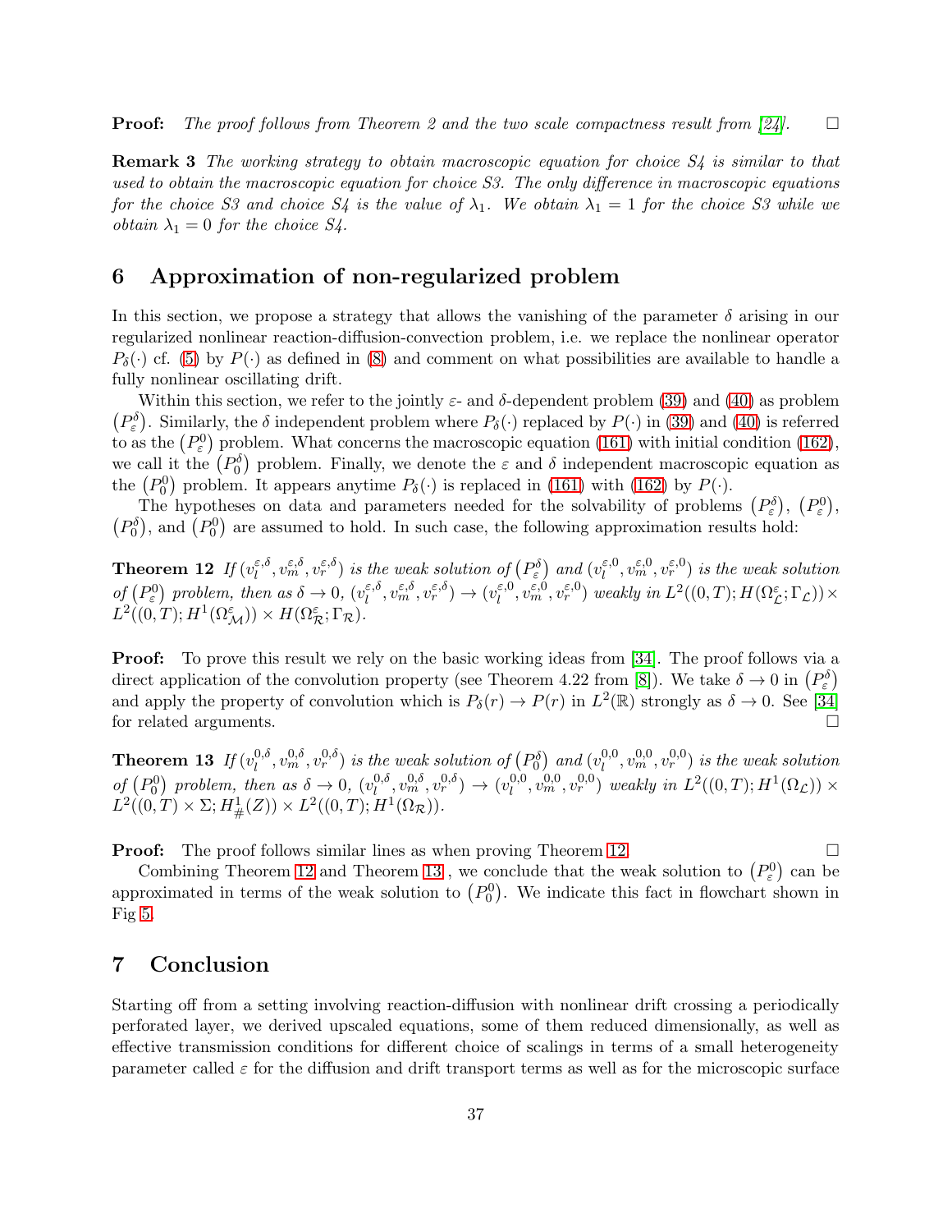**Proof:** *The proof follows from Theorem 2 and the two scale compactness result from [24].* □

**Remark 3** *The working strategy to obtain macroscopic equation for choice S4 is similar to that used to obtain the macroscopic equation for choice S3. The only difference in macroscopic equations for the choice S3 and choice S4 is the value of $\lambda_1$. We obtain $\lambda_1 = 1$ for the choice S3 while we obtain $\lambda_1 = 0$ for the choice S4.*

## 6 Approximation of non-regularized problem

In this section, we propose a strategy that allows the vanishing of the parameter $\delta$ arising in our regularized nonlinear reaction-diffusion-convection problem, i.e. we replace the nonlinear operator $P_\delta(\cdot)$ cf. (5) by $P(\cdot)$ as defined in (8) and comment on what possibilities are available to handle a fully nonlinear oscillating drift.

Within this section, we refer to the jointly $\varepsilon$- and $\delta$-dependent problem (39) and (40) as problem $\left(P_\varepsilon^\delta\right)$. Similarly, the $\delta$ independent problem where $P_\delta(\cdot)$ replaced by $P(\cdot)$ in (39) and (40) is referred to as the $\left(P_\varepsilon^0\right)$ problem. What concerns the macroscopic equation (161) with initial condition (162), we call it the $\left(P_0^\delta\right)$ problem. Finally, we denote the $\varepsilon$ and $\delta$ independent macroscopic equation as the $\left(P_0^0\right)$ problem. It appears anytime $P_\delta(\cdot)$ is replaced in (161) with (162) by $P(\cdot)$.

The hypotheses on data and parameters needed for the solvability of problems $\left(P_\varepsilon^\delta\right)$, $\left(P_\varepsilon^0\right)$, $\left(P_0^\delta\right)$, and $\left(P_0^0\right)$ are assumed to hold. In such case, the following approximation results hold:

**Theorem 12** *If $(v_l^{\varepsilon,\delta}, v_m^{\varepsilon,\delta}, v_r^{\varepsilon,\delta})$ is the weak solution of $\left(P_\varepsilon^\delta\right)$ and $(v_l^{\varepsilon,0}, v_m^{\varepsilon,0}, v_r^{\varepsilon,0})$ is the weak solution of $\left(P_\varepsilon^0\right)$ problem, then as $\delta \to 0$, $(v_l^{\varepsilon,\delta}, v_m^{\varepsilon,\delta}, v_r^{\varepsilon,\delta}) \to (v_l^{\varepsilon,0}, v_m^{\varepsilon,0}, v_r^{\varepsilon,0})$ weakly in $L^2((0,T); H(\Omega_\mathcal{L}^\varepsilon; \Gamma_\mathcal{L})) \times L^2((0,T); H^1(\Omega_\mathcal{M}^\varepsilon)) \times H(\Omega_\mathcal{R}^\varepsilon; \Gamma_\mathcal{R})$.*

**Proof:** To prove this result we rely on the basic working ideas from [34]. The proof follows via a direct application of the convolution property (see Theorem 4.22 from [8]). We take $\delta \to 0$ in $\left(P_\varepsilon^\delta\right)$ and apply the property of convolution which is $P_\delta(r) \to P(r)$ in $L^2(\mathbb{R})$ strongly as $\delta \to 0$. See [34] for related arguments. □

**Theorem 13** *If $(v_l^{0,\delta}, v_m^{0,\delta}, v_r^{0,\delta})$ is the weak solution of $\left(P_0^\delta\right)$ and $(v_l^{0,0}, v_m^{0,0}, v_r^{0,0})$ is the weak solution of $\left(P_0^0\right)$ problem, then as $\delta \to 0$, $(v_l^{0,\delta}, v_m^{0,\delta}, v_r^{0,\delta}) \to (v_l^{0,0}, v_m^{0,0}, v_r^{0,0})$ weakly in $L^2((0,T); H^1(\Omega_\mathcal{L})) \times L^2((0,T) \times \Sigma; H_\#^1(Z)) \times L^2((0,T); H^1(\Omega_\mathcal{R}))$.*

**Proof:** The proof follows similar lines as when proving Theorem 12. □

Combining Theorem 12 and Theorem 13 , we conclude that the weak solution to $\left(P_\varepsilon^0\right)$ can be approximated in terms of the weak solution to $\left(P_0^0\right)$. We indicate this fact in flowchart shown in Fig 5.

## 7 Conclusion

Starting off from a setting involving reaction-diffusion with nonlinear drift crossing a periodically perforated layer, we derived upscaled equations, some of them reduced dimensionally, as well as effective transmission conditions for different choice of scalings in terms of a small heterogeneity parameter called $\varepsilon$ for the diffusion and drift transport terms as well as for the microscopic surface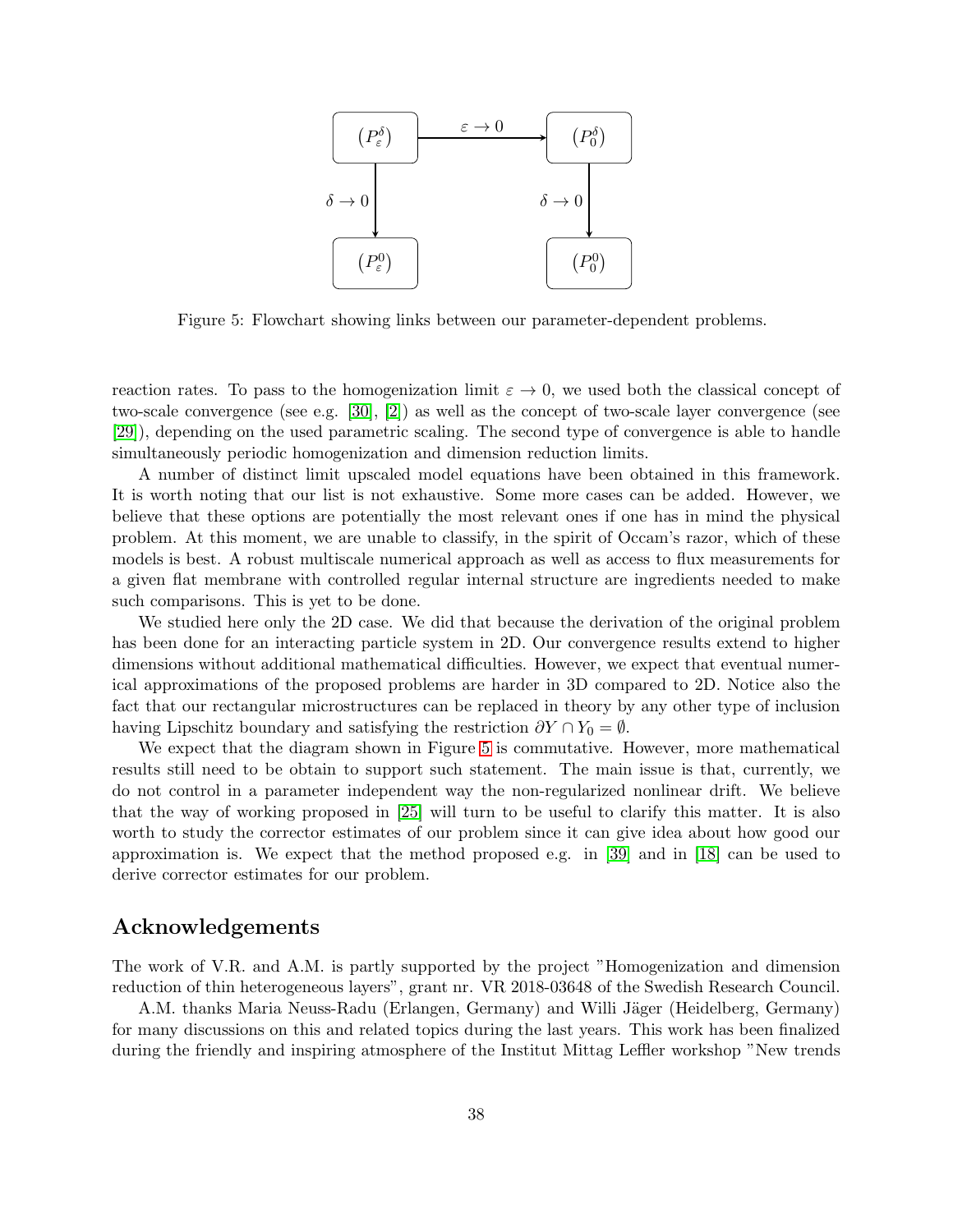$$
\begin{array}{ccc}
(P_\varepsilon^\delta) & \xrightarrow{\varepsilon \to 0} & (P_0^\delta) \\
\downarrow{\scriptstyle \delta \to 0} & & \downarrow{\scriptstyle \delta \to 0} \\
(P_\varepsilon^0) & & (P_0^0)
\end{array}
$$

Figure 5: Flowchart showing links between our parameter-dependent problems.

reaction rates. To pass to the homogenization limit $\varepsilon \to 0$, we used both the classical concept of two-scale convergence (see e.g. [30], [2]) as well as the concept of two-scale layer convergence (see [29]), depending on the used parametric scaling. The second type of convergence is able to handle simultaneously periodic homogenization and dimension reduction limits.

A number of distinct limit upscaled model equations have been obtained in this framework. It is worth noting that our list is not exhaustive. Some more cases can be added. However, we believe that these options are potentially the most relevant ones if one has in mind the physical problem. At this moment, we are unable to classify, in the spirit of Occam's razor, which of these models is best. A robust multiscale numerical approach as well as access to flux measurements for a given flat membrane with controlled regular internal structure are ingredients needed to make such comparisons. This is yet to be done.

We studied here only the 2D case. We did that because the derivation of the original problem has been done for an interacting particle system in 2D. Our convergence results extend to higher dimensions without additional mathematical difficulties. However, we expect that eventual numerical approximations of the proposed problems are harder in 3D compared to 2D. Notice also the fact that our rectangular microstructures can be replaced in theory by any other type of inclusion having Lipschitz boundary and satisfying the restriction $\partial Y \cap Y_0 = \emptyset$.

We expect that the diagram shown in Figure 5 is commutative. However, more mathematical results still need to be obtain to support such statement. The main issue is that, currently, we do not control in a parameter independent way the non-regularized nonlinear drift. We believe that the way of working proposed in [25] will turn to be useful to clarify this matter. It is also worth to study the corrector estimates of our problem since it can give idea about how good our approximation is. We expect that the method proposed e.g. in [39] and in [18] can be used to derive corrector estimates for our problem.

## Acknowledgements

The work of V.R. and A.M. is partly supported by the project "Homogenization and dimension reduction of thin heterogeneous layers", grant nr. VR 2018-03648 of the Swedish Research Council.

A.M. thanks Maria Neuss-Radu (Erlangen, Germany) and Willi Jäger (Heidelberg, Germany) for many discussions on this and related topics during the last years. This work has been finalized during the friendly and inspiring atmosphere of the Institut Mittag Leffler workshop "New trends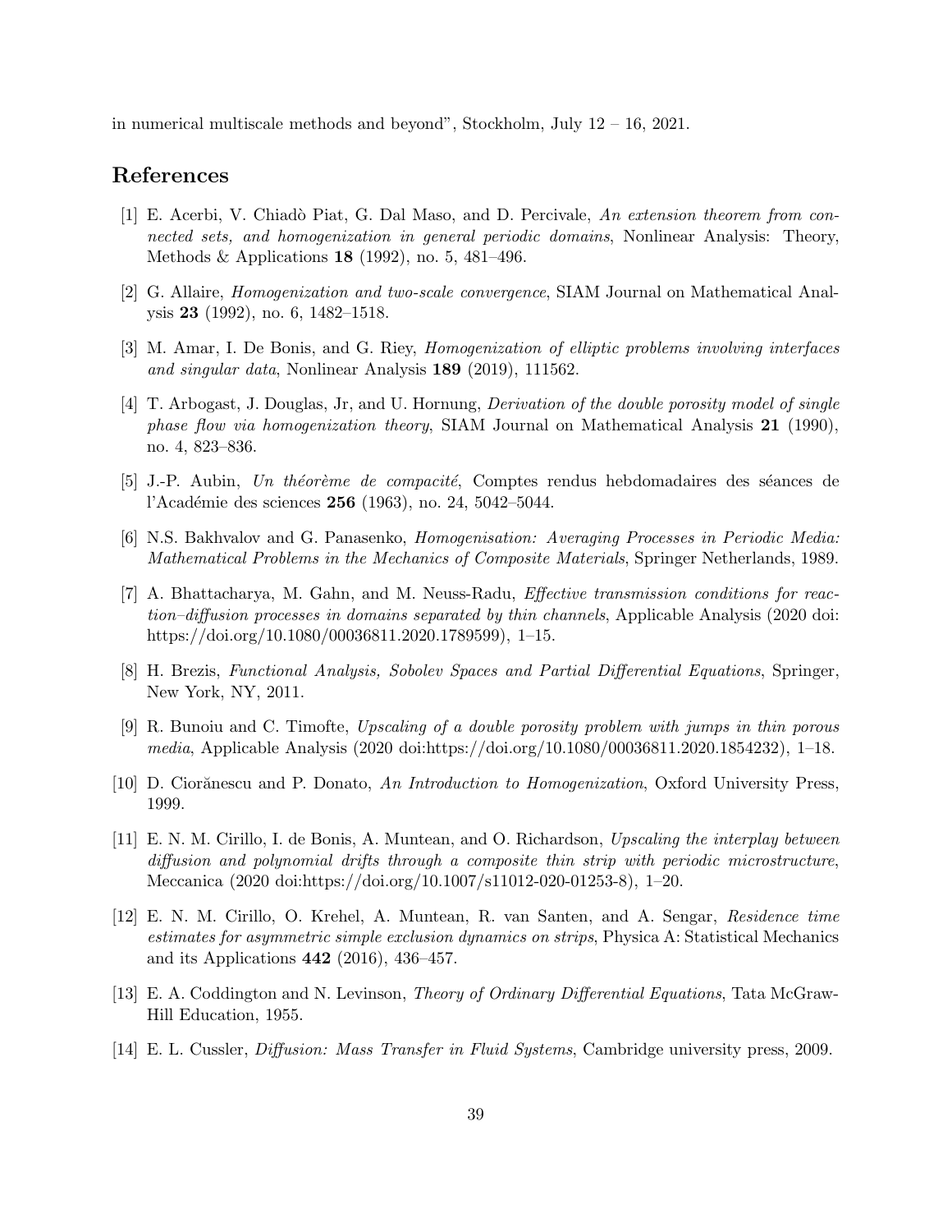in numerical multiscale methods and beyond", Stockholm, July 12 – 16, 2021.

## References

[1] E. Acerbi, V. Chiadò Piat, G. Dal Maso, and D. Percivale, *An extension theorem from connected sets, and homogenization in general periodic domains*, Nonlinear Analysis: Theory, Methods & Applications **18** (1992), no. 5, 481–496.

[2] G. Allaire, *Homogenization and two-scale convergence*, SIAM Journal on Mathematical Analysis **23** (1992), no. 6, 1482–1518.

[3] M. Amar, I. De Bonis, and G. Riey, *Homogenization of elliptic problems involving interfaces and singular data*, Nonlinear Analysis **189** (2019), 111562.

[4] T. Arbogast, J. Douglas, Jr, and U. Hornung, *Derivation of the double porosity model of single phase flow via homogenization theory*, SIAM Journal on Mathematical Analysis **21** (1990), no. 4, 823–836.

[5] J.-P. Aubin, *Un théorème de compacité*, Comptes rendus hebdomadaires des séances de l'Académie des sciences **256** (1963), no. 24, 5042–5044.

[6] N.S. Bakhvalov and G. Panasenko, *Homogenisation: Averaging Processes in Periodic Media: Mathematical Problems in the Mechanics of Composite Materials*, Springer Netherlands, 1989.

[7] A. Bhattacharya, M. Gahn, and M. Neuss-Radu, *Effective transmission conditions for reaction–diffusion processes in domains separated by thin channels*, Applicable Analysis (2020 doi: https://doi.org/10.1080/00036811.2020.1789599), 1–15.

[8] H. Brezis, *Functional Analysis, Sobolev Spaces and Partial Differential Equations*, Springer, New York, NY, 2011.

[9] R. Bunoiu and C. Timofte, *Upscaling of a double porosity problem with jumps in thin porous media*, Applicable Analysis (2020 doi:https://doi.org/10.1080/00036811.2020.1854232), 1–18.

[10] D. Cioränescu and P. Donato, *An Introduction to Homogenization*, Oxford University Press, 1999.

[11] E. N. M. Cirillo, I. de Bonis, A. Muntean, and O. Richardson, *Upscaling the interplay between diffusion and polynomial drifts through a composite thin strip with periodic microstructure*, Meccanica (2020 doi:https://doi.org/10.1007/s11012-020-01253-8), 1–20.

[12] E. N. M. Cirillo, O. Krehel, A. Muntean, R. van Santen, and A. Sengar, *Residence time estimates for asymmetric simple exclusion dynamics on strips*, Physica A: Statistical Mechanics and its Applications **442** (2016), 436–457.

[13] E. A. Coddington and N. Levinson, *Theory of Ordinary Differential Equations*, Tata McGraw-Hill Education, 1955.

[14] E. L. Cussler, *Diffusion: Mass Transfer in Fluid Systems*, Cambridge university press, 2009.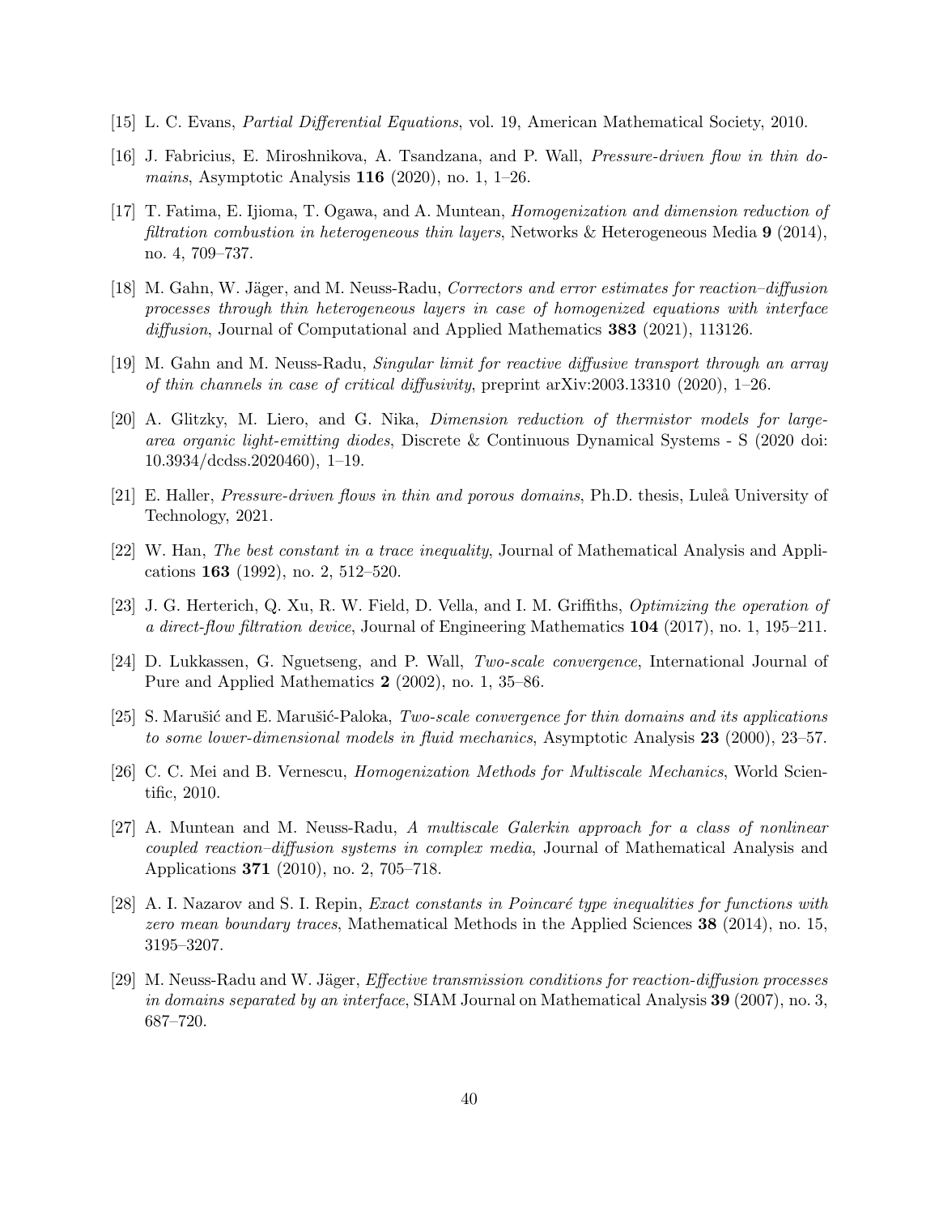[15] L. C. Evans, *Partial Differential Equations*, vol. 19, American Mathematical Society, 2010.

[16] J. Fabricius, E. Miroshnikova, A. Tsandzana, and P. Wall, *Pressure-driven flow in thin domains*, Asymptotic Analysis **116** (2020), no. 1, 1–26.

[17] T. Fatima, E. Ijioma, T. Ogawa, and A. Muntean, *Homogenization and dimension reduction of filtration combustion in heterogeneous thin layers*, Networks & Heterogeneous Media **9** (2014), no. 4, 709–737.

[18] M. Gahn, W. Jäger, and M. Neuss-Radu, *Correctors and error estimates for reaction–diffusion processes through thin heterogeneous layers in case of homogenized equations with interface diffusion*, Journal of Computational and Applied Mathematics **383** (2021), 113126.

[19] M. Gahn and M. Neuss-Radu, *Singular limit for reactive diffusive transport through an array of thin channels in case of critical diffusivity*, preprint arXiv:2003.13310 (2020), 1–26.

[20] A. Glitzky, M. Liero, and G. Nika, *Dimension reduction of thermistor models for large-area organic light-emitting diodes*, Discrete & Continuous Dynamical Systems - S (2020 doi: 10.3934/dcdss.2020460), 1–19.

[21] E. Haller, *Pressure-driven flows in thin and porous domains*, Ph.D. thesis, Luleå University of Technology, 2021.

[22] W. Han, *The best constant in a trace inequality*, Journal of Mathematical Analysis and Applications **163** (1992), no. 2, 512–520.

[23] J. G. Herterich, Q. Xu, R. W. Field, D. Vella, and I. M. Griffiths, *Optimizing the operation of a direct-flow filtration device*, Journal of Engineering Mathematics **104** (2017), no. 1, 195–211.

[24] D. Lukkassen, G. Nguetseng, and P. Wall, *Two-scale convergence*, International Journal of Pure and Applied Mathematics **2** (2002), no. 1, 35–86.

[25] S. Marušić and E. Marušić-Paloka, *Two-scale convergence for thin domains and its applications to some lower-dimensional models in fluid mechanics*, Asymptotic Analysis **23** (2000), 23–57.

[26] C. C. Mei and B. Vernescu, *Homogenization Methods for Multiscale Mechanics*, World Scientific, 2010.

[27] A. Muntean and M. Neuss-Radu, *A multiscale Galerkin approach for a class of nonlinear coupled reaction–diffusion systems in complex media*, Journal of Mathematical Analysis and Applications **371** (2010), no. 2, 705–718.

[28] A. I. Nazarov and S. I. Repin, *Exact constants in Poincaré type inequalities for functions with zero mean boundary traces*, Mathematical Methods in the Applied Sciences **38** (2014), no. 15, 3195–3207.

[29] M. Neuss-Radu and W. Jäger, *Effective transmission conditions for reaction-diffusion processes in domains separated by an interface*, SIAM Journal on Mathematical Analysis **39** (2007), no. 3, 687–720.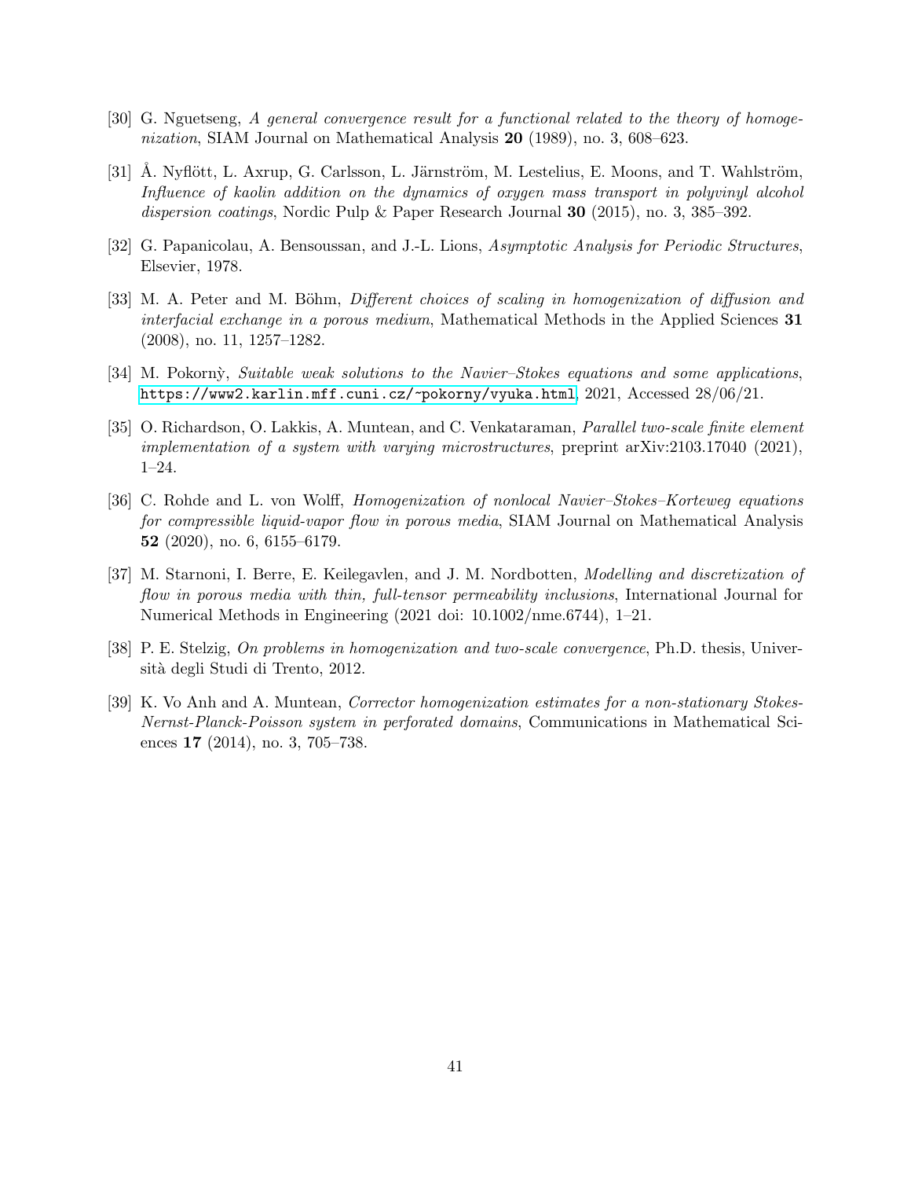[30] G. Nguetseng, *A general convergence result for a functional related to the theory of homogenization*, SIAM Journal on Mathematical Analysis **20** (1989), no. 3, 608–623.

[31] Å. Nyflött, L. Axrup, G. Carlsson, L. Järnström, M. Lestelius, E. Moons, and T. Wahlström, *Influence of kaolin addition on the dynamics of oxygen mass transport in polyvinyl alcohol dispersion coatings*, Nordic Pulp & Paper Research Journal **30** (2015), no. 3, 385–392.

[32] G. Papanicolau, A. Bensoussan, and J.-L. Lions, *Asymptotic Analysis for Periodic Structures*, Elsevier, 1978.

[33] M. A. Peter and M. Böhm, *Different choices of scaling in homogenization of diffusion and interfacial exchange in a porous medium*, Mathematical Methods in the Applied Sciences **31** (2008), no. 11, 1257–1282.

[34] M. Pokornỳ, *Suitable weak solutions to the Navier–Stokes equations and some applications*, https://www2.karlin.mff.cuni.cz/~pokorny/vyuka.html, 2021, Accessed 28/06/21.

[35] O. Richardson, O. Lakkis, A. Muntean, and C. Venkataraman, *Parallel two-scale finite element implementation of a system with varying microstructures*, preprint arXiv:2103.17040 (2021), 1–24.

[36] C. Rohde and L. von Wolff, *Homogenization of nonlocal Navier–Stokes–Korteweg equations for compressible liquid-vapor flow in porous media*, SIAM Journal on Mathematical Analysis **52** (2020), no. 6, 6155–6179.

[37] M. Starnoni, I. Berre, E. Keilegavlen, and J. M. Nordbotten, *Modelling and discretization of flow in porous media with thin, full-tensor permeability inclusions*, International Journal for Numerical Methods in Engineering (2021 doi: 10.1002/nme.6744), 1–21.

[38] P. E. Stelzig, *On problems in homogenization and two-scale convergence*, Ph.D. thesis, Università degli Studi di Trento, 2012.

[39] K. Vo Anh and A. Muntean, *Corrector homogenization estimates for a non-stationary Stokes-Nernst-Planck-Poisson system in perforated domains*, Communications in Mathematical Sciences **17** (2014), no. 3, 705–738.